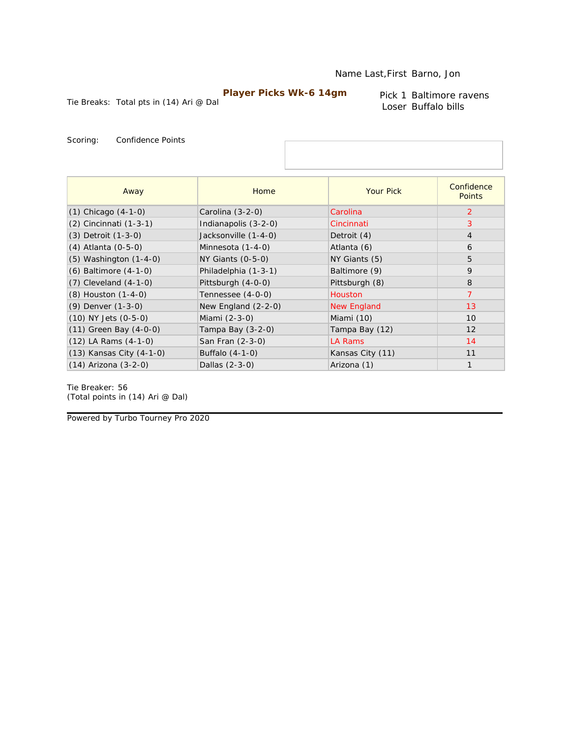Name Last,First Barno, Jon

**Player Picks Wk-6 14gm**

Tie Breaks: Total pts in (14) Ari @ Dal

Pick 1 Baltimore ravens
Loser Buffalo bills

Scoring: Confidence Points

| Away | Home | Your Pick | Confidence Points |
|---|---|---|---|
| (1) Chicago (4-1-0) | Carolina (3-2-0) | Carolina | 2 |
| (2) Cincinnati (1-3-1) | Indianapolis (3-2-0) | Cincinnati | 3 |
| (3) Detroit (1-3-0) | Jacksonville (1-4-0) | Detroit (4) | 4 |
| (4) Atlanta (0-5-0) | Minnesota (1-4-0) | Atlanta (6) | 6 |
| (5) Washington (1-4-0) | NY Giants (0-5-0) | NY Giants (5) | 5 |
| (6) Baltimore (4-1-0) | Philadelphia (1-3-1) | Baltimore (9) | 9 |
| (7) Cleveland (4-1-0) | Pittsburgh (4-0-0) | Pittsburgh (8) | 8 |
| (8) Houston (1-4-0) | Tennessee (4-0-0) | Houston | 7 |
| (9) Denver (1-3-0) | New England (2-2-0) | New England | 13 |
| (10) NY Jets (0-5-0) | Miami (2-3-0) | Miami (10) | 10 |
| (11) Green Bay (4-0-0) | Tampa Bay (3-2-0) | Tampa Bay (12) | 12 |
| (12) LA Rams (4-1-0) | San Fran (2-3-0) | LA Rams | 14 |
| (13) Kansas City (4-1-0) | Buffalo (4-1-0) | Kansas City (11) | 11 |
| (14) Arizona (3-2-0) | Dallas (2-3-0) | Arizona (1) | 1 |

Tie Breaker: 56
(Total points in (14) Ari @ Dal)

Powered by Turbo Tourney Pro 2020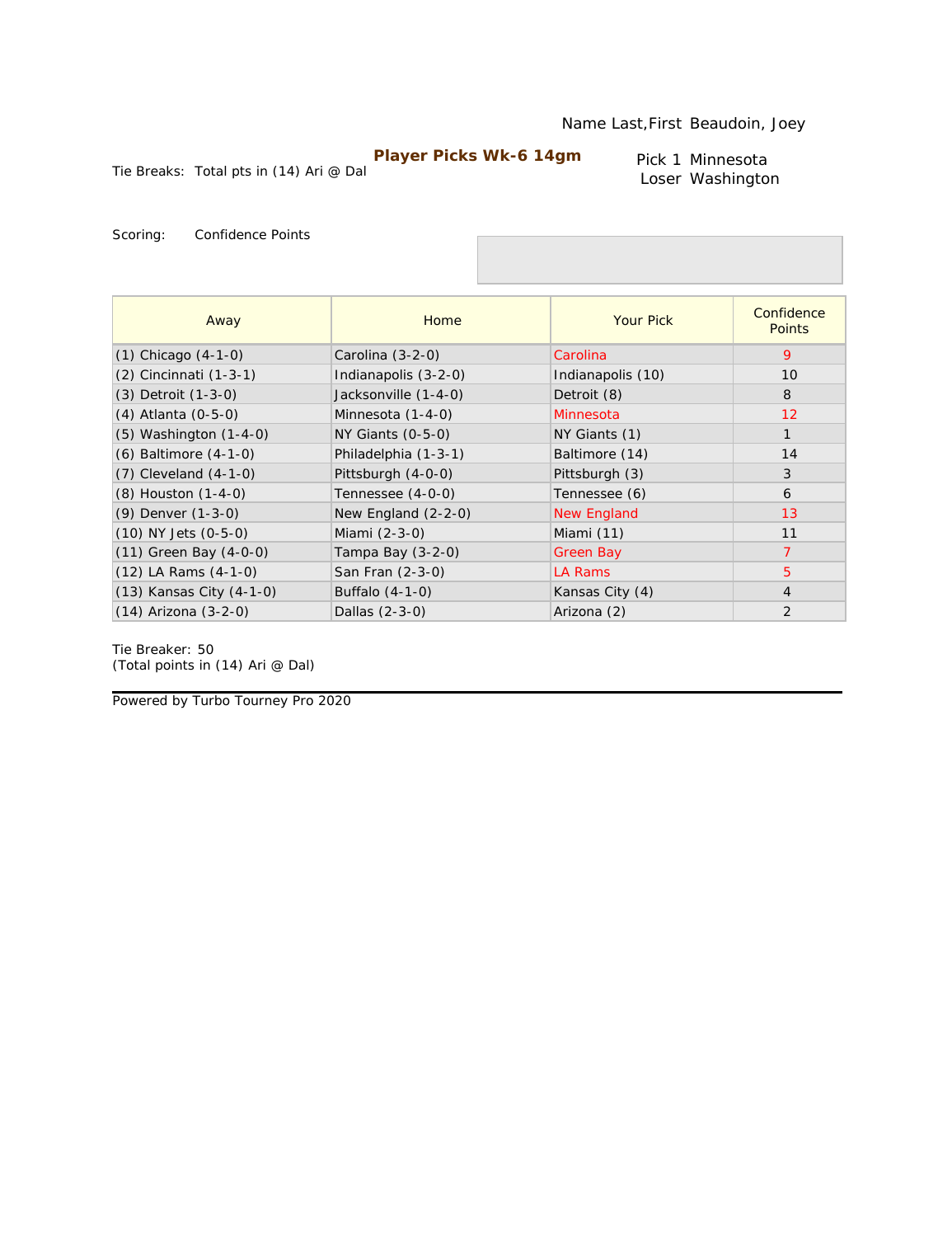Name Last,First Beaudoin, Joey

**Player Picks Wk-6 14gm**

Tie Breaks: Total pts in (14) Ari @ Dal

Pick 1 Minnesota
Loser Washington

Scoring: Confidence Points

| Away | Home | Your Pick | Confidence Points |
|---|---|---|---|
| (1) Chicago (4-1-0) | Carolina (3-2-0) | Carolina | 9 |
| (2) Cincinnati (1-3-1) | Indianapolis (3-2-0) | Indianapolis (10) | 10 |
| (3) Detroit (1-3-0) | Jacksonville (1-4-0) | Detroit (8) | 8 |
| (4) Atlanta (0-5-0) | Minnesota (1-4-0) | Minnesota | 12 |
| (5) Washington (1-4-0) | NY Giants (0-5-0) | NY Giants (1) | 1 |
| (6) Baltimore (4-1-0) | Philadelphia (1-3-1) | Baltimore (14) | 14 |
| (7) Cleveland (4-1-0) | Pittsburgh (4-0-0) | Pittsburgh (3) | 3 |
| (8) Houston (1-4-0) | Tennessee (4-0-0) | Tennessee (6) | 6 |
| (9) Denver (1-3-0) | New England (2-2-0) | New England | 13 |
| (10) NY Jets (0-5-0) | Miami (2-3-0) | Miami (11) | 11 |
| (11) Green Bay (4-0-0) | Tampa Bay (3-2-0) | Green Bay | 7 |
| (12) LA Rams (4-1-0) | San Fran (2-3-0) | LA Rams | 5 |
| (13) Kansas City (4-1-0) | Buffalo (4-1-0) | Kansas City (4) | 4 |
| (14) Arizona (3-2-0) | Dallas (2-3-0) | Arizona (2) | 2 |

Tie Breaker: 50
(Total points in (14) Ari @ Dal)

Powered by Turbo Tourney Pro 2020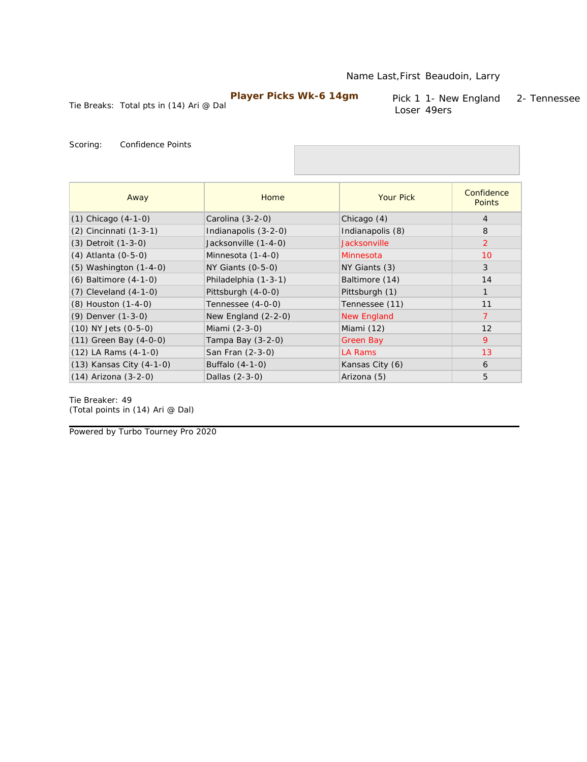Name Last,First Beaudoin, Larry

**Player Picks Wk-6 14gm**

Tie Breaks: Total pts in (14) Ari @ Dal

Pick 1 1- New England 2- Tennessee
Loser 49ers

Scoring: Confidence Points

| Away | Home | Your Pick | Confidence Points |
|---|---|---|---|
| (1) Chicago (4-1-0) | Carolina (3-2-0) | Chicago (4) | 4 |
| (2) Cincinnati (1-3-1) | Indianapolis (3-2-0) | Indianapolis (8) | 8 |
| (3) Detroit (1-3-0) | Jacksonville (1-4-0) | Jacksonville | 2 |
| (4) Atlanta (0-5-0) | Minnesota (1-4-0) | Minnesota | 10 |
| (5) Washington (1-4-0) | NY Giants (0-5-0) | NY Giants (3) | 3 |
| (6) Baltimore (4-1-0) | Philadelphia (1-3-1) | Baltimore (14) | 14 |
| (7) Cleveland (4-1-0) | Pittsburgh (4-0-0) | Pittsburgh (1) | 1 |
| (8) Houston (1-4-0) | Tennessee (4-0-0) | Tennessee (11) | 11 |
| (9) Denver (1-3-0) | New England (2-2-0) | New England | 7 |
| (10) NY Jets (0-5-0) | Miami (2-3-0) | Miami (12) | 12 |
| (11) Green Bay (4-0-0) | Tampa Bay (3-2-0) | Green Bay | 9 |
| (12) LA Rams (4-1-0) | San Fran (2-3-0) | LA Rams | 13 |
| (13) Kansas City (4-1-0) | Buffalo (4-1-0) | Kansas City (6) | 6 |
| (14) Arizona (3-2-0) | Dallas (2-3-0) | Arizona (5) | 5 |

Tie Breaker: 49
(Total points in (14) Ari @ Dal)

Powered by Turbo Tourney Pro 2020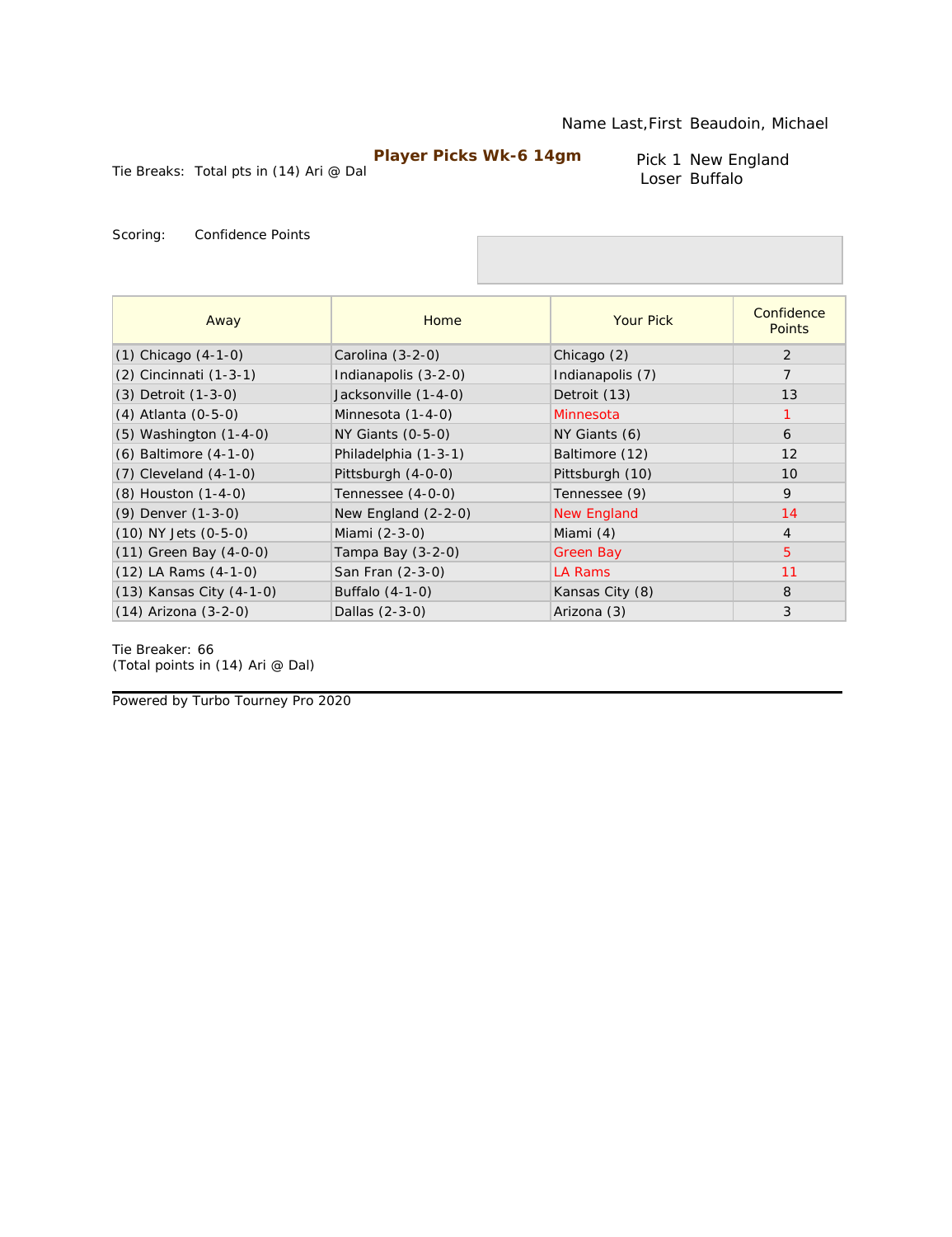Name Last,First Beaudoin, Michael

**Player Picks Wk-6 14gm**

Tie Breaks: Total pts in (14) Ari @ Dal

Pick 1 New England
Loser Buffalo

Scoring: Confidence Points

| Away | Home | Your Pick | Confidence Points |
|---|---|---|---|
| (1) Chicago (4-1-0) | Carolina (3-2-0) | Chicago (2) | 2 |
| (2) Cincinnati (1-3-1) | Indianapolis (3-2-0) | Indianapolis (7) | 7 |
| (3) Detroit (1-3-0) | Jacksonville (1-4-0) | Detroit (13) | 13 |
| (4) Atlanta (0-5-0) | Minnesota (1-4-0) | Minnesota | 1 |
| (5) Washington (1-4-0) | NY Giants (0-5-0) | NY Giants (6) | 6 |
| (6) Baltimore (4-1-0) | Philadelphia (1-3-1) | Baltimore (12) | 12 |
| (7) Cleveland (4-1-0) | Pittsburgh (4-0-0) | Pittsburgh (10) | 10 |
| (8) Houston (1-4-0) | Tennessee (4-0-0) | Tennessee (9) | 9 |
| (9) Denver (1-3-0) | New England (2-2-0) | New England | 14 |
| (10) NY Jets (0-5-0) | Miami (2-3-0) | Miami (4) | 4 |
| (11) Green Bay (4-0-0) | Tampa Bay (3-2-0) | Green Bay | 5 |
| (12) LA Rams (4-1-0) | San Fran (2-3-0) | LA Rams | 11 |
| (13) Kansas City (4-1-0) | Buffalo (4-1-0) | Kansas City (8) | 8 |
| (14) Arizona (3-2-0) | Dallas (2-3-0) | Arizona (3) | 3 |

Tie Breaker: 66
(Total points in (14) Ari @ Dal)

Powered by Turbo Tourney Pro 2020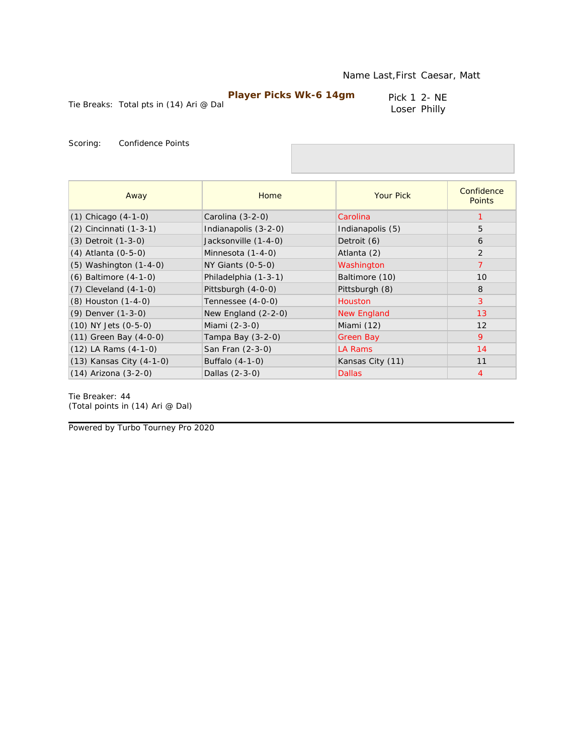Name Last,First Caesar, Matt

## Player Picks Wk-6 14gm

Tie Breaks: Total pts in (14) Ari @ Dal

Pick 1 2- NE
Loser Philly

Scoring: Confidence Points

| Away | Home | Your Pick | Confidence Points |
|---|---|---|---|
| (1) Chicago (4-1-0) | Carolina (3-2-0) | Carolina | 1 |
| (2) Cincinnati (1-3-1) | Indianapolis (3-2-0) | Indianapolis (5) | 5 |
| (3) Detroit (1-3-0) | Jacksonville (1-4-0) | Detroit (6) | 6 |
| (4) Atlanta (0-5-0) | Minnesota (1-4-0) | Atlanta (2) | 2 |
| (5) Washington (1-4-0) | NY Giants (0-5-0) | Washington | 7 |
| (6) Baltimore (4-1-0) | Philadelphia (1-3-1) | Baltimore (10) | 10 |
| (7) Cleveland (4-1-0) | Pittsburgh (4-0-0) | Pittsburgh (8) | 8 |
| (8) Houston (1-4-0) | Tennessee (4-0-0) | Houston | 3 |
| (9) Denver (1-3-0) | New England (2-2-0) | New England | 13 |
| (10) NY Jets (0-5-0) | Miami (2-3-0) | Miami (12) | 12 |
| (11) Green Bay (4-0-0) | Tampa Bay (3-2-0) | Green Bay | 9 |
| (12) LA Rams (4-1-0) | San Fran (2-3-0) | LA Rams | 14 |
| (13) Kansas City (4-1-0) | Buffalo (4-1-0) | Kansas City (11) | 11 |
| (14) Arizona (3-2-0) | Dallas (2-3-0) | Dallas | 4 |

Tie Breaker: 44
(Total points in (14) Ari @ Dal)

Powered by Turbo Tourney Pro 2020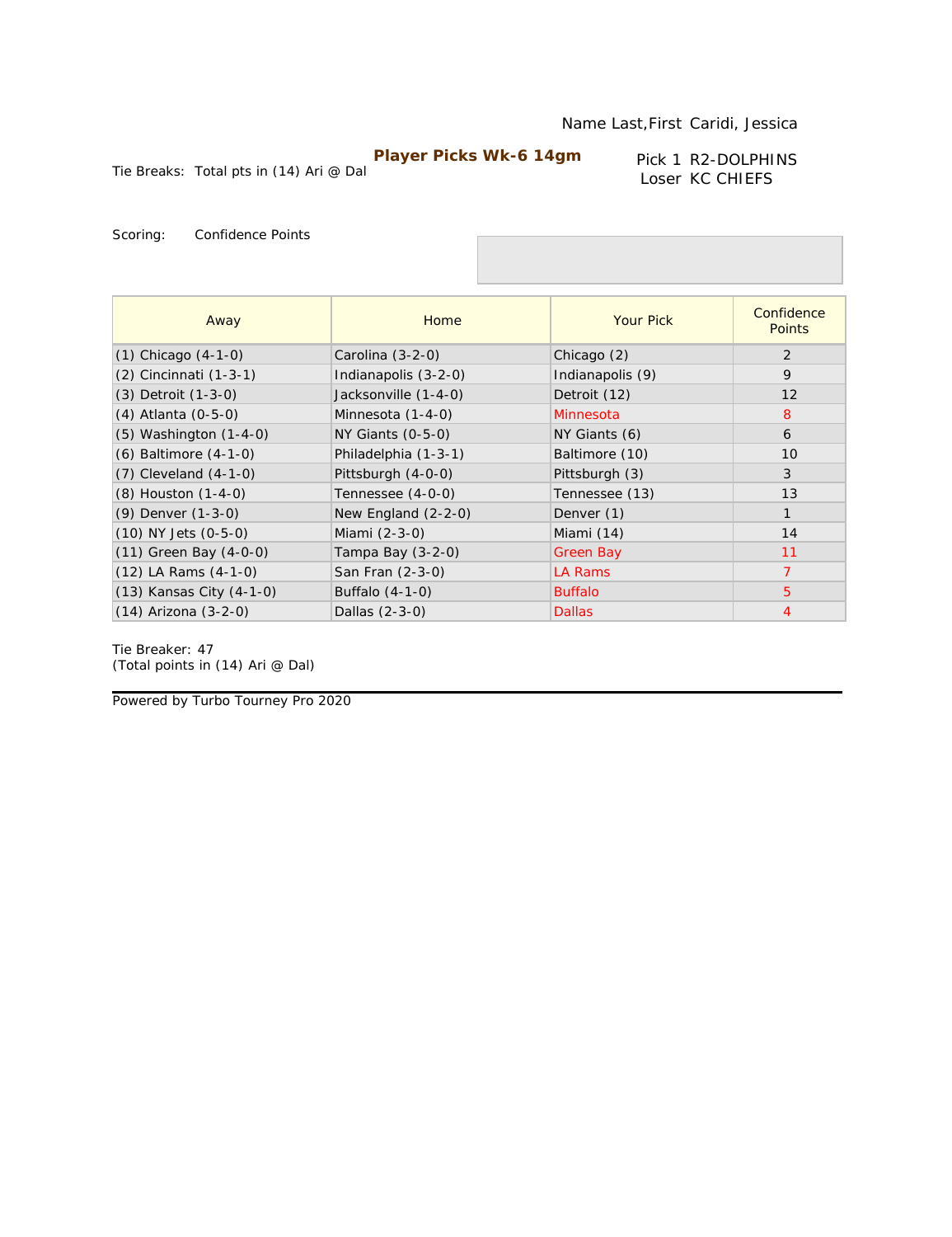Name Last,First Caridi, Jessica

**Player Picks Wk-6 14gm**

Tie Breaks: Total pts in (14) Ari @ Dal

Pick 1 R2-DOLPHINS
Loser KC CHIEFS

Scoring: Confidence Points

| Away | Home | Your Pick | Confidence Points |
|---|---|---|---|
| (1) Chicago (4-1-0) | Carolina (3-2-0) | Chicago (2) | 2 |
| (2) Cincinnati (1-3-1) | Indianapolis (3-2-0) | Indianapolis (9) | 9 |
| (3) Detroit (1-3-0) | Jacksonville (1-4-0) | Detroit (12) | 12 |
| (4) Atlanta (0-5-0) | Minnesota (1-4-0) | Minnesota | 8 |
| (5) Washington (1-4-0) | NY Giants (0-5-0) | NY Giants (6) | 6 |
| (6) Baltimore (4-1-0) | Philadelphia (1-3-1) | Baltimore (10) | 10 |
| (7) Cleveland (4-1-0) | Pittsburgh (4-0-0) | Pittsburgh (3) | 3 |
| (8) Houston (1-4-0) | Tennessee (4-0-0) | Tennessee (13) | 13 |
| (9) Denver (1-3-0) | New England (2-2-0) | Denver (1) | 1 |
| (10) NY Jets (0-5-0) | Miami (2-3-0) | Miami (14) | 14 |
| (11) Green Bay (4-0-0) | Tampa Bay (3-2-0) | Green Bay | 11 |
| (12) LA Rams (4-1-0) | San Fran (2-3-0) | LA Rams | 7 |
| (13) Kansas City (4-1-0) | Buffalo (4-1-0) | Buffalo | 5 |
| (14) Arizona (3-2-0) | Dallas (2-3-0) | Dallas | 4 |

Tie Breaker: 47
(Total points in (14) Ari @ Dal)

Powered by Turbo Tourney Pro 2020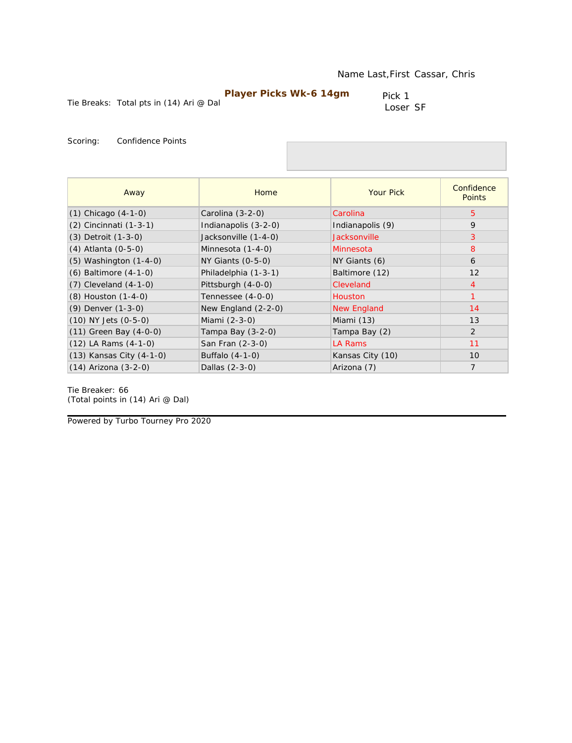Name Last,First Cassar, Chris

**Player Picks Wk-6 14gm**

Tie Breaks: Total pts in (14) Ari @ Dal

Pick 1
Loser SF

Scoring: Confidence Points

| Away | Home | Your Pick | Confidence Points |
|---|---|---|---|
| (1) Chicago (4-1-0) | Carolina (3-2-0) | Carolina | 5 |
| (2) Cincinnati (1-3-1) | Indianapolis (3-2-0) | Indianapolis (9) | 9 |
| (3) Detroit (1-3-0) | Jacksonville (1-4-0) | Jacksonville | 3 |
| (4) Atlanta (0-5-0) | Minnesota (1-4-0) | Minnesota | 8 |
| (5) Washington (1-4-0) | NY Giants (0-5-0) | NY Giants (6) | 6 |
| (6) Baltimore (4-1-0) | Philadelphia (1-3-1) | Baltimore (12) | 12 |
| (7) Cleveland (4-1-0) | Pittsburgh (4-0-0) | Cleveland | 4 |
| (8) Houston (1-4-0) | Tennessee (4-0-0) | Houston | 1 |
| (9) Denver (1-3-0) | New England (2-2-0) | New England | 14 |
| (10) NY Jets (0-5-0) | Miami (2-3-0) | Miami (13) | 13 |
| (11) Green Bay (4-0-0) | Tampa Bay (3-2-0) | Tampa Bay (2) | 2 |
| (12) LA Rams (4-1-0) | San Fran (2-3-0) | LA Rams | 11 |
| (13) Kansas City (4-1-0) | Buffalo (4-1-0) | Kansas City (10) | 10 |
| (14) Arizona (3-2-0) | Dallas (2-3-0) | Arizona (7) | 7 |

Tie Breaker: 66
(Total points in (14) Ari @ Dal)

Powered by Turbo Tourney Pro 2020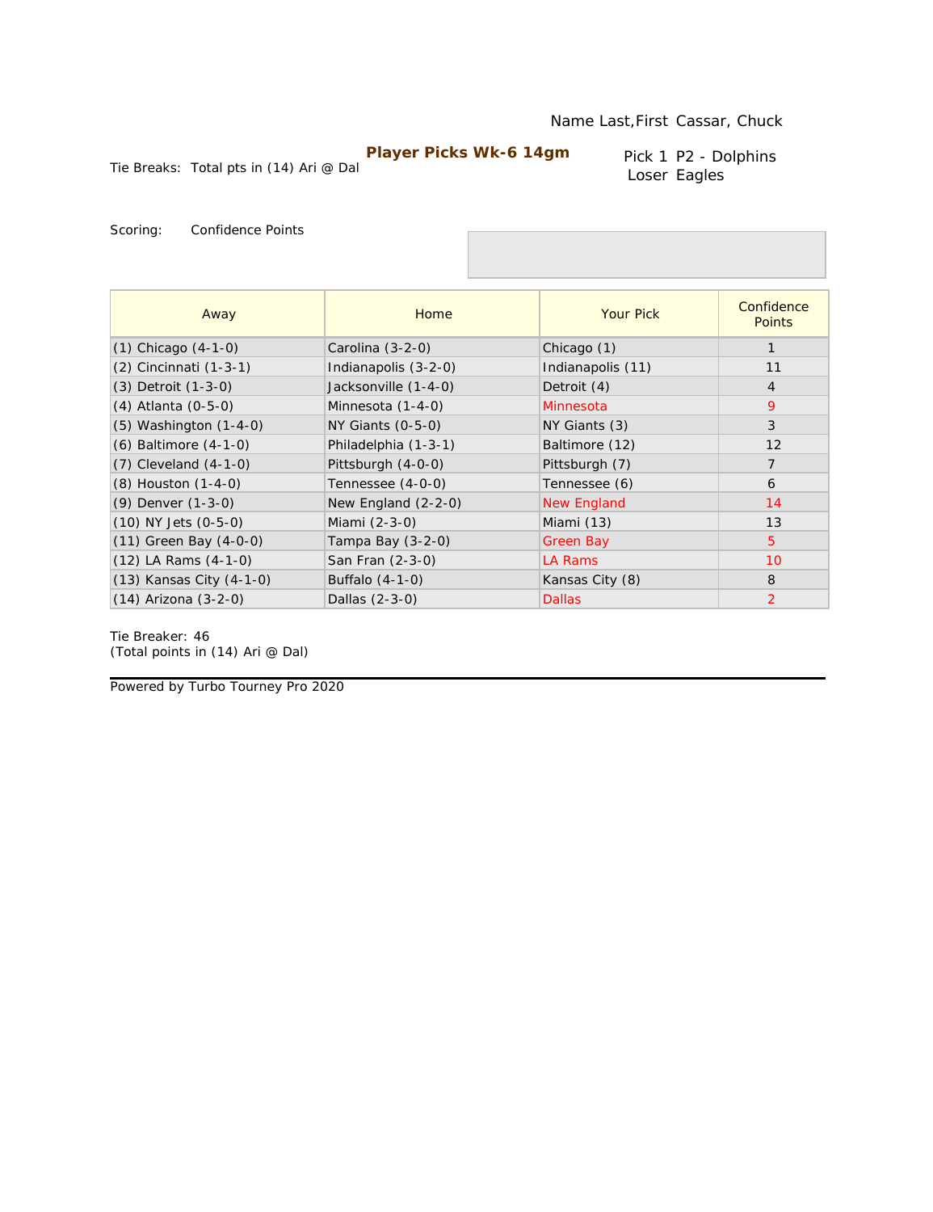Name Last,First Cassar, Chuck

**Player Picks Wk-6 14gm**

Tie Breaks: Total pts in (14) Ari @ Dal

Pick 1 P2 - Dolphins
Loser Eagles

Scoring: Confidence Points

| Away | Home | Your Pick | Confidence Points |
|---|---|---|---|
| (1) Chicago (4-1-0) | Carolina (3-2-0) | Chicago (1) | 1 |
| (2) Cincinnati (1-3-1) | Indianapolis (3-2-0) | Indianapolis (11) | 11 |
| (3) Detroit (1-3-0) | Jacksonville (1-4-0) | Detroit (4) | 4 |
| (4) Atlanta (0-5-0) | Minnesota (1-4-0) | Minnesota | 9 |
| (5) Washington (1-4-0) | NY Giants (0-5-0) | NY Giants (3) | 3 |
| (6) Baltimore (4-1-0) | Philadelphia (1-3-1) | Baltimore (12) | 12 |
| (7) Cleveland (4-1-0) | Pittsburgh (4-0-0) | Pittsburgh (7) | 7 |
| (8) Houston (1-4-0) | Tennessee (4-0-0) | Tennessee (6) | 6 |
| (9) Denver (1-3-0) | New England (2-2-0) | New England | 14 |
| (10) NY Jets (0-5-0) | Miami (2-3-0) | Miami (13) | 13 |
| (11) Green Bay (4-0-0) | Tampa Bay (3-2-0) | Green Bay | 5 |
| (12) LA Rams (4-1-0) | San Fran (2-3-0) | LA Rams | 10 |
| (13) Kansas City (4-1-0) | Buffalo (4-1-0) | Kansas City (8) | 8 |
| (14) Arizona (3-2-0) | Dallas (2-3-0) | Dallas | 2 |

Tie Breaker: 46
(Total points in (14) Ari @ Dal)

Powered by Turbo Tourney Pro 2020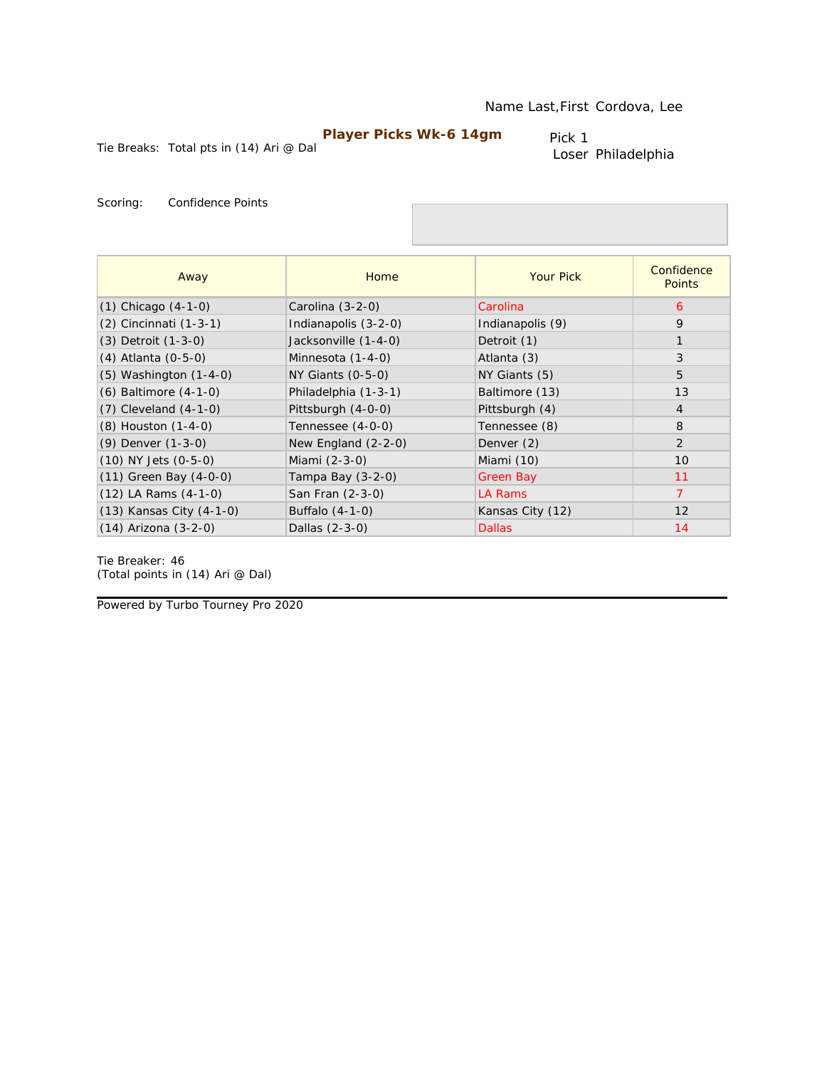Name Last,First Cordova, Lee

## Player Picks Wk-6 14gm

Tie Breaks: Total pts in (14) Ari @ Dal

Pick 1
Loser Philadelphia

Scoring: Confidence Points

| Away | Home | Your Pick | Confidence Points |
|---|---|---|---|
| (1) Chicago (4-1-0) | Carolina (3-2-0) | Carolina | 6 |
| (2) Cincinnati (1-3-1) | Indianapolis (3-2-0) | Indianapolis (9) | 9 |
| (3) Detroit (1-3-0) | Jacksonville (1-4-0) | Detroit (1) | 1 |
| (4) Atlanta (0-5-0) | Minnesota (1-4-0) | Atlanta (3) | 3 |
| (5) Washington (1-4-0) | NY Giants (0-5-0) | NY Giants (5) | 5 |
| (6) Baltimore (4-1-0) | Philadelphia (1-3-1) | Baltimore (13) | 13 |
| (7) Cleveland (4-1-0) | Pittsburgh (4-0-0) | Pittsburgh (4) | 4 |
| (8) Houston (1-4-0) | Tennessee (4-0-0) | Tennessee (8) | 8 |
| (9) Denver (1-3-0) | New England (2-2-0) | Denver (2) | 2 |
| (10) NY Jets (0-5-0) | Miami (2-3-0) | Miami (10) | 10 |
| (11) Green Bay (4-0-0) | Tampa Bay (3-2-0) | Green Bay | 11 |
| (12) LA Rams (4-1-0) | San Fran (2-3-0) | LA Rams | 7 |
| (13) Kansas City (4-1-0) | Buffalo (4-1-0) | Kansas City (12) | 12 |
| (14) Arizona (3-2-0) | Dallas (2-3-0) | Dallas | 14 |

Tie Breaker: 46
(Total points in (14) Ari @ Dal)

Powered by Turbo Tourney Pro 2020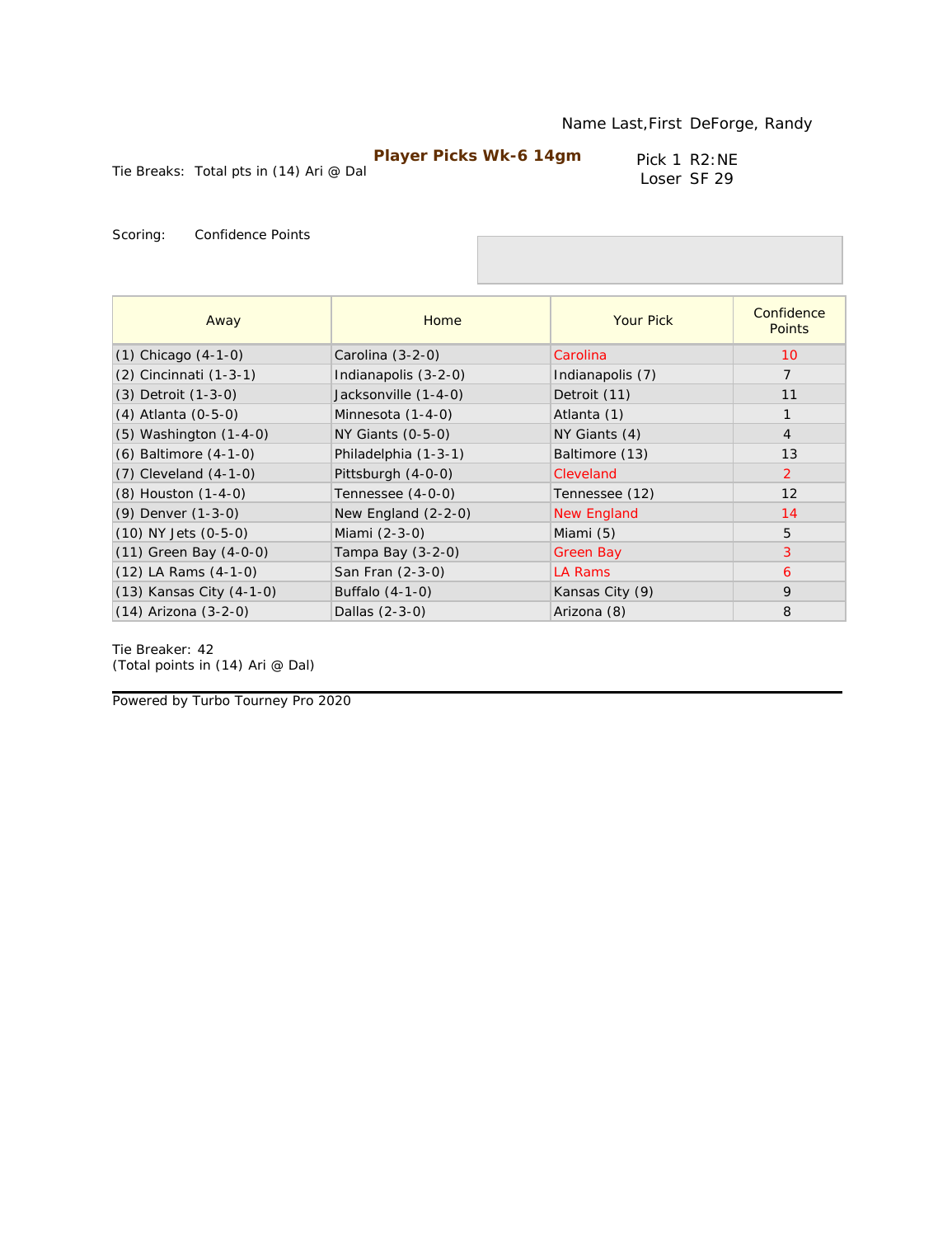Name Last,First DeForge, Randy

**Player Picks Wk-6 14gm**

Tie Breaks: Total pts in (14) Ari @ Dal

Pick 1 R2:NE
Loser SF 29

Scoring: Confidence Points

| Away | Home | Your Pick | Confidence Points |
|---|---|---|---|
| (1) Chicago (4-1-0) | Carolina (3-2-0) | Carolina | 10 |
| (2) Cincinnati (1-3-1) | Indianapolis (3-2-0) | Indianapolis (7) | 7 |
| (3) Detroit (1-3-0) | Jacksonville (1-4-0) | Detroit (11) | 11 |
| (4) Atlanta (0-5-0) | Minnesota (1-4-0) | Atlanta (1) | 1 |
| (5) Washington (1-4-0) | NY Giants (0-5-0) | NY Giants (4) | 4 |
| (6) Baltimore (4-1-0) | Philadelphia (1-3-1) | Baltimore (13) | 13 |
| (7) Cleveland (4-1-0) | Pittsburgh (4-0-0) | Cleveland | 2 |
| (8) Houston (1-4-0) | Tennessee (4-0-0) | Tennessee (12) | 12 |
| (9) Denver (1-3-0) | New England (2-2-0) | New England | 14 |
| (10) NY Jets (0-5-0) | Miami (2-3-0) | Miami (5) | 5 |
| (11) Green Bay (4-0-0) | Tampa Bay (3-2-0) | Green Bay | 3 |
| (12) LA Rams (4-1-0) | San Fran (2-3-0) | LA Rams | 6 |
| (13) Kansas City (4-1-0) | Buffalo (4-1-0) | Kansas City (9) | 9 |
| (14) Arizona (3-2-0) | Dallas (2-3-0) | Arizona (8) | 8 |

Tie Breaker: 42
(Total points in (14) Ari @ Dal)

Powered by Turbo Tourney Pro 2020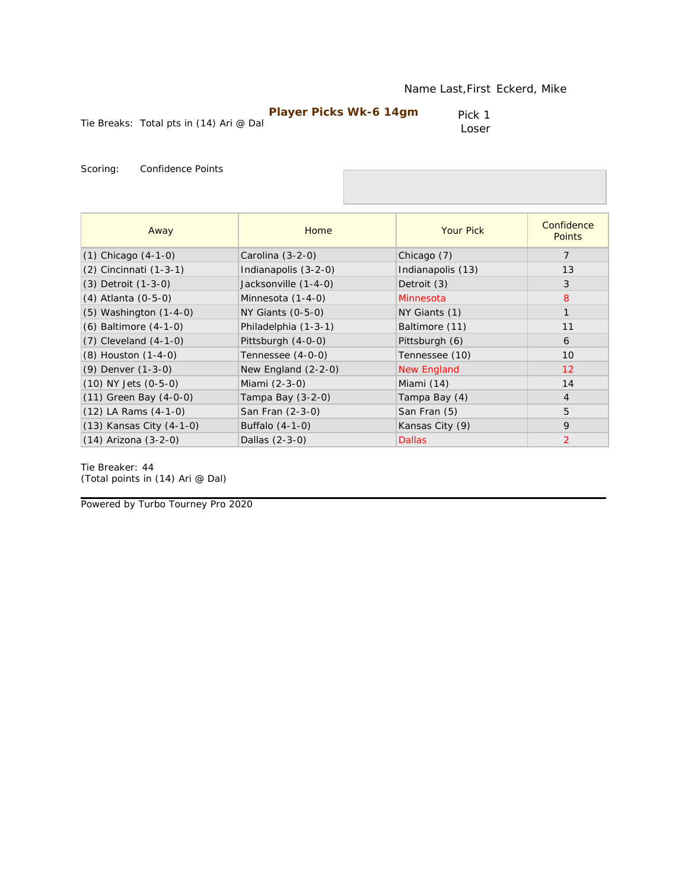Name Last,First Eckerd, Mike

**Player Picks Wk-6 14gm**

Tie Breaks: Total pts in (14) Ari @ Dal

Pick 1
Loser

Scoring: Confidence Points

| Away | Home | Your Pick | Confidence Points |
|---|---|---|---|
| (1) Chicago (4-1-0) | Carolina (3-2-0) | Chicago (7) | 7 |
| (2) Cincinnati (1-3-1) | Indianapolis (3-2-0) | Indianapolis (13) | 13 |
| (3) Detroit (1-3-0) | Jacksonville (1-4-0) | Detroit (3) | 3 |
| (4) Atlanta (0-5-0) | Minnesota (1-4-0) | Minnesota | 8 |
| (5) Washington (1-4-0) | NY Giants (0-5-0) | NY Giants (1) | 1 |
| (6) Baltimore (4-1-0) | Philadelphia (1-3-1) | Baltimore (11) | 11 |
| (7) Cleveland (4-1-0) | Pittsburgh (4-0-0) | Pittsburgh (6) | 6 |
| (8) Houston (1-4-0) | Tennessee (4-0-0) | Tennessee (10) | 10 |
| (9) Denver (1-3-0) | New England (2-2-0) | New England | 12 |
| (10) NY Jets (0-5-0) | Miami (2-3-0) | Miami (14) | 14 |
| (11) Green Bay (4-0-0) | Tampa Bay (3-2-0) | Tampa Bay (4) | 4 |
| (12) LA Rams (4-1-0) | San Fran (2-3-0) | San Fran (5) | 5 |
| (13) Kansas City (4-1-0) | Buffalo (4-1-0) | Kansas City (9) | 9 |
| (14) Arizona (3-2-0) | Dallas (2-3-0) | Dallas | 2 |

Tie Breaker: 44
(Total points in (14) Ari @ Dal)

Powered by Turbo Tourney Pro 2020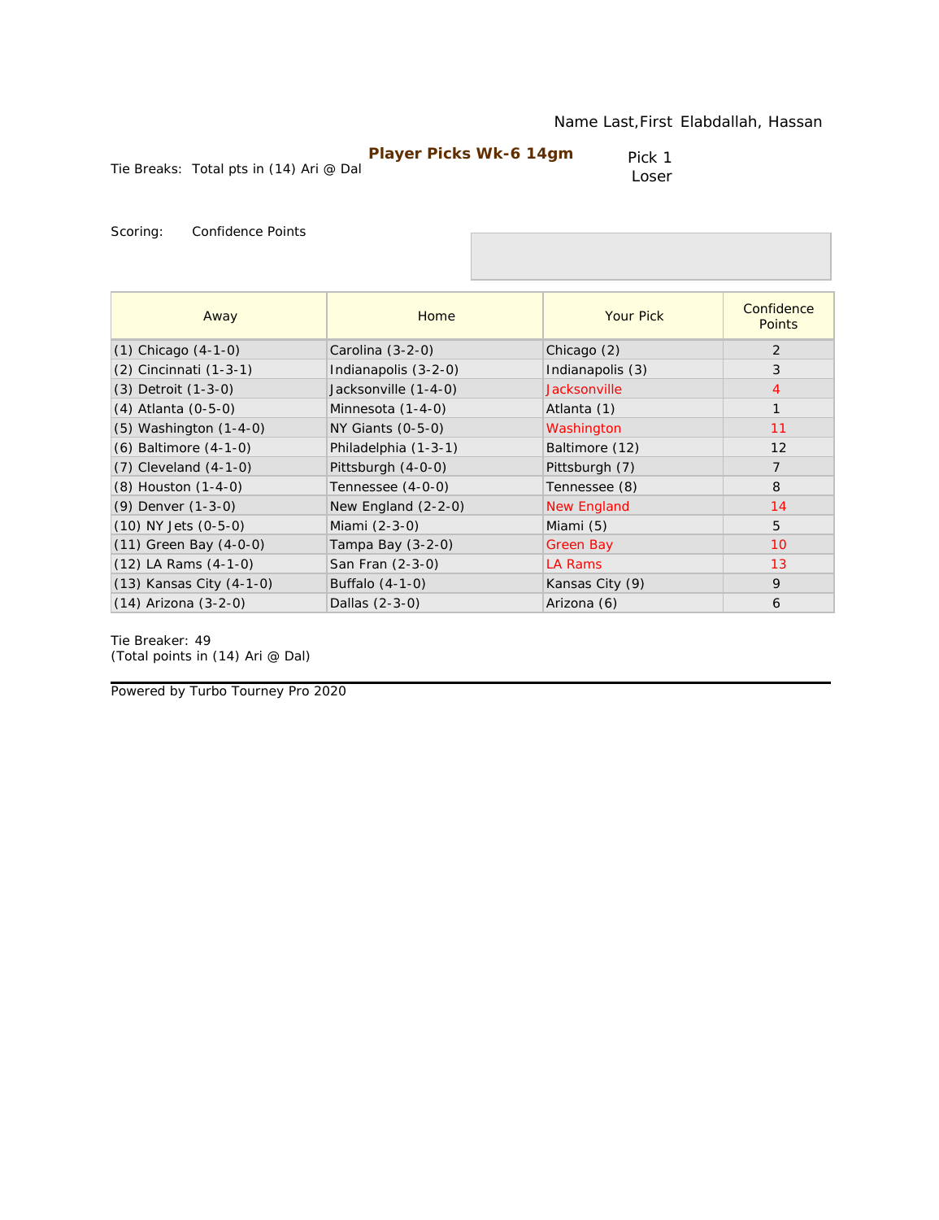Name Last,First Elabdallah, Hassan

**Player Picks Wk-6 14gm**

Tie Breaks: Total pts in (14) Ari @ Dal

Pick 1
Loser

Scoring: Confidence Points

| Away | Home | Your Pick | Confidence Points |
|---|---|---|---|
| (1) Chicago (4-1-0) | Carolina (3-2-0) | Chicago (2) | 2 |
| (2) Cincinnati (1-3-1) | Indianapolis (3-2-0) | Indianapolis (3) | 3 |
| (3) Detroit (1-3-0) | Jacksonville (1-4-0) | Jacksonville | 4 |
| (4) Atlanta (0-5-0) | Minnesota (1-4-0) | Atlanta (1) | 1 |
| (5) Washington (1-4-0) | NY Giants (0-5-0) | Washington | 11 |
| (6) Baltimore (4-1-0) | Philadelphia (1-3-1) | Baltimore (12) | 12 |
| (7) Cleveland (4-1-0) | Pittsburgh (4-0-0) | Pittsburgh (7) | 7 |
| (8) Houston (1-4-0) | Tennessee (4-0-0) | Tennessee (8) | 8 |
| (9) Denver (1-3-0) | New England (2-2-0) | New England | 14 |
| (10) NY Jets (0-5-0) | Miami (2-3-0) | Miami (5) | 5 |
| (11) Green Bay (4-0-0) | Tampa Bay (3-2-0) | Green Bay | 10 |
| (12) LA Rams (4-1-0) | San Fran (2-3-0) | LA Rams | 13 |
| (13) Kansas City (4-1-0) | Buffalo (4-1-0) | Kansas City (9) | 9 |
| (14) Arizona (3-2-0) | Dallas (2-3-0) | Arizona (6) | 6 |

Tie Breaker: 49
(Total points in (14) Ari @ Dal)

Powered by Turbo Tourney Pro 2020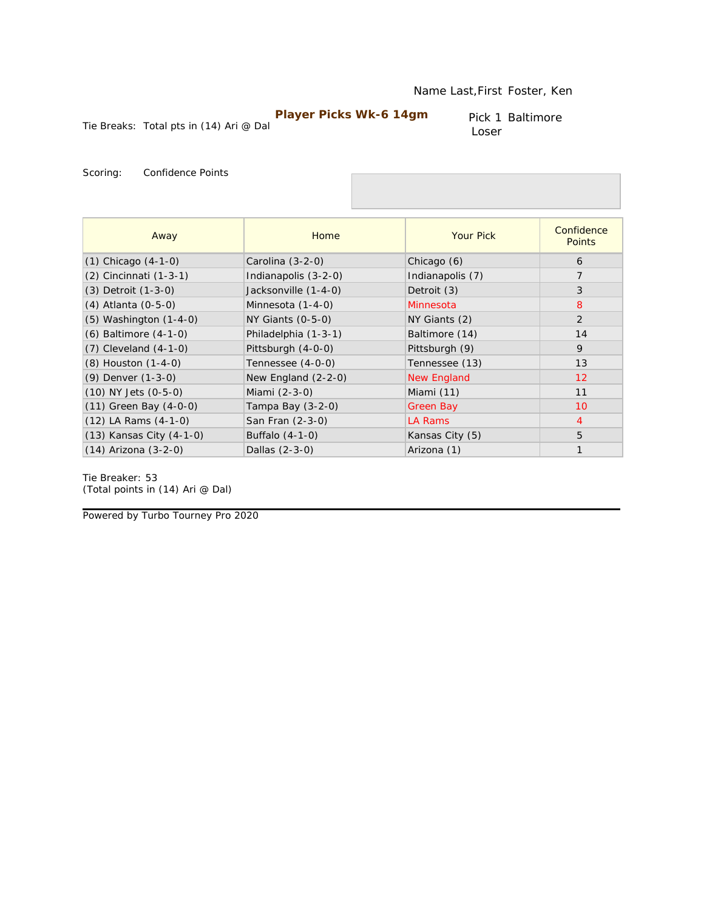Name Last,First Foster, Ken

**Player Picks Wk-6 14gm**

Tie Breaks: Total pts in (14) Ari @ Dal

Pick 1 Baltimore
Loser

Scoring: Confidence Points

| Away | Home | Your Pick | Confidence Points |
|---|---|---|---|
| (1) Chicago (4-1-0) | Carolina (3-2-0) | Chicago (6) | 6 |
| (2) Cincinnati (1-3-1) | Indianapolis (3-2-0) | Indianapolis (7) | 7 |
| (3) Detroit (1-3-0) | Jacksonville (1-4-0) | Detroit (3) | 3 |
| (4) Atlanta (0-5-0) | Minnesota (1-4-0) | Minnesota | 8 |
| (5) Washington (1-4-0) | NY Giants (0-5-0) | NY Giants (2) | 2 |
| (6) Baltimore (4-1-0) | Philadelphia (1-3-1) | Baltimore (14) | 14 |
| (7) Cleveland (4-1-0) | Pittsburgh (4-0-0) | Pittsburgh (9) | 9 |
| (8) Houston (1-4-0) | Tennessee (4-0-0) | Tennessee (13) | 13 |
| (9) Denver (1-3-0) | New England (2-2-0) | New England | 12 |
| (10) NY Jets (0-5-0) | Miami (2-3-0) | Miami (11) | 11 |
| (11) Green Bay (4-0-0) | Tampa Bay (3-2-0) | Green Bay | 10 |
| (12) LA Rams (4-1-0) | San Fran (2-3-0) | LA Rams | 4 |
| (13) Kansas City (4-1-0) | Buffalo (4-1-0) | Kansas City (5) | 5 |
| (14) Arizona (3-2-0) | Dallas (2-3-0) | Arizona (1) | 1 |

Tie Breaker: 53
(Total points in (14) Ari @ Dal)

Powered by Turbo Tourney Pro 2020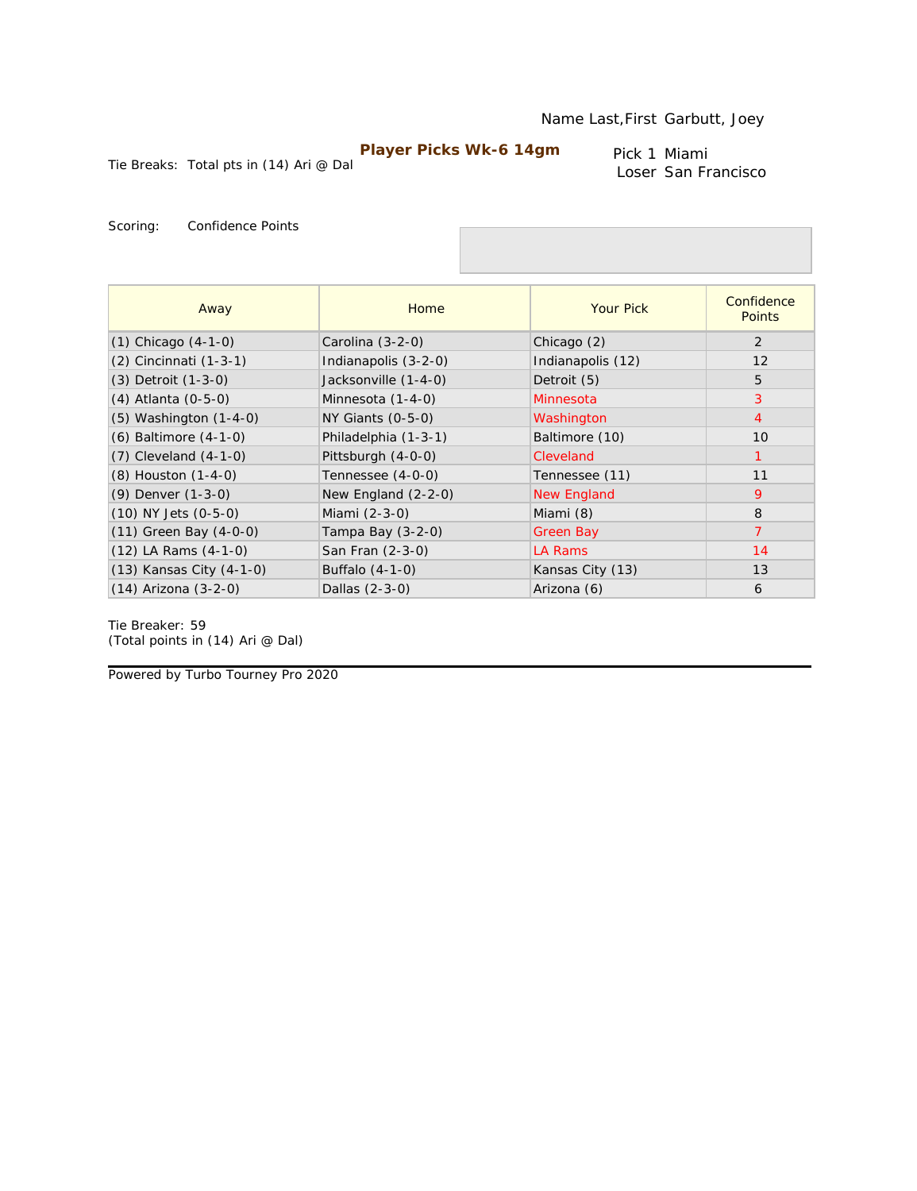Name Last,First Garbutt, Joey

**Player Picks Wk-6 14gm**

Tie Breaks: Total pts in (14) Ari @ Dal

Pick 1 Miami
Loser San Francisco

Scoring: Confidence Points

| Away | Home | Your Pick | Confidence Points |
|---|---|---|---|
| (1) Chicago (4-1-0) | Carolina (3-2-0) | Chicago (2) | 2 |
| (2) Cincinnati (1-3-1) | Indianapolis (3-2-0) | Indianapolis (12) | 12 |
| (3) Detroit (1-3-0) | Jacksonville (1-4-0) | Detroit (5) | 5 |
| (4) Atlanta (0-5-0) | Minnesota (1-4-0) | Minnesota | 3 |
| (5) Washington (1-4-0) | NY Giants (0-5-0) | Washington | 4 |
| (6) Baltimore (4-1-0) | Philadelphia (1-3-1) | Baltimore (10) | 10 |
| (7) Cleveland (4-1-0) | Pittsburgh (4-0-0) | Cleveland | 1 |
| (8) Houston (1-4-0) | Tennessee (4-0-0) | Tennessee (11) | 11 |
| (9) Denver (1-3-0) | New England (2-2-0) | New England | 9 |
| (10) NY Jets (0-5-0) | Miami (2-3-0) | Miami (8) | 8 |
| (11) Green Bay (4-0-0) | Tampa Bay (3-2-0) | Green Bay | 7 |
| (12) LA Rams (4-1-0) | San Fran (2-3-0) | LA Rams | 14 |
| (13) Kansas City (4-1-0) | Buffalo (4-1-0) | Kansas City (13) | 13 |
| (14) Arizona (3-2-0) | Dallas (2-3-0) | Arizona (6) | 6 |

Tie Breaker: 59
(Total points in (14) Ari @ Dal)

Powered by Turbo Tourney Pro 2020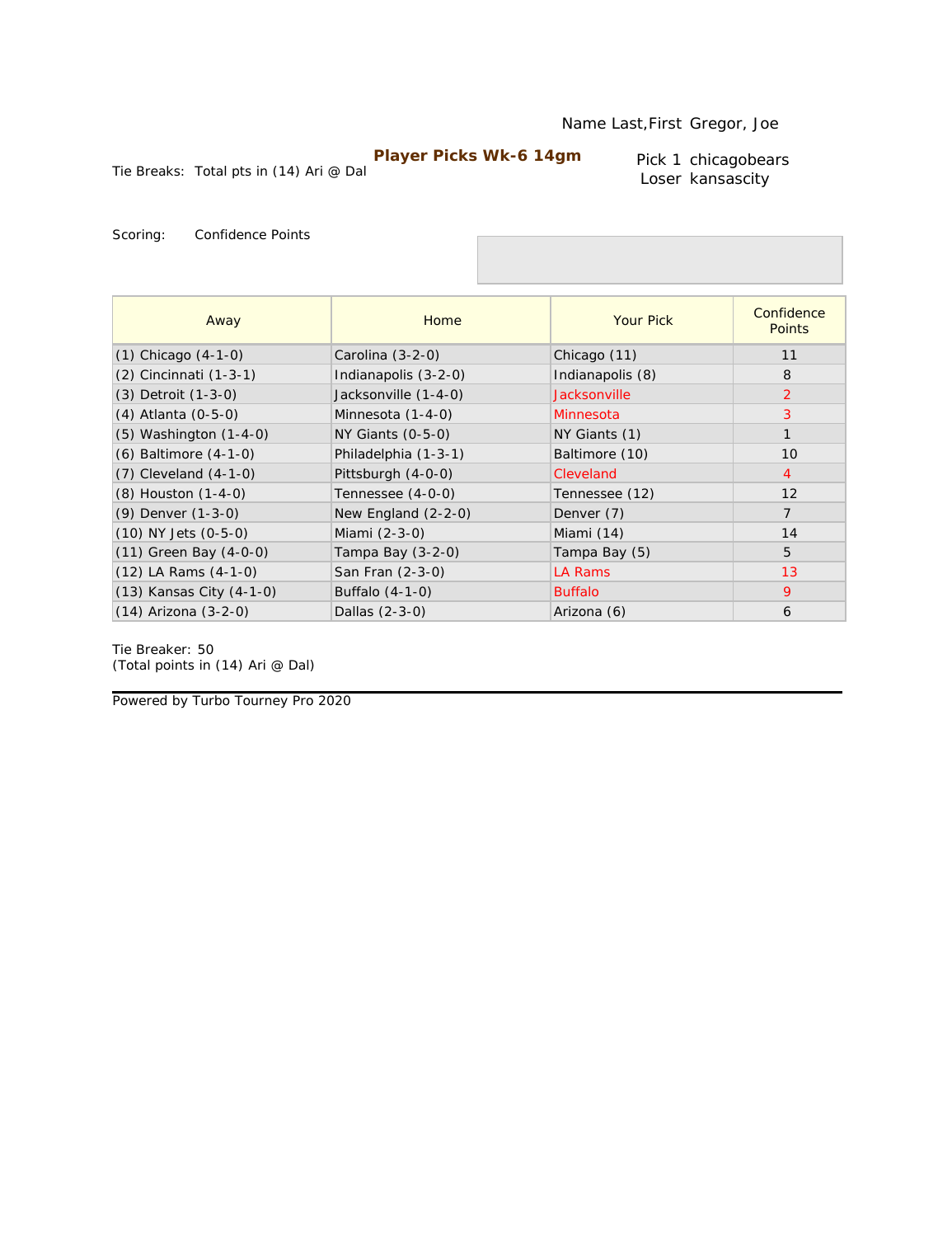Name Last,First Gregor, Joe

**Player Picks Wk-6 14gm**

Tie Breaks: Total pts in (14) Ari @ Dal

Pick 1 chicagobears
Loser kansascity

Scoring: Confidence Points

| Away | Home | Your Pick | Confidence Points |
|---|---|---|---|
| (1) Chicago (4-1-0) | Carolina (3-2-0) | Chicago (11) | 11 |
| (2) Cincinnati (1-3-1) | Indianapolis (3-2-0) | Indianapolis (8) | 8 |
| (3) Detroit (1-3-0) | Jacksonville (1-4-0) | Jacksonville | 2 |
| (4) Atlanta (0-5-0) | Minnesota (1-4-0) | Minnesota | 3 |
| (5) Washington (1-4-0) | NY Giants (0-5-0) | NY Giants (1) | 1 |
| (6) Baltimore (4-1-0) | Philadelphia (1-3-1) | Baltimore (10) | 10 |
| (7) Cleveland (4-1-0) | Pittsburgh (4-0-0) | Cleveland | 4 |
| (8) Houston (1-4-0) | Tennessee (4-0-0) | Tennessee (12) | 12 |
| (9) Denver (1-3-0) | New England (2-2-0) | Denver (7) | 7 |
| (10) NY Jets (0-5-0) | Miami (2-3-0) | Miami (14) | 14 |
| (11) Green Bay (4-0-0) | Tampa Bay (3-2-0) | Tampa Bay (5) | 5 |
| (12) LA Rams (4-1-0) | San Fran (2-3-0) | LA Rams | 13 |
| (13) Kansas City (4-1-0) | Buffalo (4-1-0) | Buffalo | 9 |
| (14) Arizona (3-2-0) | Dallas (2-3-0) | Arizona (6) | 6 |

Tie Breaker: 50
(Total points in (14) Ari @ Dal)

Powered by Turbo Tourney Pro 2020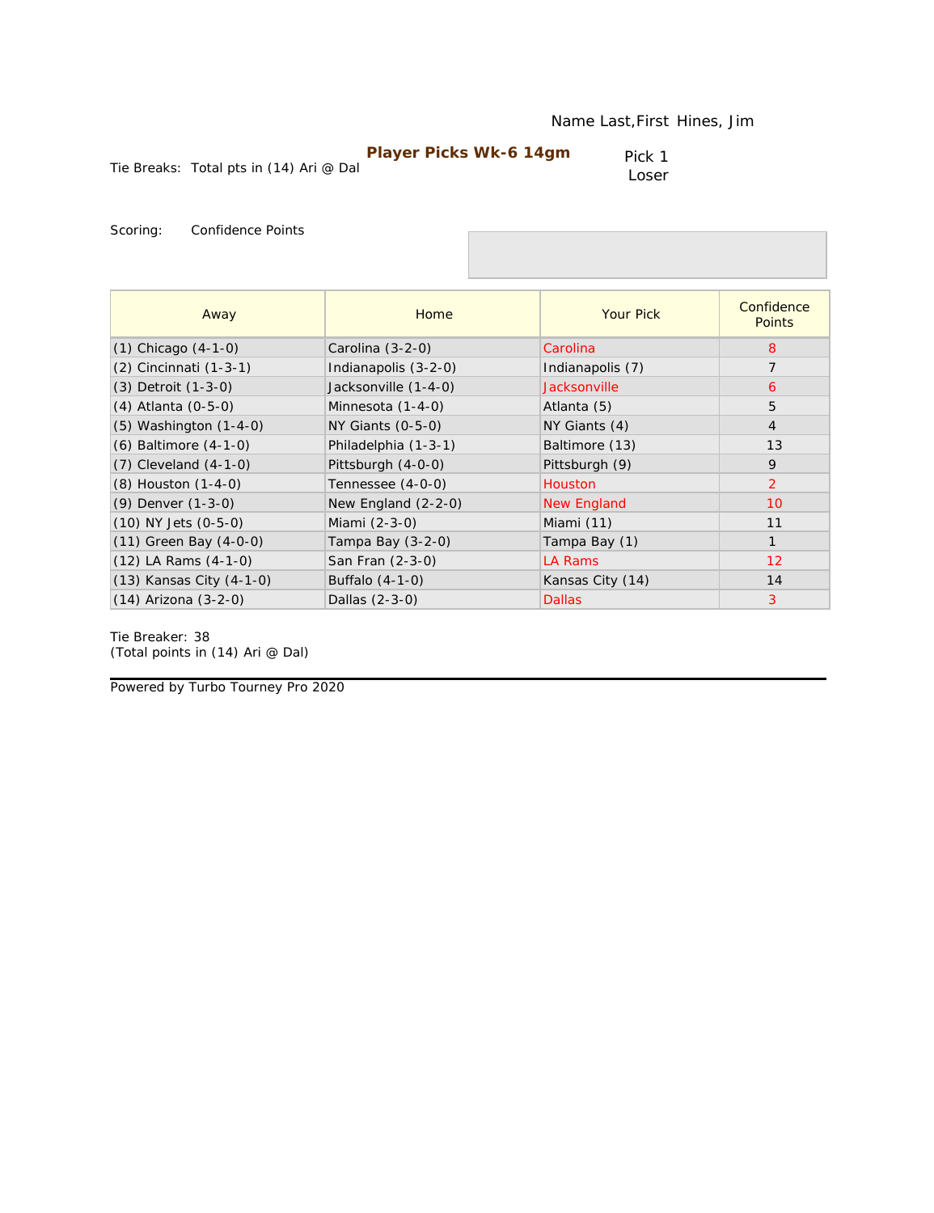Name Last,First Hines, Jim

**Player Picks Wk-6 14gm**

Tie Breaks: Total pts in (14) Ari @ Dal

Pick 1
Loser

Scoring: Confidence Points

| Away | Home | Your Pick | Confidence Points |
|---|---|---|---|
| (1) Chicago (4-1-0) | Carolina (3-2-0) | Carolina | 8 |
| (2) Cincinnati (1-3-1) | Indianapolis (3-2-0) | Indianapolis (7) | 7 |
| (3) Detroit (1-3-0) | Jacksonville (1-4-0) | Jacksonville | 6 |
| (4) Atlanta (0-5-0) | Minnesota (1-4-0) | Atlanta (5) | 5 |
| (5) Washington (1-4-0) | NY Giants (0-5-0) | NY Giants (4) | 4 |
| (6) Baltimore (4-1-0) | Philadelphia (1-3-1) | Baltimore (13) | 13 |
| (7) Cleveland (4-1-0) | Pittsburgh (4-0-0) | Pittsburgh (9) | 9 |
| (8) Houston (1-4-0) | Tennessee (4-0-0) | Houston | 2 |
| (9) Denver (1-3-0) | New England (2-2-0) | New England | 10 |
| (10) NY Jets (0-5-0) | Miami (2-3-0) | Miami (11) | 11 |
| (11) Green Bay (4-0-0) | Tampa Bay (3-2-0) | Tampa Bay (1) | 1 |
| (12) LA Rams (4-1-0) | San Fran (2-3-0) | LA Rams | 12 |
| (13) Kansas City (4-1-0) | Buffalo (4-1-0) | Kansas City (14) | 14 |
| (14) Arizona (3-2-0) | Dallas (2-3-0) | Dallas | 3 |

Tie Breaker: 38
(Total points in (14) Ari @ Dal)

Powered by Turbo Tourney Pro 2020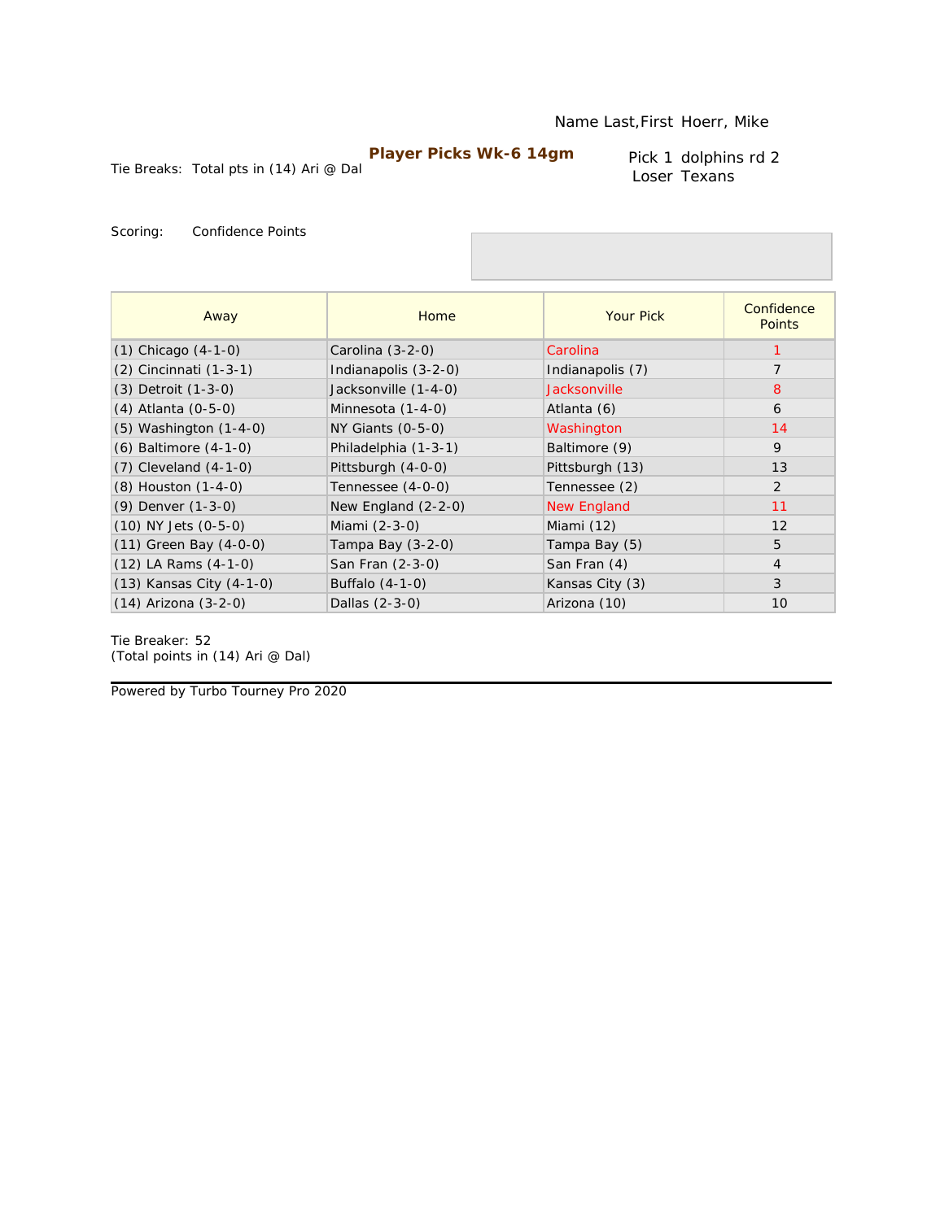Name Last,First Hoerr, Mike

**Player Picks Wk-6 14gm**

Tie Breaks: Total pts in (14) Ari @ Dal

Pick 1 dolphins rd 2
Loser Texans

Scoring: Confidence Points

| Away | Home | Your Pick | Confidence Points |
|---|---|---|---|
| (1) Chicago (4-1-0) | Carolina (3-2-0) | Carolina | 1 |
| (2) Cincinnati (1-3-1) | Indianapolis (3-2-0) | Indianapolis (7) | 7 |
| (3) Detroit (1-3-0) | Jacksonville (1-4-0) | Jacksonville | 8 |
| (4) Atlanta (0-5-0) | Minnesota (1-4-0) | Atlanta (6) | 6 |
| (5) Washington (1-4-0) | NY Giants (0-5-0) | Washington | 14 |
| (6) Baltimore (4-1-0) | Philadelphia (1-3-1) | Baltimore (9) | 9 |
| (7) Cleveland (4-1-0) | Pittsburgh (4-0-0) | Pittsburgh (13) | 13 |
| (8) Houston (1-4-0) | Tennessee (4-0-0) | Tennessee (2) | 2 |
| (9) Denver (1-3-0) | New England (2-2-0) | New England | 11 |
| (10) NY Jets (0-5-0) | Miami (2-3-0) | Miami (12) | 12 |
| (11) Green Bay (4-0-0) | Tampa Bay (3-2-0) | Tampa Bay (5) | 5 |
| (12) LA Rams (4-1-0) | San Fran (2-3-0) | San Fran (4) | 4 |
| (13) Kansas City (4-1-0) | Buffalo (4-1-0) | Kansas City (3) | 3 |
| (14) Arizona (3-2-0) | Dallas (2-3-0) | Arizona (10) | 10 |

Tie Breaker: 52
(Total points in (14) Ari @ Dal)

Powered by Turbo Tourney Pro 2020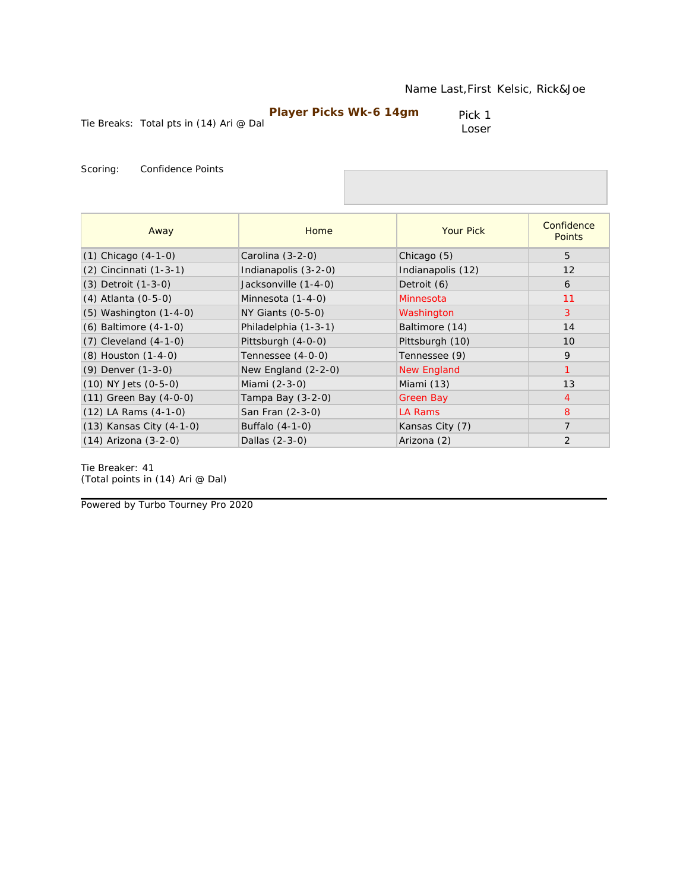Name Last,First Kelsic, Rick&Joe

**Player Picks Wk-6 14gm**

Tie Breaks: Total pts in (14) Ari @ Dal

Pick 1
Loser

Scoring: Confidence Points

| Away | Home | Your Pick | Confidence Points |
|---|---|---|---|
| (1) Chicago (4-1-0) | Carolina (3-2-0) | Chicago (5) | 5 |
| (2) Cincinnati (1-3-1) | Indianapolis (3-2-0) | Indianapolis (12) | 12 |
| (3) Detroit (1-3-0) | Jacksonville (1-4-0) | Detroit (6) | 6 |
| (4) Atlanta (0-5-0) | Minnesota (1-4-0) | Minnesota | 11 |
| (5) Washington (1-4-0) | NY Giants (0-5-0) | Washington | 3 |
| (6) Baltimore (4-1-0) | Philadelphia (1-3-1) | Baltimore (14) | 14 |
| (7) Cleveland (4-1-0) | Pittsburgh (4-0-0) | Pittsburgh (10) | 10 |
| (8) Houston (1-4-0) | Tennessee (4-0-0) | Tennessee (9) | 9 |
| (9) Denver (1-3-0) | New England (2-2-0) | New England | 1 |
| (10) NY Jets (0-5-0) | Miami (2-3-0) | Miami (13) | 13 |
| (11) Green Bay (4-0-0) | Tampa Bay (3-2-0) | Green Bay | 4 |
| (12) LA Rams (4-1-0) | San Fran (2-3-0) | LA Rams | 8 |
| (13) Kansas City (4-1-0) | Buffalo (4-1-0) | Kansas City (7) | 7 |
| (14) Arizona (3-2-0) | Dallas (2-3-0) | Arizona (2) | 2 |

Tie Breaker: 41
(Total points in (14) Ari @ Dal)

Powered by Turbo Tourney Pro 2020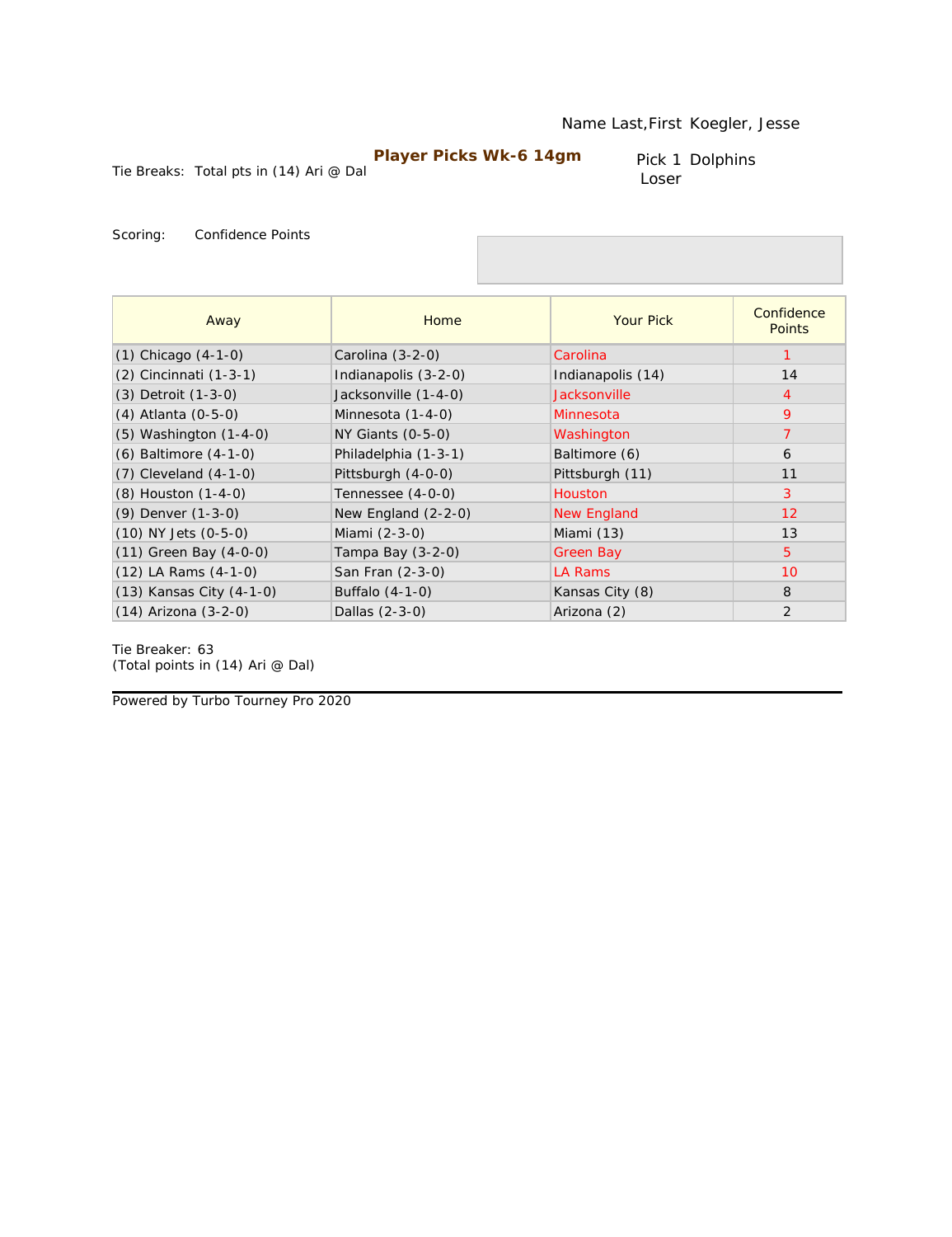Name Last,First Koegler, Jesse

## Player Picks Wk-6 14gm

Tie Breaks: Total pts in (14) Ari @ Dal

Pick 1 Dolphins
Loser

Scoring: Confidence Points

| Away | Home | Your Pick | Confidence Points |
|---|---|---|---|
| (1) Chicago (4-1-0) | Carolina (3-2-0) | Carolina | 1 |
| (2) Cincinnati (1-3-1) | Indianapolis (3-2-0) | Indianapolis (14) | 14 |
| (3) Detroit (1-3-0) | Jacksonville (1-4-0) | Jacksonville | 4 |
| (4) Atlanta (0-5-0) | Minnesota (1-4-0) | Minnesota | 9 |
| (5) Washington (1-4-0) | NY Giants (0-5-0) | Washington | 7 |
| (6) Baltimore (4-1-0) | Philadelphia (1-3-1) | Baltimore (6) | 6 |
| (7) Cleveland (4-1-0) | Pittsburgh (4-0-0) | Pittsburgh (11) | 11 |
| (8) Houston (1-4-0) | Tennessee (4-0-0) | Houston | 3 |
| (9) Denver (1-3-0) | New England (2-2-0) | New England | 12 |
| (10) NY Jets (0-5-0) | Miami (2-3-0) | Miami (13) | 13 |
| (11) Green Bay (4-0-0) | Tampa Bay (3-2-0) | Green Bay | 5 |
| (12) LA Rams (4-1-0) | San Fran (2-3-0) | LA Rams | 10 |
| (13) Kansas City (4-1-0) | Buffalo (4-1-0) | Kansas City (8) | 8 |
| (14) Arizona (3-2-0) | Dallas (2-3-0) | Arizona (2) | 2 |

Tie Breaker: 63
(Total points in (14) Ari @ Dal)

Powered by Turbo Tourney Pro 2020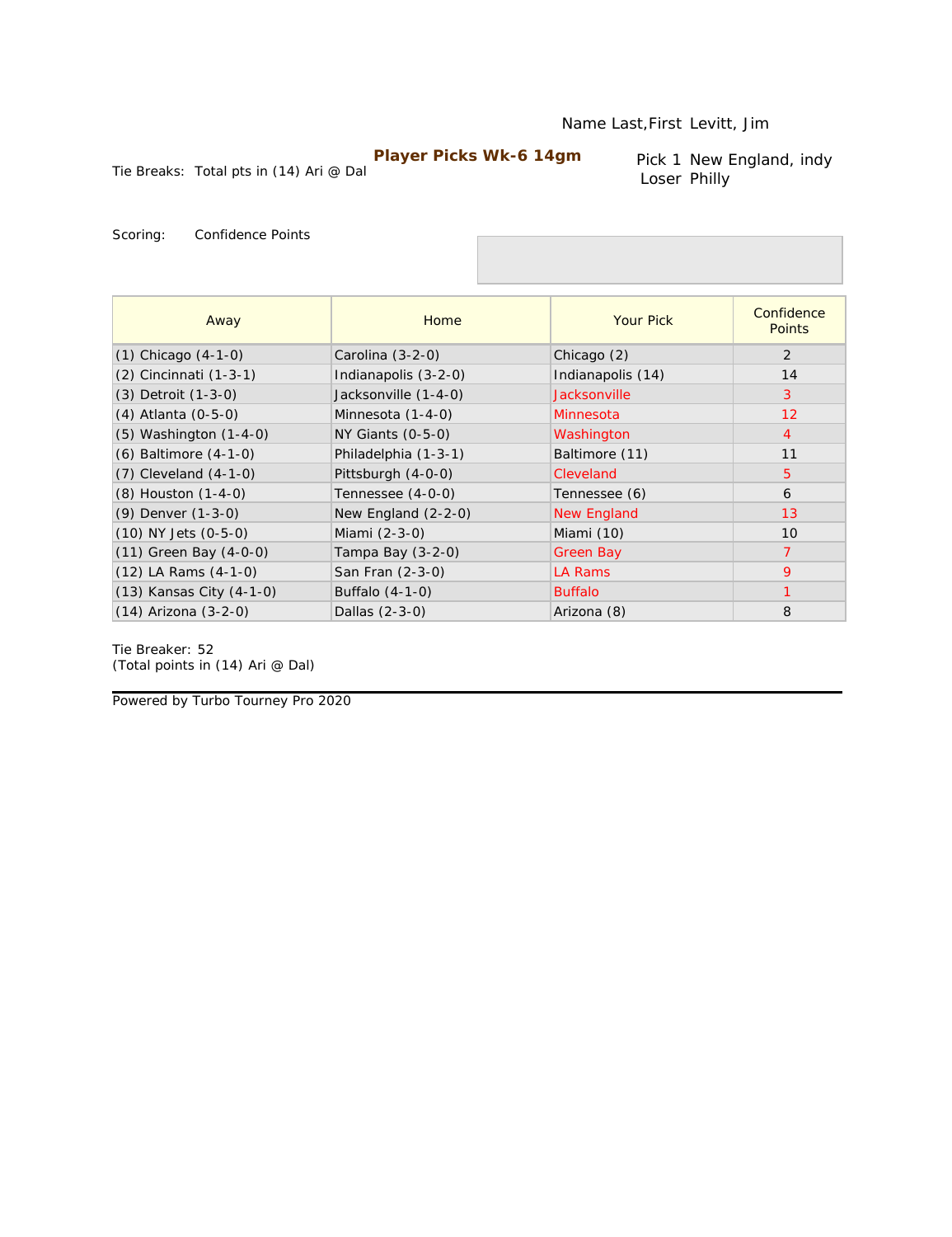Name Last,First Levitt, Jim

**Player Picks Wk-6 14gm**

Tie Breaks: Total pts in (14) Ari @ Dal

Pick 1 New England, indy
Loser Philly

Scoring: Confidence Points

| Away | Home | Your Pick | Confidence Points |
|---|---|---|---|
| (1) Chicago (4-1-0) | Carolina (3-2-0) | Chicago (2) | 2 |
| (2) Cincinnati (1-3-1) | Indianapolis (3-2-0) | Indianapolis (14) | 14 |
| (3) Detroit (1-3-0) | Jacksonville (1-4-0) | Jacksonville | 3 |
| (4) Atlanta (0-5-0) | Minnesota (1-4-0) | Minnesota | 12 |
| (5) Washington (1-4-0) | NY Giants (0-5-0) | Washington | 4 |
| (6) Baltimore (4-1-0) | Philadelphia (1-3-1) | Baltimore (11) | 11 |
| (7) Cleveland (4-1-0) | Pittsburgh (4-0-0) | Cleveland | 5 |
| (8) Houston (1-4-0) | Tennessee (4-0-0) | Tennessee (6) | 6 |
| (9) Denver (1-3-0) | New England (2-2-0) | New England | 13 |
| (10) NY Jets (0-5-0) | Miami (2-3-0) | Miami (10) | 10 |
| (11) Green Bay (4-0-0) | Tampa Bay (3-2-0) | Green Bay | 7 |
| (12) LA Rams (4-1-0) | San Fran (2-3-0) | LA Rams | 9 |
| (13) Kansas City (4-1-0) | Buffalo (4-1-0) | Buffalo | 1 |
| (14) Arizona (3-2-0) | Dallas (2-3-0) | Arizona (8) | 8 |

Tie Breaker: 52
(Total points in (14) Ari @ Dal)

Powered by Turbo Tourney Pro 2020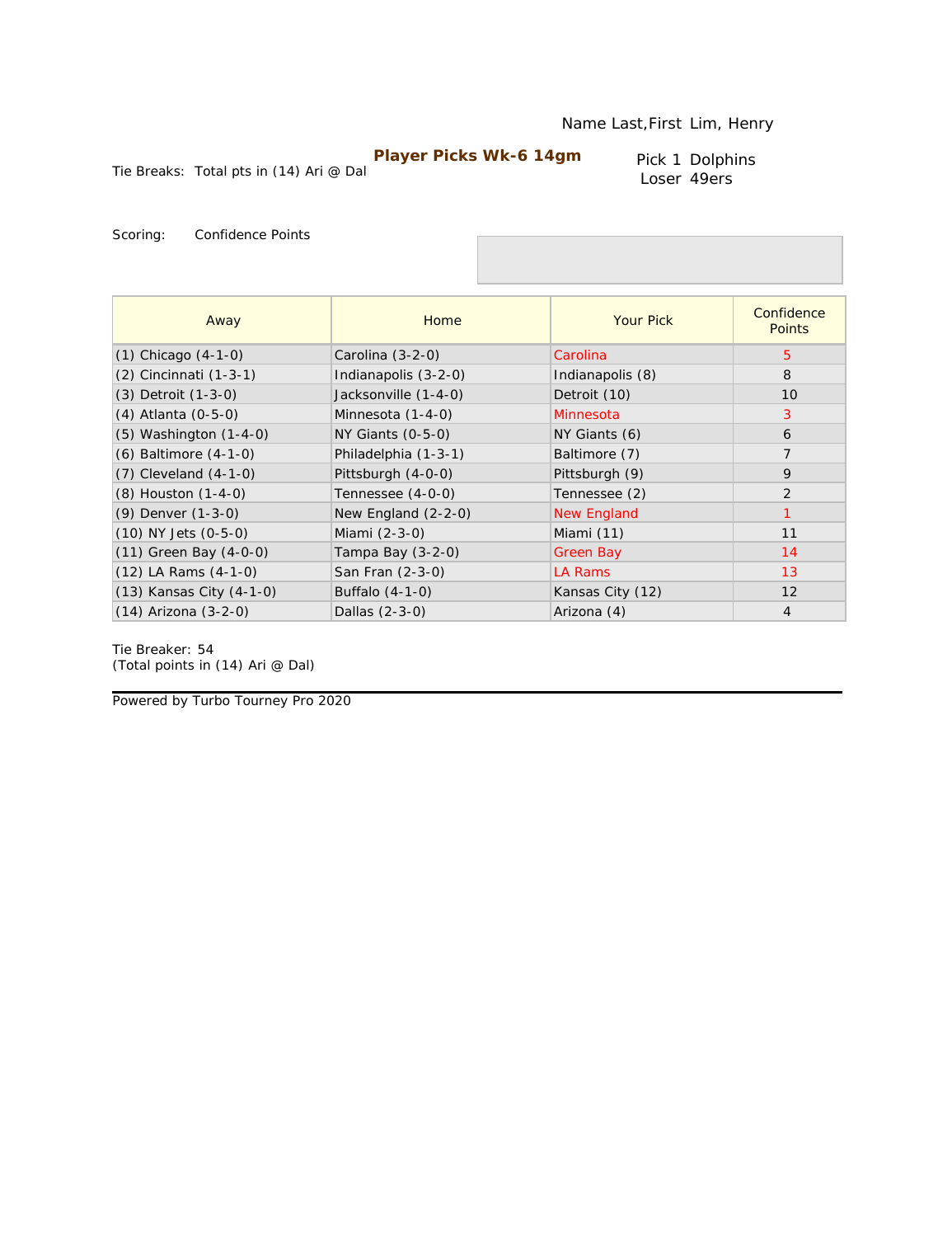Name Last,First Lim, Henry

**Player Picks Wk-6 14gm**

Tie Breaks: Total pts in (14) Ari @ Dal

Pick 1 Dolphins
Loser 49ers

Scoring: Confidence Points

| Away | Home | Your Pick | Confidence Points |
|---|---|---|---|
| (1) Chicago (4-1-0) | Carolina (3-2-0) | Carolina | 5 |
| (2) Cincinnati (1-3-1) | Indianapolis (3-2-0) | Indianapolis (8) | 8 |
| (3) Detroit (1-3-0) | Jacksonville (1-4-0) | Detroit (10) | 10 |
| (4) Atlanta (0-5-0) | Minnesota (1-4-0) | Minnesota | 3 |
| (5) Washington (1-4-0) | NY Giants (0-5-0) | NY Giants (6) | 6 |
| (6) Baltimore (4-1-0) | Philadelphia (1-3-1) | Baltimore (7) | 7 |
| (7) Cleveland (4-1-0) | Pittsburgh (4-0-0) | Pittsburgh (9) | 9 |
| (8) Houston (1-4-0) | Tennessee (4-0-0) | Tennessee (2) | 2 |
| (9) Denver (1-3-0) | New England (2-2-0) | New England | 1 |
| (10) NY Jets (0-5-0) | Miami (2-3-0) | Miami (11) | 11 |
| (11) Green Bay (4-0-0) | Tampa Bay (3-2-0) | Green Bay | 14 |
| (12) LA Rams (4-1-0) | San Fran (2-3-0) | LA Rams | 13 |
| (13) Kansas City (4-1-0) | Buffalo (4-1-0) | Kansas City (12) | 12 |
| (14) Arizona (3-2-0) | Dallas (2-3-0) | Arizona (4) | 4 |

Tie Breaker: 54
(Total points in (14) Ari @ Dal)

Powered by Turbo Tourney Pro 2020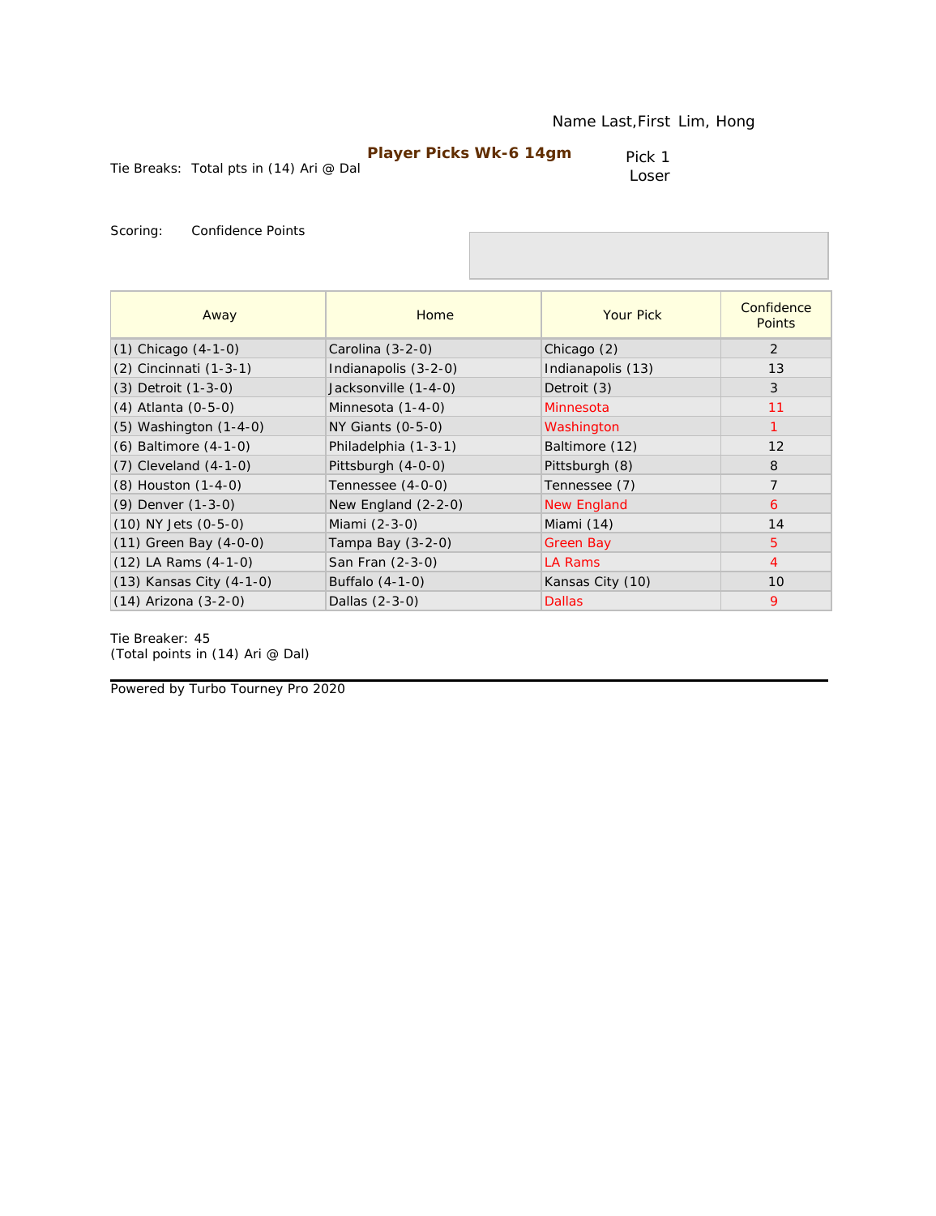Name Last,First Lim, Hong

**Player Picks Wk-6 14gm**

Tie Breaks: Total pts in (14) Ari @ Dal

Pick 1
Loser

Scoring: Confidence Points

| Away | Home | Your Pick | Confidence Points |
|---|---|---|---|
| (1) Chicago (4-1-0) | Carolina (3-2-0) | Chicago (2) | 2 |
| (2) Cincinnati (1-3-1) | Indianapolis (3-2-0) | Indianapolis (13) | 13 |
| (3) Detroit (1-3-0) | Jacksonville (1-4-0) | Detroit (3) | 3 |
| (4) Atlanta (0-5-0) | Minnesota (1-4-0) | Minnesota | 11 |
| (5) Washington (1-4-0) | NY Giants (0-5-0) | Washington | 1 |
| (6) Baltimore (4-1-0) | Philadelphia (1-3-1) | Baltimore (12) | 12 |
| (7) Cleveland (4-1-0) | Pittsburgh (4-0-0) | Pittsburgh (8) | 8 |
| (8) Houston (1-4-0) | Tennessee (4-0-0) | Tennessee (7) | 7 |
| (9) Denver (1-3-0) | New England (2-2-0) | New England | 6 |
| (10) NY Jets (0-5-0) | Miami (2-3-0) | Miami (14) | 14 |
| (11) Green Bay (4-0-0) | Tampa Bay (3-2-0) | Green Bay | 5 |
| (12) LA Rams (4-1-0) | San Fran (2-3-0) | LA Rams | 4 |
| (13) Kansas City (4-1-0) | Buffalo (4-1-0) | Kansas City (10) | 10 |
| (14) Arizona (3-2-0) | Dallas (2-3-0) | Dallas | 9 |

Tie Breaker: 45
(Total points in (14) Ari @ Dal)

Powered by Turbo Tourney Pro 2020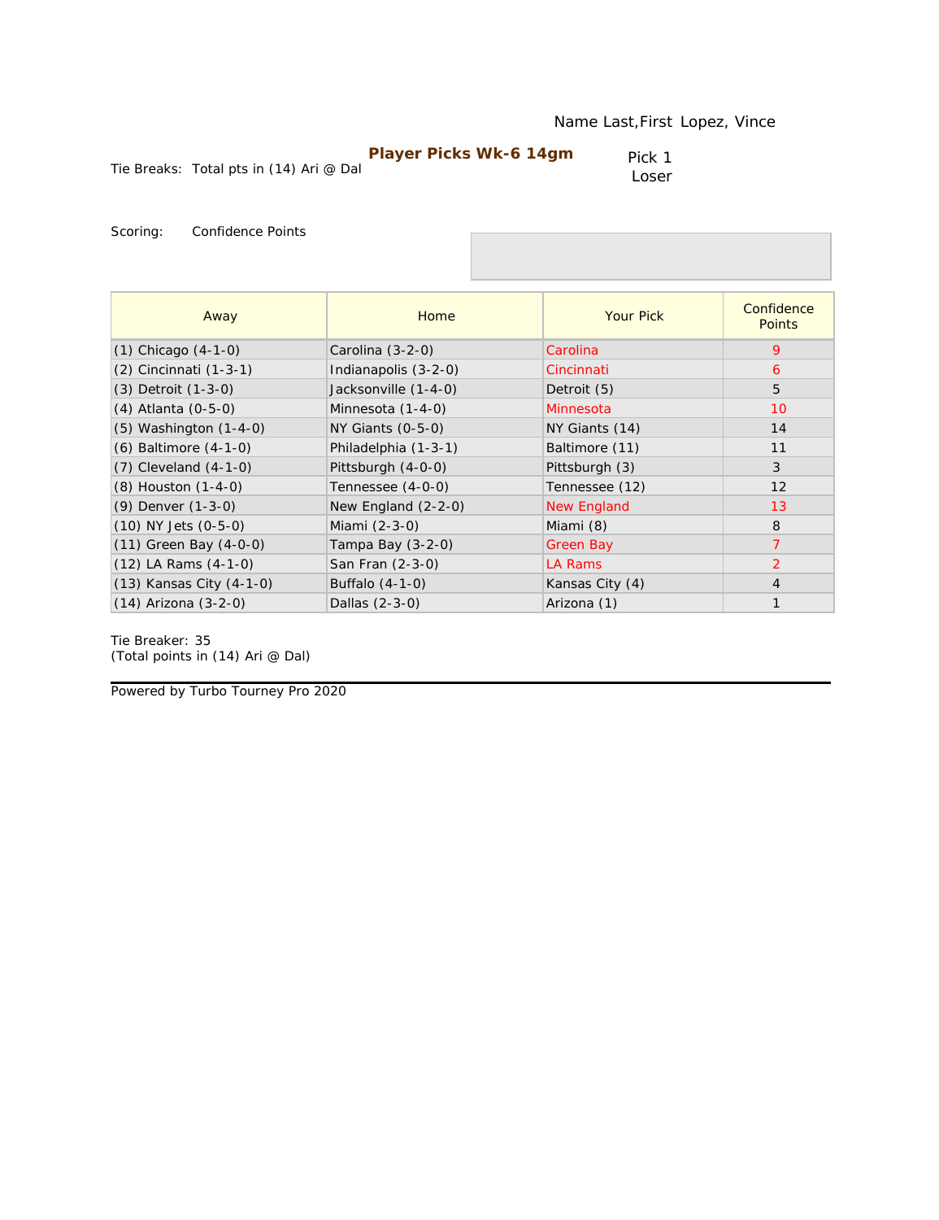Name Last,First Lopez, Vince

**Player Picks Wk-6 14gm**

Tie Breaks: Total pts in (14) Ari @ Dal

Pick 1
Loser

Scoring: Confidence Points

| Away | Home | Your Pick | Confidence Points |
|---|---|---|---|
| (1) Chicago (4-1-0) | Carolina (3-2-0) | Carolina | 9 |
| (2) Cincinnati (1-3-1) | Indianapolis (3-2-0) | Cincinnati | 6 |
| (3) Detroit (1-3-0) | Jacksonville (1-4-0) | Detroit (5) | 5 |
| (4) Atlanta (0-5-0) | Minnesota (1-4-0) | Minnesota | 10 |
| (5) Washington (1-4-0) | NY Giants (0-5-0) | NY Giants (14) | 14 |
| (6) Baltimore (4-1-0) | Philadelphia (1-3-1) | Baltimore (11) | 11 |
| (7) Cleveland (4-1-0) | Pittsburgh (4-0-0) | Pittsburgh (3) | 3 |
| (8) Houston (1-4-0) | Tennessee (4-0-0) | Tennessee (12) | 12 |
| (9) Denver (1-3-0) | New England (2-2-0) | New England | 13 |
| (10) NY Jets (0-5-0) | Miami (2-3-0) | Miami (8) | 8 |
| (11) Green Bay (4-0-0) | Tampa Bay (3-2-0) | Green Bay | 7 |
| (12) LA Rams (4-1-0) | San Fran (2-3-0) | LA Rams | 2 |
| (13) Kansas City (4-1-0) | Buffalo (4-1-0) | Kansas City (4) | 4 |
| (14) Arizona (3-2-0) | Dallas (2-3-0) | Arizona (1) | 1 |

Tie Breaker: 35
(Total points in (14) Ari @ Dal)

Powered by Turbo Tourney Pro 2020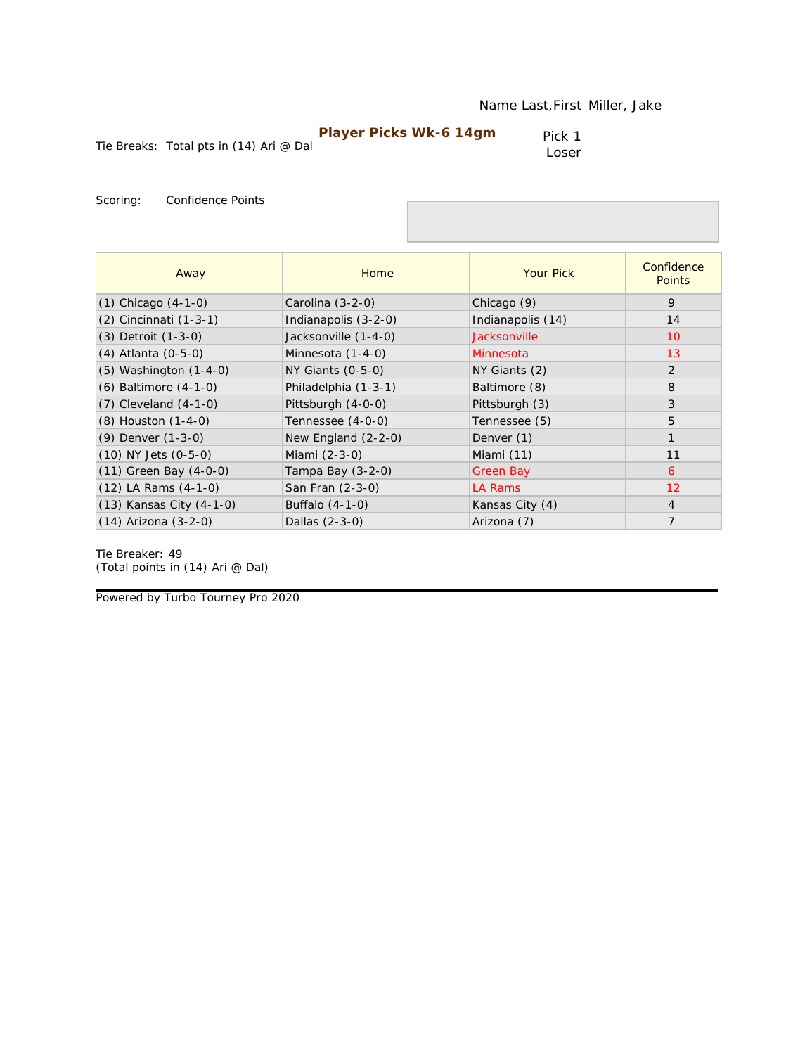Name Last,First Miller, Jake

**Player Picks Wk-6 14gm**

Tie Breaks: Total pts in (14) Ari @ Dal

Pick 1
Loser

Scoring: Confidence Points

| Away | Home | Your Pick | Confidence Points |
|---|---|---|---|
| (1) Chicago (4-1-0) | Carolina (3-2-0) | Chicago (9) | 9 |
| (2) Cincinnati (1-3-1) | Indianapolis (3-2-0) | Indianapolis (14) | 14 |
| (3) Detroit (1-3-0) | Jacksonville (1-4-0) | Jacksonville | 10 |
| (4) Atlanta (0-5-0) | Minnesota (1-4-0) | Minnesota | 13 |
| (5) Washington (1-4-0) | NY Giants (0-5-0) | NY Giants (2) | 2 |
| (6) Baltimore (4-1-0) | Philadelphia (1-3-1) | Baltimore (8) | 8 |
| (7) Cleveland (4-1-0) | Pittsburgh (4-0-0) | Pittsburgh (3) | 3 |
| (8) Houston (1-4-0) | Tennessee (4-0-0) | Tennessee (5) | 5 |
| (9) Denver (1-3-0) | New England (2-2-0) | Denver (1) | 1 |
| (10) NY Jets (0-5-0) | Miami (2-3-0) | Miami (11) | 11 |
| (11) Green Bay (4-0-0) | Tampa Bay (3-2-0) | Green Bay | 6 |
| (12) LA Rams (4-1-0) | San Fran (2-3-0) | LA Rams | 12 |
| (13) Kansas City (4-1-0) | Buffalo (4-1-0) | Kansas City (4) | 4 |
| (14) Arizona (3-2-0) | Dallas (2-3-0) | Arizona (7) | 7 |

Tie Breaker: 49
(Total points in (14) Ari @ Dal)

Powered by Turbo Tourney Pro 2020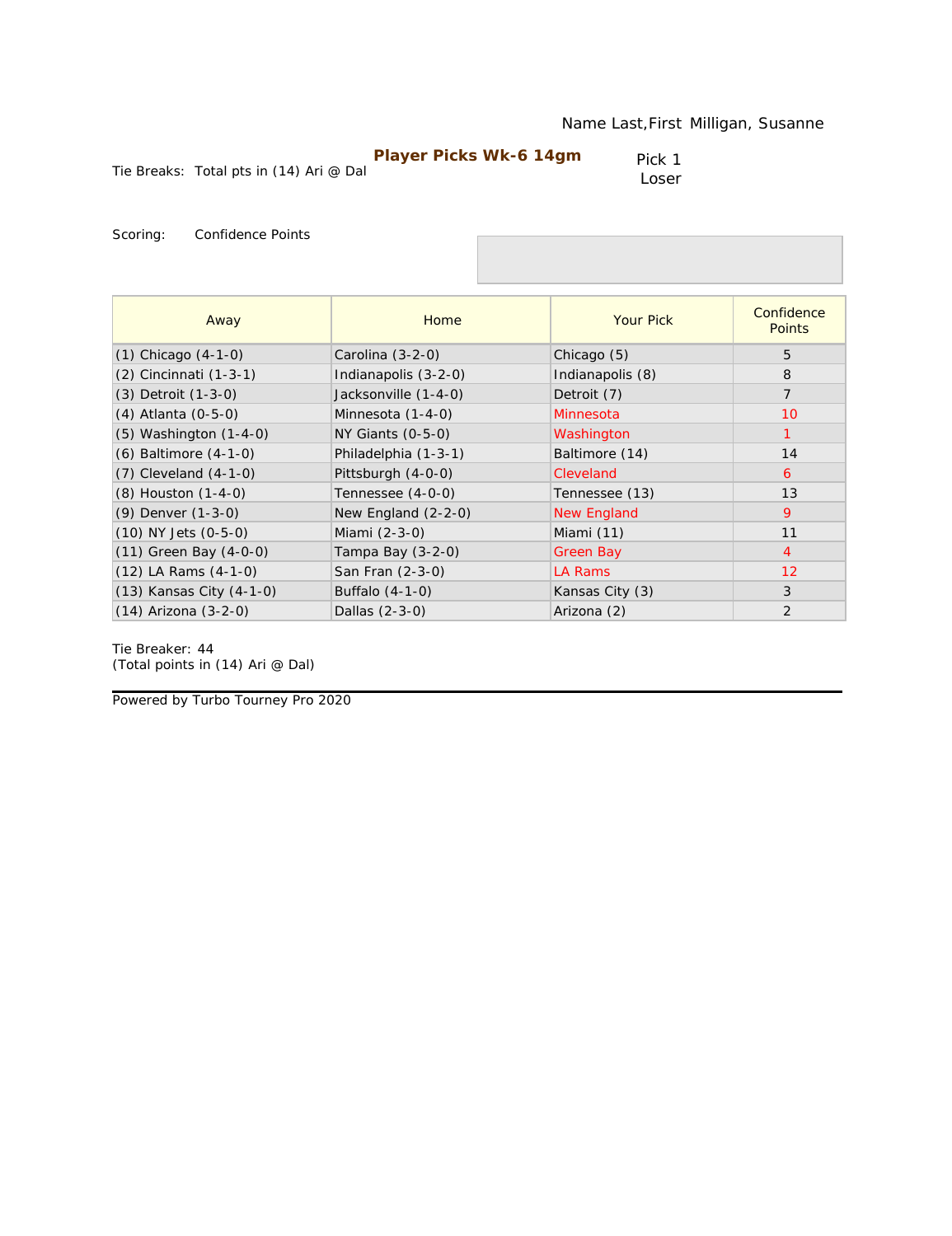Name Last,First Milligan, Susanne

**Player Picks Wk-6 14gm**

Tie Breaks: Total pts in (14) Ari @ Dal

Pick 1
Loser

Scoring: Confidence Points

| Away | Home | Your Pick | Confidence Points |
|---|---|---|---|
| (1) Chicago (4-1-0) | Carolina (3-2-0) | Chicago (5) | 5 |
| (2) Cincinnati (1-3-1) | Indianapolis (3-2-0) | Indianapolis (8) | 8 |
| (3) Detroit (1-3-0) | Jacksonville (1-4-0) | Detroit (7) | 7 |
| (4) Atlanta (0-5-0) | Minnesota (1-4-0) | Minnesota | 10 |
| (5) Washington (1-4-0) | NY Giants (0-5-0) | Washington | 1 |
| (6) Baltimore (4-1-0) | Philadelphia (1-3-1) | Baltimore (14) | 14 |
| (7) Cleveland (4-1-0) | Pittsburgh (4-0-0) | Cleveland | 6 |
| (8) Houston (1-4-0) | Tennessee (4-0-0) | Tennessee (13) | 13 |
| (9) Denver (1-3-0) | New England (2-2-0) | New England | 9 |
| (10) NY Jets (0-5-0) | Miami (2-3-0) | Miami (11) | 11 |
| (11) Green Bay (4-0-0) | Tampa Bay (3-2-0) | Green Bay | 4 |
| (12) LA Rams (4-1-0) | San Fran (2-3-0) | LA Rams | 12 |
| (13) Kansas City (4-1-0) | Buffalo (4-1-0) | Kansas City (3) | 3 |
| (14) Arizona (3-2-0) | Dallas (2-3-0) | Arizona (2) | 2 |

Tie Breaker: 44
(Total points in (14) Ari @ Dal)

Powered by Turbo Tourney Pro 2020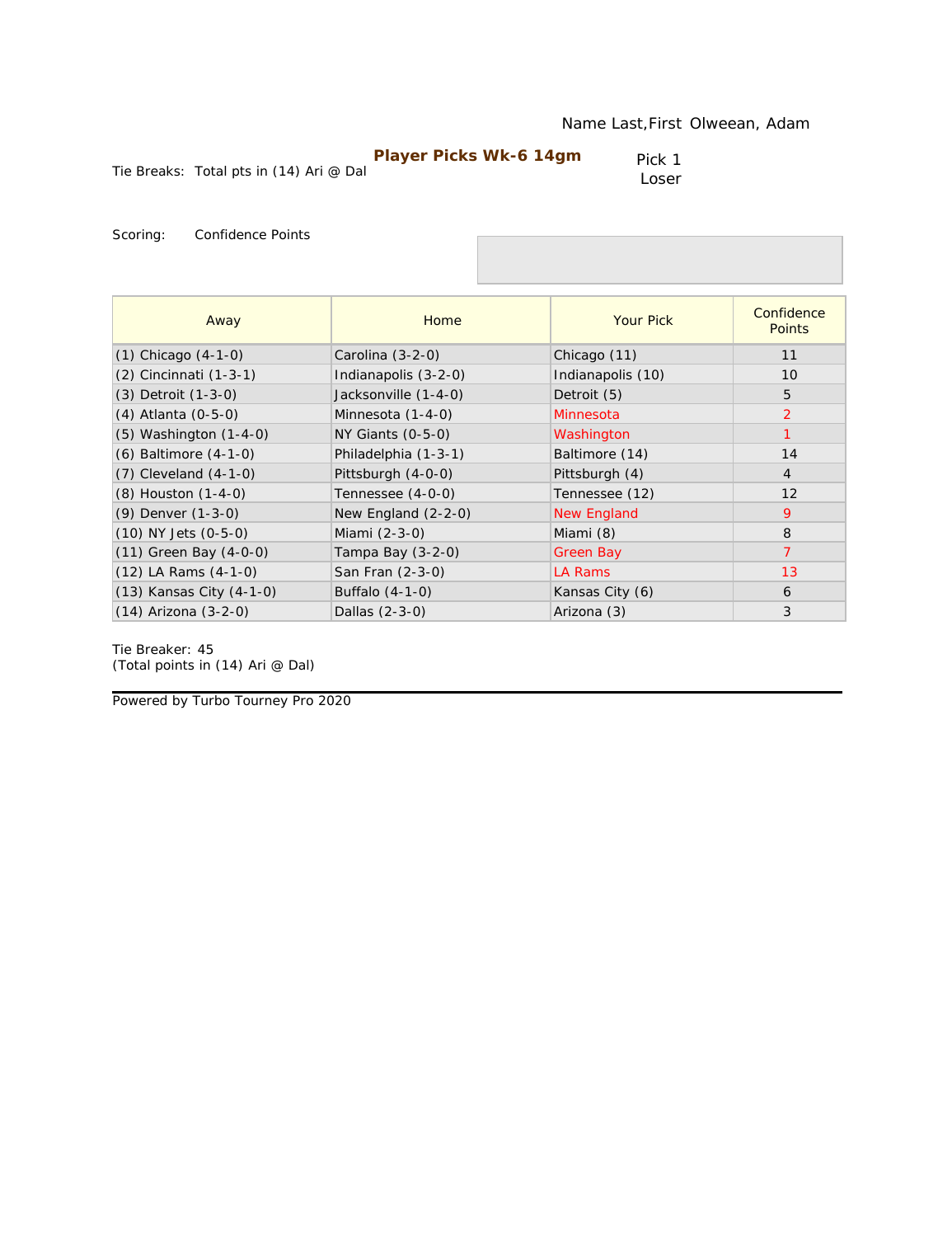Name Last,First Olweean, Adam

**Player Picks Wk-6 14gm**

Tie Breaks: Total pts in (14) Ari @ Dal

Pick 1 Loser

Scoring: Confidence Points

| Away | Home | Your Pick | Confidence Points |
|---|---|---|---|
| (1) Chicago (4-1-0) | Carolina (3-2-0) | Chicago (11) | 11 |
| (2) Cincinnati (1-3-1) | Indianapolis (3-2-0) | Indianapolis (10) | 10 |
| (3) Detroit (1-3-0) | Jacksonville (1-4-0) | Detroit (5) | 5 |
| (4) Atlanta (0-5-0) | Minnesota (1-4-0) | Minnesota | 2 |
| (5) Washington (1-4-0) | NY Giants (0-5-0) | Washington | 1 |
| (6) Baltimore (4-1-0) | Philadelphia (1-3-1) | Baltimore (14) | 14 |
| (7) Cleveland (4-1-0) | Pittsburgh (4-0-0) | Pittsburgh (4) | 4 |
| (8) Houston (1-4-0) | Tennessee (4-0-0) | Tennessee (12) | 12 |
| (9) Denver (1-3-0) | New England (2-2-0) | New England | 9 |
| (10) NY Jets (0-5-0) | Miami (2-3-0) | Miami (8) | 8 |
| (11) Green Bay (4-0-0) | Tampa Bay (3-2-0) | Green Bay | 7 |
| (12) LA Rams (4-1-0) | San Fran (2-3-0) | LA Rams | 13 |
| (13) Kansas City (4-1-0) | Buffalo (4-1-0) | Kansas City (6) | 6 |
| (14) Arizona (3-2-0) | Dallas (2-3-0) | Arizona (3) | 3 |

Tie Breaker: 45
(Total points in (14) Ari @ Dal)

Powered by Turbo Tourney Pro 2020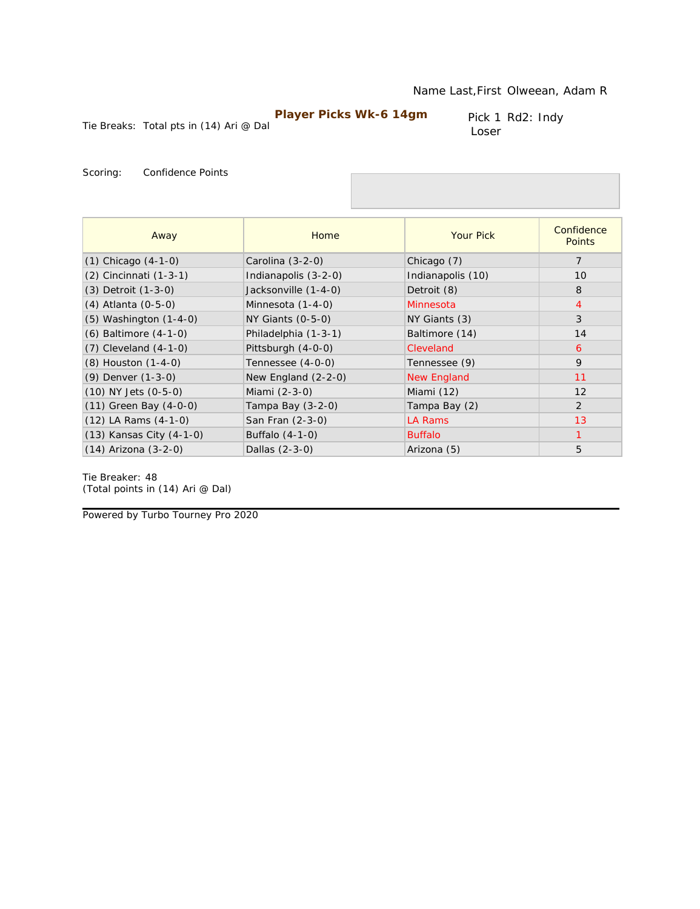Name Last,First Olweean, Adam R

**Player Picks Wk-6 14gm**

Tie Breaks: Total pts in (14) Ari @ Dal

Pick 1 Rd2: Indy Loser

Scoring: Confidence Points

| Away | Home | Your Pick | Confidence Points |
|---|---|---|---|
| (1) Chicago (4-1-0) | Carolina (3-2-0) | Chicago (7) | 7 |
| (2) Cincinnati (1-3-1) | Indianapolis (3-2-0) | Indianapolis (10) | 10 |
| (3) Detroit (1-3-0) | Jacksonville (1-4-0) | Detroit (8) | 8 |
| (4) Atlanta (0-5-0) | Minnesota (1-4-0) | Minnesota | 4 |
| (5) Washington (1-4-0) | NY Giants (0-5-0) | NY Giants (3) | 3 |
| (6) Baltimore (4-1-0) | Philadelphia (1-3-1) | Baltimore (14) | 14 |
| (7) Cleveland (4-1-0) | Pittsburgh (4-0-0) | Cleveland | 6 |
| (8) Houston (1-4-0) | Tennessee (4-0-0) | Tennessee (9) | 9 |
| (9) Denver (1-3-0) | New England (2-2-0) | New England | 11 |
| (10) NY Jets (0-5-0) | Miami (2-3-0) | Miami (12) | 12 |
| (11) Green Bay (4-0-0) | Tampa Bay (3-2-0) | Tampa Bay (2) | 2 |
| (12) LA Rams (4-1-0) | San Fran (2-3-0) | LA Rams | 13 |
| (13) Kansas City (4-1-0) | Buffalo (4-1-0) | Buffalo | 1 |
| (14) Arizona (3-2-0) | Dallas (2-3-0) | Arizona (5) | 5 |

Tie Breaker: 48
(Total points in (14) Ari @ Dal)

Powered by Turbo Tourney Pro 2020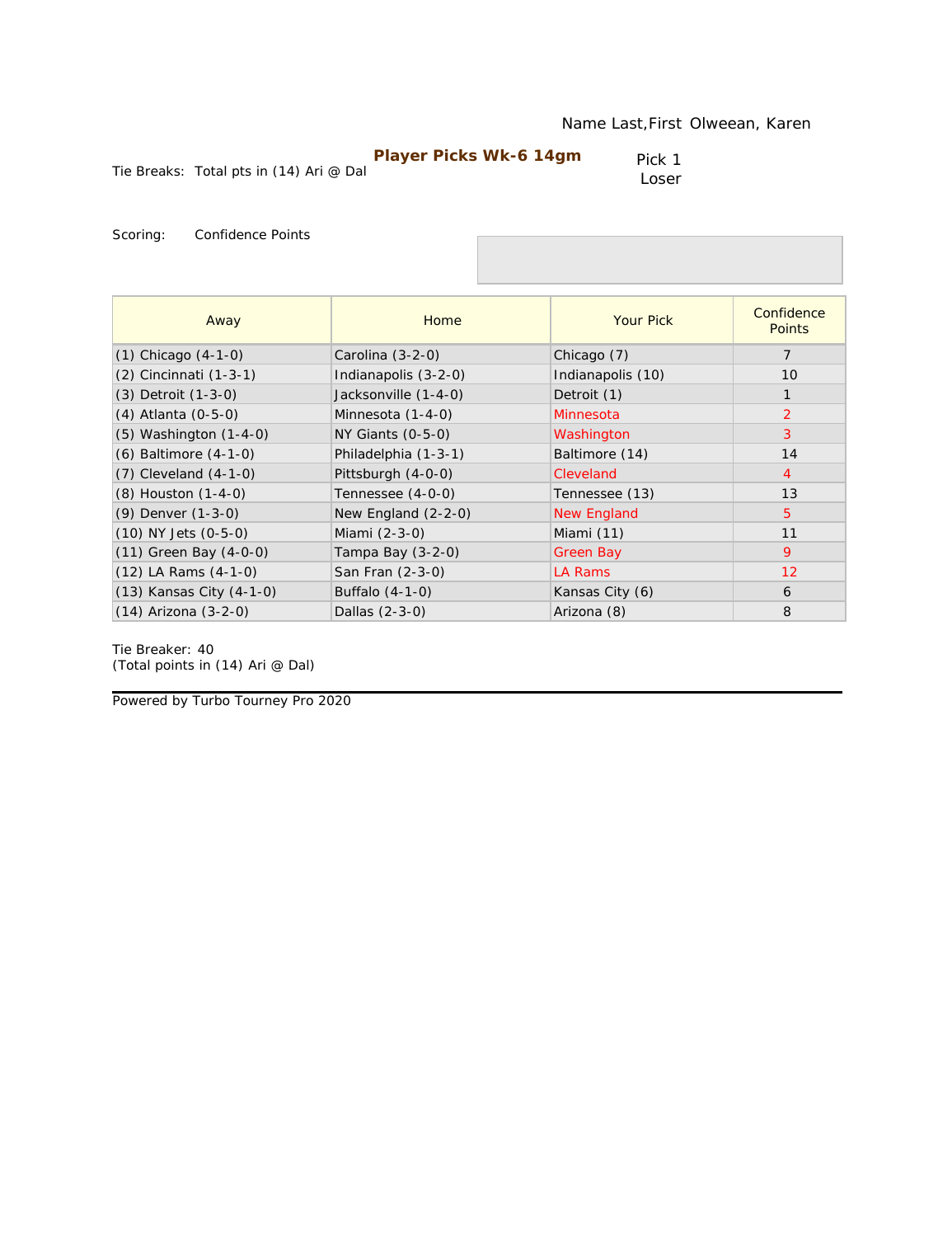Name Last,First Olweean, Karen

**Player Picks Wk-6 14gm**

Tie Breaks: Total pts in (14) Ari @ Dal

Pick 1
Loser

Scoring: Confidence Points

| Away | Home | Your Pick | Confidence Points |
|---|---|---|---|
| (1) Chicago (4-1-0) | Carolina (3-2-0) | Chicago (7) | 7 |
| (2) Cincinnati (1-3-1) | Indianapolis (3-2-0) | Indianapolis (10) | 10 |
| (3) Detroit (1-3-0) | Jacksonville (1-4-0) | Detroit (1) | 1 |
| (4) Atlanta (0-5-0) | Minnesota (1-4-0) | Minnesota | 2 |
| (5) Washington (1-4-0) | NY Giants (0-5-0) | Washington | 3 |
| (6) Baltimore (4-1-0) | Philadelphia (1-3-1) | Baltimore (14) | 14 |
| (7) Cleveland (4-1-0) | Pittsburgh (4-0-0) | Cleveland | 4 |
| (8) Houston (1-4-0) | Tennessee (4-0-0) | Tennessee (13) | 13 |
| (9) Denver (1-3-0) | New England (2-2-0) | New England | 5 |
| (10) NY Jets (0-5-0) | Miami (2-3-0) | Miami (11) | 11 |
| (11) Green Bay (4-0-0) | Tampa Bay (3-2-0) | Green Bay | 9 |
| (12) LA Rams (4-1-0) | San Fran (2-3-0) | LA Rams | 12 |
| (13) Kansas City (4-1-0) | Buffalo (4-1-0) | Kansas City (6) | 6 |
| (14) Arizona (3-2-0) | Dallas (2-3-0) | Arizona (8) | 8 |

Tie Breaker: 40
(Total points in (14) Ari @ Dal)

Powered by Turbo Tourney Pro 2020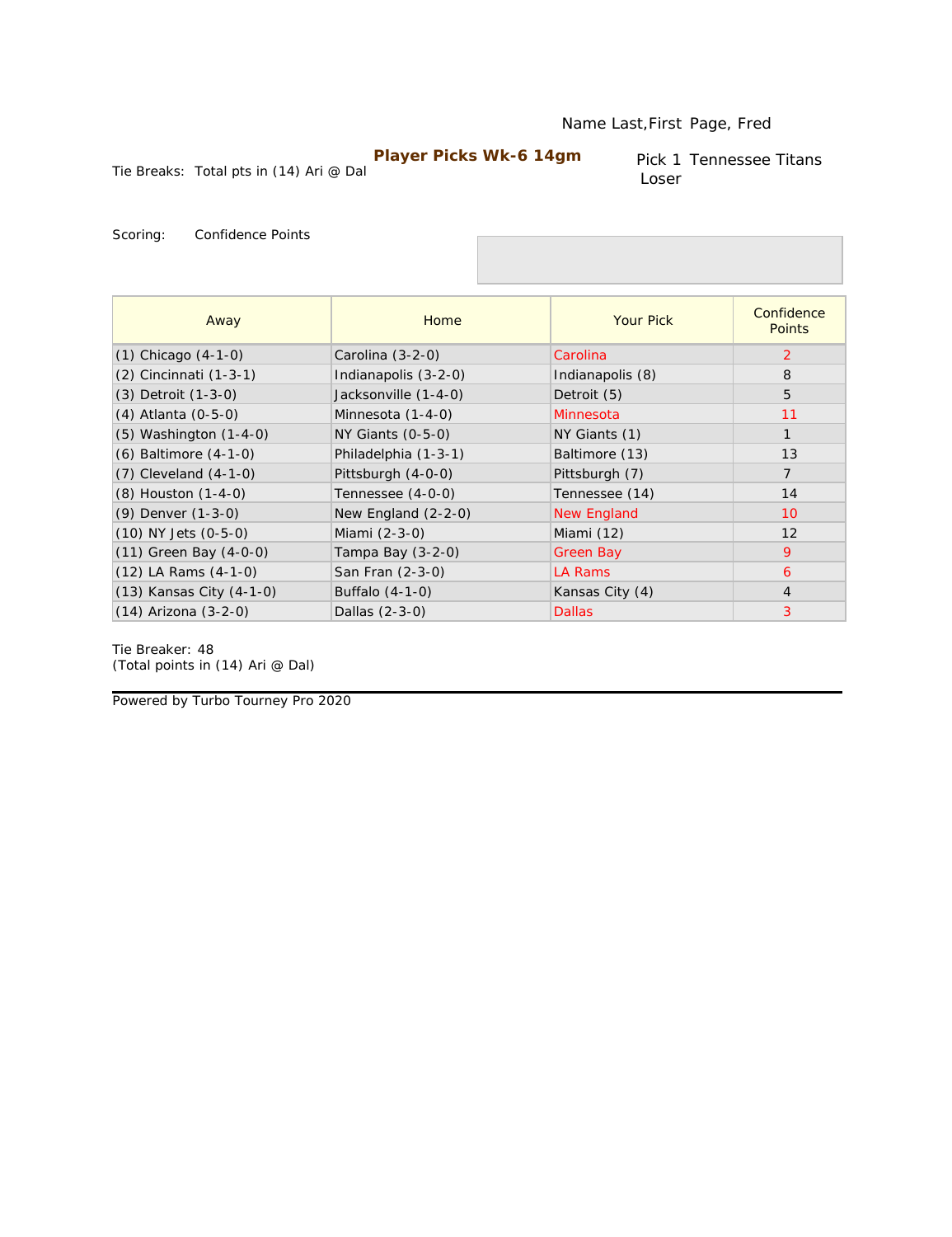Name Last,First Page, Fred

**Player Picks Wk-6 14gm**

Tie Breaks: Total pts in (14) Ari @ Dal

Pick 1 Tennessee Titans
Loser

Scoring: Confidence Points

| Away | Home | Your Pick | Confidence Points |
|---|---|---|---|
| (1) Chicago (4-1-0) | Carolina (3-2-0) | Carolina | 2 |
| (2) Cincinnati (1-3-1) | Indianapolis (3-2-0) | Indianapolis (8) | 8 |
| (3) Detroit (1-3-0) | Jacksonville (1-4-0) | Detroit (5) | 5 |
| (4) Atlanta (0-5-0) | Minnesota (1-4-0) | Minnesota | 11 |
| (5) Washington (1-4-0) | NY Giants (0-5-0) | NY Giants (1) | 1 |
| (6) Baltimore (4-1-0) | Philadelphia (1-3-1) | Baltimore (13) | 13 |
| (7) Cleveland (4-1-0) | Pittsburgh (4-0-0) | Pittsburgh (7) | 7 |
| (8) Houston (1-4-0) | Tennessee (4-0-0) | Tennessee (14) | 14 |
| (9) Denver (1-3-0) | New England (2-2-0) | New England | 10 |
| (10) NY Jets (0-5-0) | Miami (2-3-0) | Miami (12) | 12 |
| (11) Green Bay (4-0-0) | Tampa Bay (3-2-0) | Green Bay | 9 |
| (12) LA Rams (4-1-0) | San Fran (2-3-0) | LA Rams | 6 |
| (13) Kansas City (4-1-0) | Buffalo (4-1-0) | Kansas City (4) | 4 |
| (14) Arizona (3-2-0) | Dallas (2-3-0) | Dallas | 3 |

Tie Breaker: 48
(Total points in (14) Ari @ Dal)

Powered by Turbo Tourney Pro 2020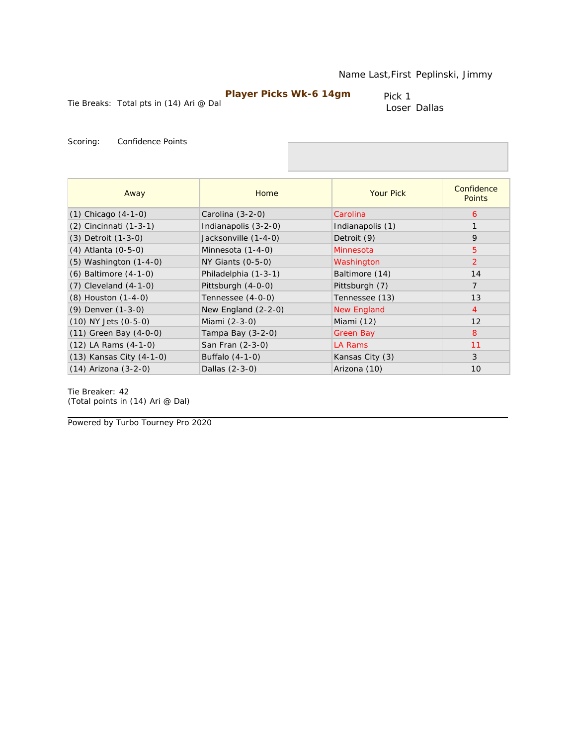Name Last,First Peplinski, Jimmy

**Player Picks Wk-6 14gm**

Tie Breaks: Total pts in (14) Ari @ Dal

Pick 1
Loser Dallas

Scoring: Confidence Points

| Away | Home | Your Pick | Confidence Points |
|---|---|---|---|
| (1) Chicago (4-1-0) | Carolina (3-2-0) | Carolina | 6 |
| (2) Cincinnati (1-3-1) | Indianapolis (3-2-0) | Indianapolis (1) | 1 |
| (3) Detroit (1-3-0) | Jacksonville (1-4-0) | Detroit (9) | 9 |
| (4) Atlanta (0-5-0) | Minnesota (1-4-0) | Minnesota | 5 |
| (5) Washington (1-4-0) | NY Giants (0-5-0) | Washington | 2 |
| (6) Baltimore (4-1-0) | Philadelphia (1-3-1) | Baltimore (14) | 14 |
| (7) Cleveland (4-1-0) | Pittsburgh (4-0-0) | Pittsburgh (7) | 7 |
| (8) Houston (1-4-0) | Tennessee (4-0-0) | Tennessee (13) | 13 |
| (9) Denver (1-3-0) | New England (2-2-0) | New England | 4 |
| (10) NY Jets (0-5-0) | Miami (2-3-0) | Miami (12) | 12 |
| (11) Green Bay (4-0-0) | Tampa Bay (3-2-0) | Green Bay | 8 |
| (12) LA Rams (4-1-0) | San Fran (2-3-0) | LA Rams | 11 |
| (13) Kansas City (4-1-0) | Buffalo (4-1-0) | Kansas City (3) | 3 |
| (14) Arizona (3-2-0) | Dallas (2-3-0) | Arizona (10) | 10 |

Tie Breaker: 42
(Total points in (14) Ari @ Dal)

Powered by Turbo Tourney Pro 2020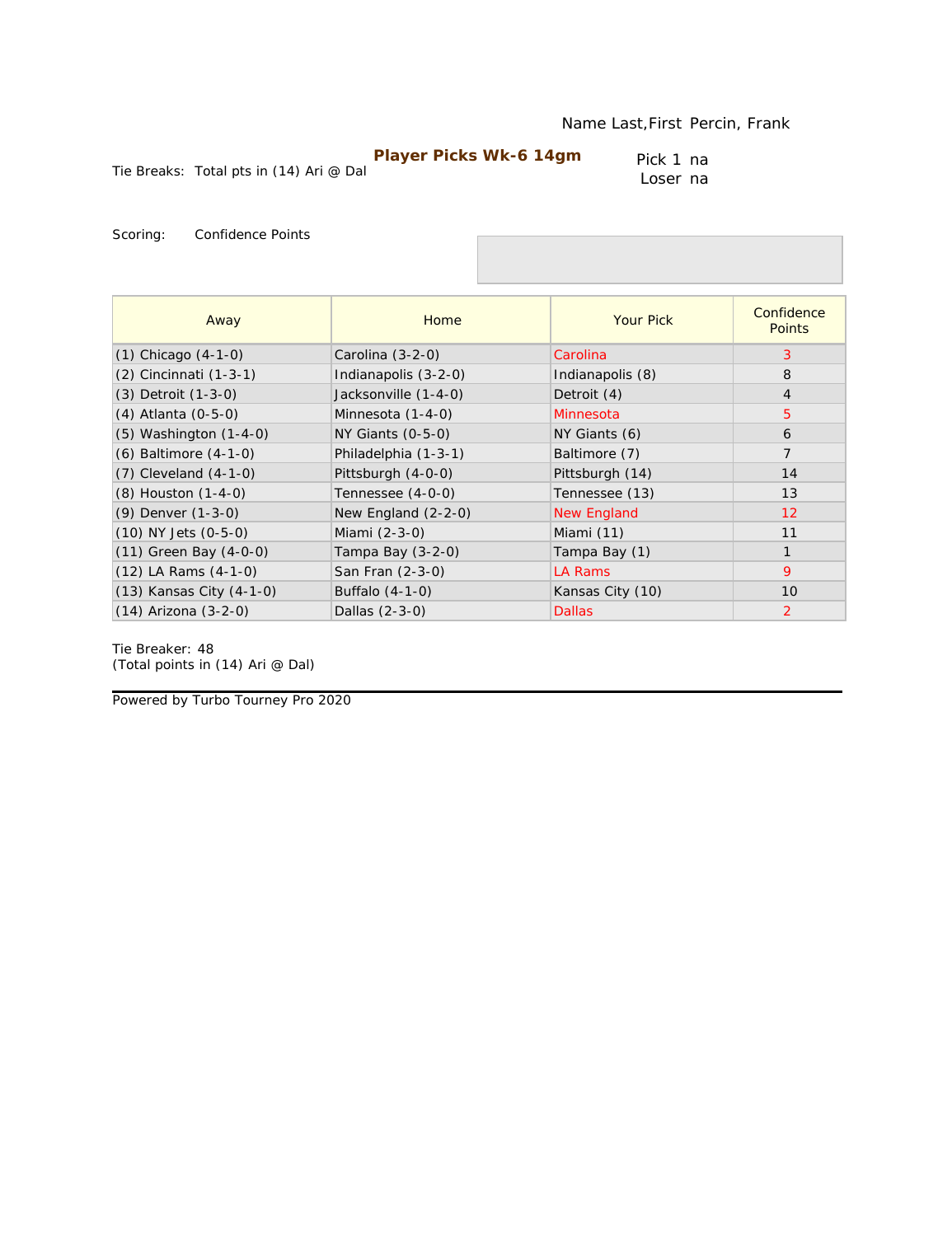Name Last,First Percin, Frank

**Player Picks Wk-6 14gm**

Tie Breaks: Total pts in (14) Ari @ Dal

Pick 1 na
Loser na

Scoring: Confidence Points

| Away | Home | Your Pick | Confidence Points |
|---|---|---|---|
| (1) Chicago (4-1-0) | Carolina (3-2-0) | Carolina | 3 |
| (2) Cincinnati (1-3-1) | Indianapolis (3-2-0) | Indianapolis (8) | 8 |
| (3) Detroit (1-3-0) | Jacksonville (1-4-0) | Detroit (4) | 4 |
| (4) Atlanta (0-5-0) | Minnesota (1-4-0) | Minnesota | 5 |
| (5) Washington (1-4-0) | NY Giants (0-5-0) | NY Giants (6) | 6 |
| (6) Baltimore (4-1-0) | Philadelphia (1-3-1) | Baltimore (7) | 7 |
| (7) Cleveland (4-1-0) | Pittsburgh (4-0-0) | Pittsburgh (14) | 14 |
| (8) Houston (1-4-0) | Tennessee (4-0-0) | Tennessee (13) | 13 |
| (9) Denver (1-3-0) | New England (2-2-0) | New England | 12 |
| (10) NY Jets (0-5-0) | Miami (2-3-0) | Miami (11) | 11 |
| (11) Green Bay (4-0-0) | Tampa Bay (3-2-0) | Tampa Bay (1) | 1 |
| (12) LA Rams (4-1-0) | San Fran (2-3-0) | LA Rams | 9 |
| (13) Kansas City (4-1-0) | Buffalo (4-1-0) | Kansas City (10) | 10 |
| (14) Arizona (3-2-0) | Dallas (2-3-0) | Dallas | 2 |

Tie Breaker: 48
(Total points in (14) Ari @ Dal)

Powered by Turbo Tourney Pro 2020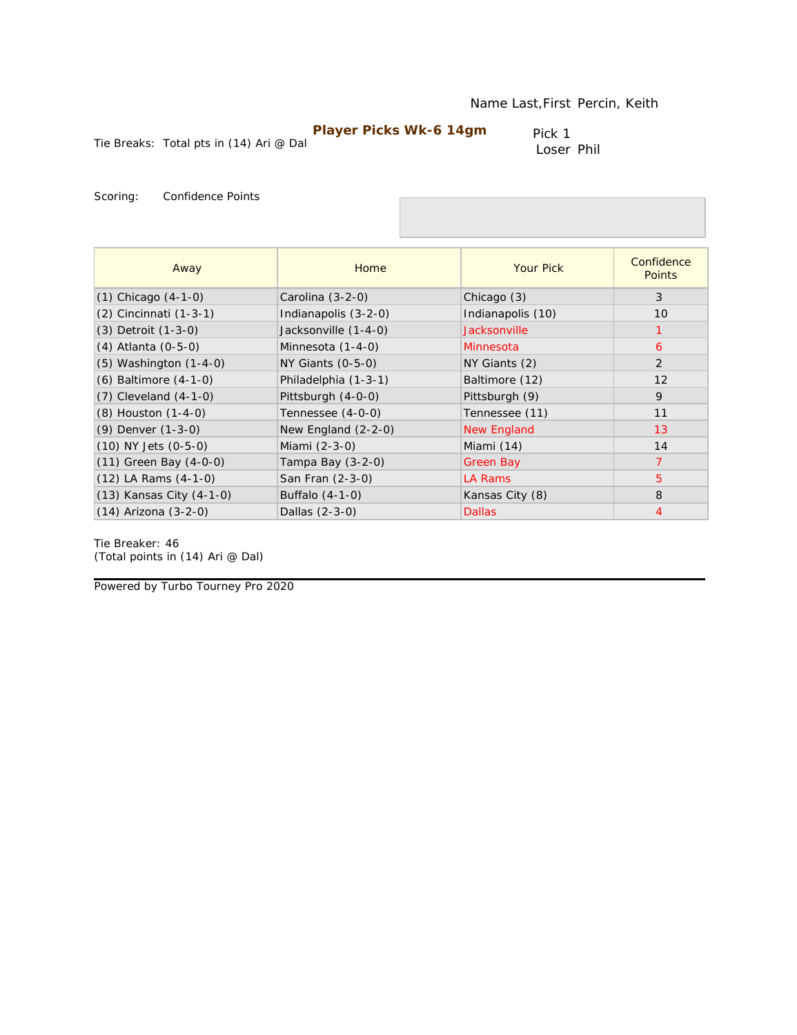Name Last,First Percin, Keith

**Player Picks Wk-6 14gm**

Tie Breaks: Total pts in (14) Ari @ Dal

Pick 1
Loser Phil

Scoring: Confidence Points

| Away | Home | Your Pick | Confidence Points |
|---|---|---|---|
| (1) Chicago (4-1-0) | Carolina (3-2-0) | Chicago (3) | 3 |
| (2) Cincinnati (1-3-1) | Indianapolis (3-2-0) | Indianapolis (10) | 10 |
| (3) Detroit (1-3-0) | Jacksonville (1-4-0) | Jacksonville | 1 |
| (4) Atlanta (0-5-0) | Minnesota (1-4-0) | Minnesota | 6 |
| (5) Washington (1-4-0) | NY Giants (0-5-0) | NY Giants (2) | 2 |
| (6) Baltimore (4-1-0) | Philadelphia (1-3-1) | Baltimore (12) | 12 |
| (7) Cleveland (4-1-0) | Pittsburgh (4-0-0) | Pittsburgh (9) | 9 |
| (8) Houston (1-4-0) | Tennessee (4-0-0) | Tennessee (11) | 11 |
| (9) Denver (1-3-0) | New England (2-2-0) | New England | 13 |
| (10) NY Jets (0-5-0) | Miami (2-3-0) | Miami (14) | 14 |
| (11) Green Bay (4-0-0) | Tampa Bay (3-2-0) | Green Bay | 7 |
| (12) LA Rams (4-1-0) | San Fran (2-3-0) | LA Rams | 5 |
| (13) Kansas City (4-1-0) | Buffalo (4-1-0) | Kansas City (8) | 8 |
| (14) Arizona (3-2-0) | Dallas (2-3-0) | Dallas | 4 |

Tie Breaker: 46
(Total points in (14) Ari @ Dal)

Powered by Turbo Tourney Pro 2020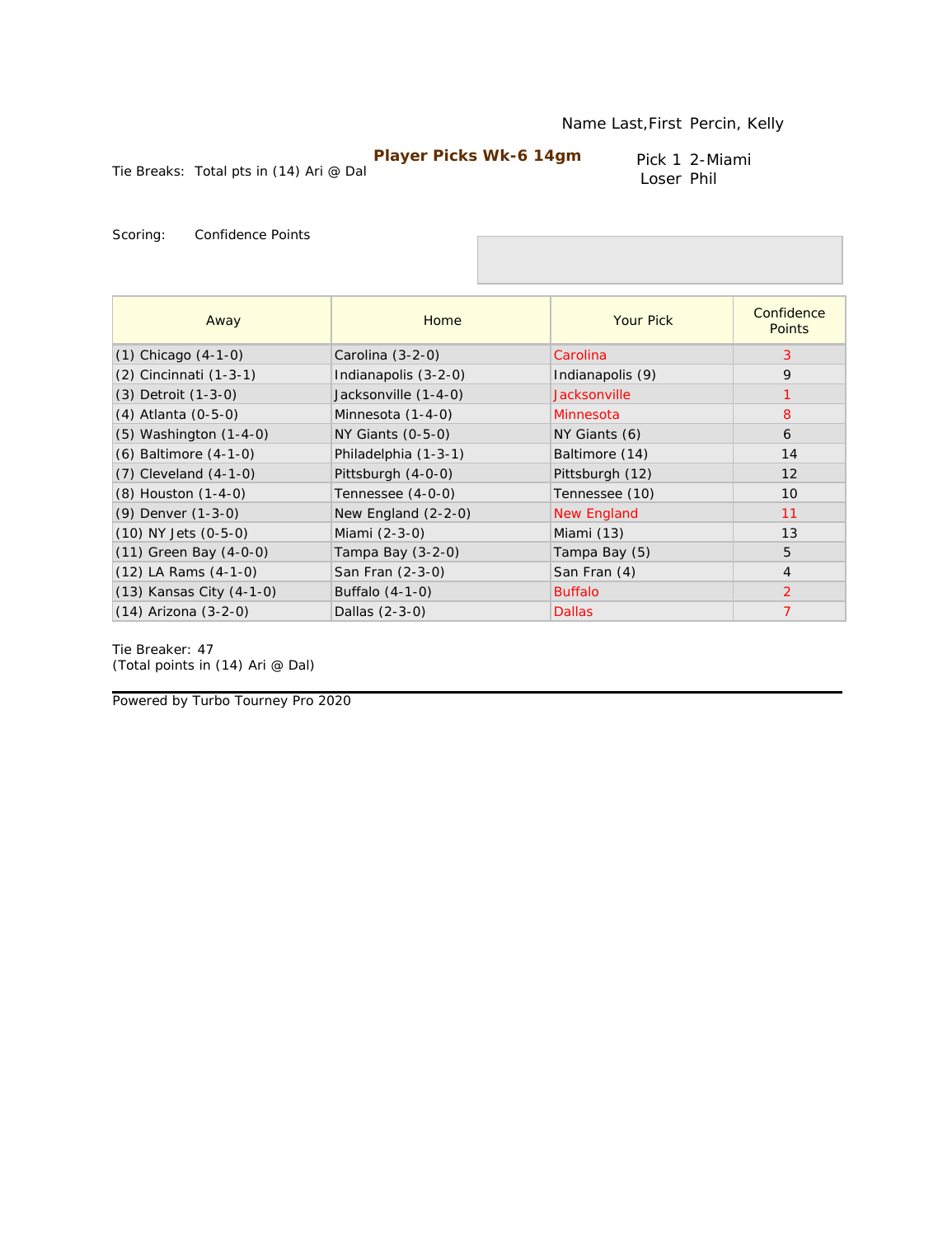Name Last,First Percin, Kelly

**Player Picks Wk-6 14gm**

Tie Breaks: Total pts in (14) Ari @ Dal

Pick 1 2-Miami
Loser Phil

Scoring: Confidence Points

| Away | Home | Your Pick | Confidence Points |
|---|---|---|---|
| (1) Chicago (4-1-0) | Carolina (3-2-0) | Carolina | 3 |
| (2) Cincinnati (1-3-1) | Indianapolis (3-2-0) | Indianapolis (9) | 9 |
| (3) Detroit (1-3-0) | Jacksonville (1-4-0) | Jacksonville | 1 |
| (4) Atlanta (0-5-0) | Minnesota (1-4-0) | Minnesota | 8 |
| (5) Washington (1-4-0) | NY Giants (0-5-0) | NY Giants (6) | 6 |
| (6) Baltimore (4-1-0) | Philadelphia (1-3-1) | Baltimore (14) | 14 |
| (7) Cleveland (4-1-0) | Pittsburgh (4-0-0) | Pittsburgh (12) | 12 |
| (8) Houston (1-4-0) | Tennessee (4-0-0) | Tennessee (10) | 10 |
| (9) Denver (1-3-0) | New England (2-2-0) | New England | 11 |
| (10) NY Jets (0-5-0) | Miami (2-3-0) | Miami (13) | 13 |
| (11) Green Bay (4-0-0) | Tampa Bay (3-2-0) | Tampa Bay (5) | 5 |
| (12) LA Rams (4-1-0) | San Fran (2-3-0) | San Fran (4) | 4 |
| (13) Kansas City (4-1-0) | Buffalo (4-1-0) | Buffalo | 2 |
| (14) Arizona (3-2-0) | Dallas (2-3-0) | Dallas | 7 |

Tie Breaker: 47
(Total points in (14) Ari @ Dal)

Powered by Turbo Tourney Pro 2020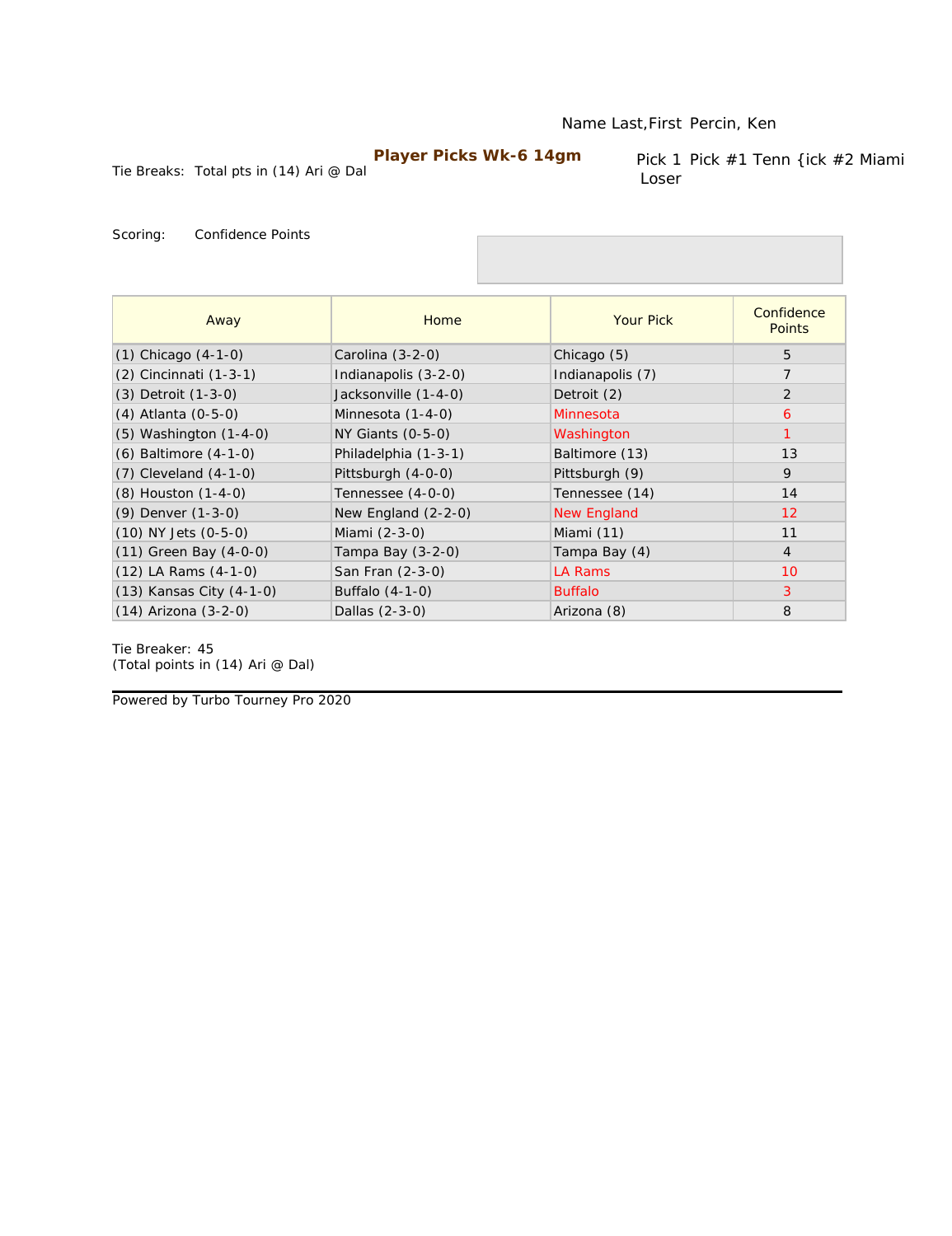Name Last,First Percin, Ken

**Player Picks Wk-6 14gm**

Tie Breaks: Total pts in (14) Ari @ Dal

Pick 1 Pick #1 Tenn {ick #2 Miami Loser

Scoring: Confidence Points

| Away | Home | Your Pick | Confidence Points |
|---|---|---|---|
| (1) Chicago (4-1-0) | Carolina (3-2-0) | Chicago (5) | 5 |
| (2) Cincinnati (1-3-1) | Indianapolis (3-2-0) | Indianapolis (7) | 7 |
| (3) Detroit (1-3-0) | Jacksonville (1-4-0) | Detroit (2) | 2 |
| (4) Atlanta (0-5-0) | Minnesota (1-4-0) | Minnesota | 6 |
| (5) Washington (1-4-0) | NY Giants (0-5-0) | Washington | 1 |
| (6) Baltimore (4-1-0) | Philadelphia (1-3-1) | Baltimore (13) | 13 |
| (7) Cleveland (4-1-0) | Pittsburgh (4-0-0) | Pittsburgh (9) | 9 |
| (8) Houston (1-4-0) | Tennessee (4-0-0) | Tennessee (14) | 14 |
| (9) Denver (1-3-0) | New England (2-2-0) | New England | 12 |
| (10) NY Jets (0-5-0) | Miami (2-3-0) | Miami (11) | 11 |
| (11) Green Bay (4-0-0) | Tampa Bay (3-2-0) | Tampa Bay (4) | 4 |
| (12) LA Rams (4-1-0) | San Fran (2-3-0) | LA Rams | 10 |
| (13) Kansas City (4-1-0) | Buffalo (4-1-0) | Buffalo | 3 |
| (14) Arizona (3-2-0) | Dallas (2-3-0) | Arizona (8) | 8 |

Tie Breaker: 45
(Total points in (14) Ari @ Dal)

Powered by Turbo Tourney Pro 2020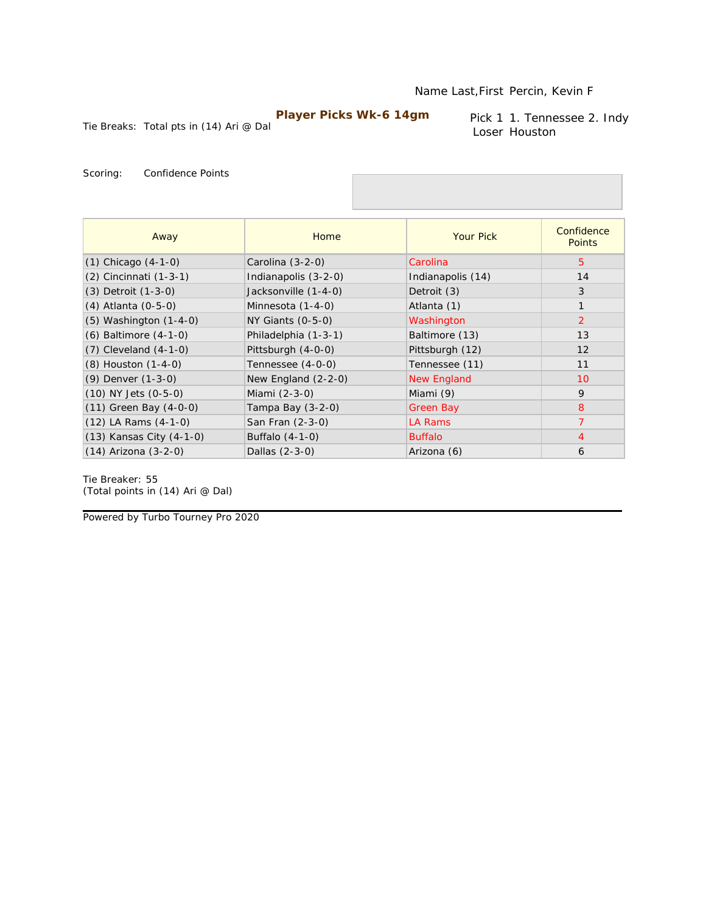Name Last,First Percin, Kevin F

**Player Picks Wk-6 14gm**

Tie Breaks: Total pts in (14) Ari @ Dal

Pick 1 1. Tennessee 2. Indy
Loser Houston

Scoring: Confidence Points

| Away | Home | Your Pick | Confidence Points |
|---|---|---|---|
| (1) Chicago (4-1-0) | Carolina (3-2-0) | Carolina | 5 |
| (2) Cincinnati (1-3-1) | Indianapolis (3-2-0) | Indianapolis (14) | 14 |
| (3) Detroit (1-3-0) | Jacksonville (1-4-0) | Detroit (3) | 3 |
| (4) Atlanta (0-5-0) | Minnesota (1-4-0) | Atlanta (1) | 1 |
| (5) Washington (1-4-0) | NY Giants (0-5-0) | Washington | 2 |
| (6) Baltimore (4-1-0) | Philadelphia (1-3-1) | Baltimore (13) | 13 |
| (7) Cleveland (4-1-0) | Pittsburgh (4-0-0) | Pittsburgh (12) | 12 |
| (8) Houston (1-4-0) | Tennessee (4-0-0) | Tennessee (11) | 11 |
| (9) Denver (1-3-0) | New England (2-2-0) | New England | 10 |
| (10) NY Jets (0-5-0) | Miami (2-3-0) | Miami (9) | 9 |
| (11) Green Bay (4-0-0) | Tampa Bay (3-2-0) | Green Bay | 8 |
| (12) LA Rams (4-1-0) | San Fran (2-3-0) | LA Rams | 7 |
| (13) Kansas City (4-1-0) | Buffalo (4-1-0) | Buffalo | 4 |
| (14) Arizona (3-2-0) | Dallas (2-3-0) | Arizona (6) | 6 |

Tie Breaker: 55
(Total points in (14) Ari @ Dal)

Powered by Turbo Tourney Pro 2020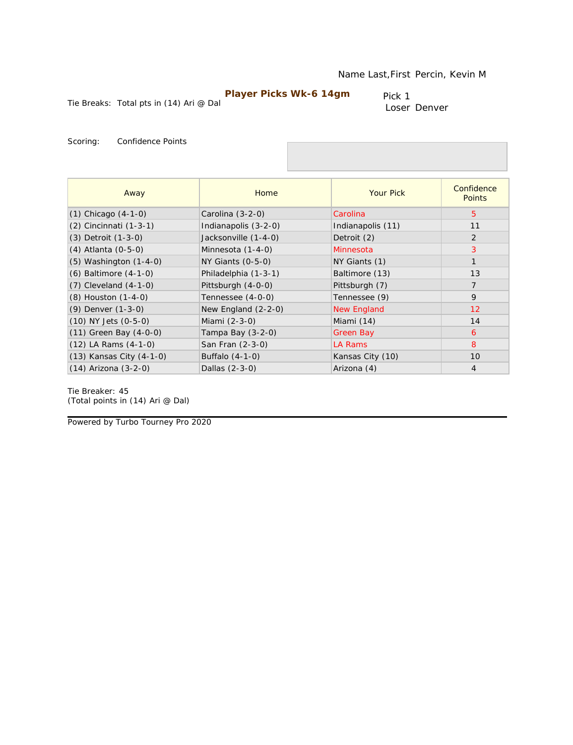Name Last,First Percin, Kevin M

**Player Picks Wk-6 14gm**

Tie Breaks: Total pts in (14) Ari @ Dal

Pick 1
Loser Denver

Scoring: Confidence Points

| Away | Home | Your Pick | Confidence Points |
|---|---|---|---|
| (1) Chicago (4-1-0) | Carolina (3-2-0) | Carolina | 5 |
| (2) Cincinnati (1-3-1) | Indianapolis (3-2-0) | Indianapolis (11) | 11 |
| (3) Detroit (1-3-0) | Jacksonville (1-4-0) | Detroit (2) | 2 |
| (4) Atlanta (0-5-0) | Minnesota (1-4-0) | Minnesota | 3 |
| (5) Washington (1-4-0) | NY Giants (0-5-0) | NY Giants (1) | 1 |
| (6) Baltimore (4-1-0) | Philadelphia (1-3-1) | Baltimore (13) | 13 |
| (7) Cleveland (4-1-0) | Pittsburgh (4-0-0) | Pittsburgh (7) | 7 |
| (8) Houston (1-4-0) | Tennessee (4-0-0) | Tennessee (9) | 9 |
| (9) Denver (1-3-0) | New England (2-2-0) | New England | 12 |
| (10) NY Jets (0-5-0) | Miami (2-3-0) | Miami (14) | 14 |
| (11) Green Bay (4-0-0) | Tampa Bay (3-2-0) | Green Bay | 6 |
| (12) LA Rams (4-1-0) | San Fran (2-3-0) | LA Rams | 8 |
| (13) Kansas City (4-1-0) | Buffalo (4-1-0) | Kansas City (10) | 10 |
| (14) Arizona (3-2-0) | Dallas (2-3-0) | Arizona (4) | 4 |

Tie Breaker: 45
(Total points in (14) Ari @ Dal)

Powered by Turbo Tourney Pro 2020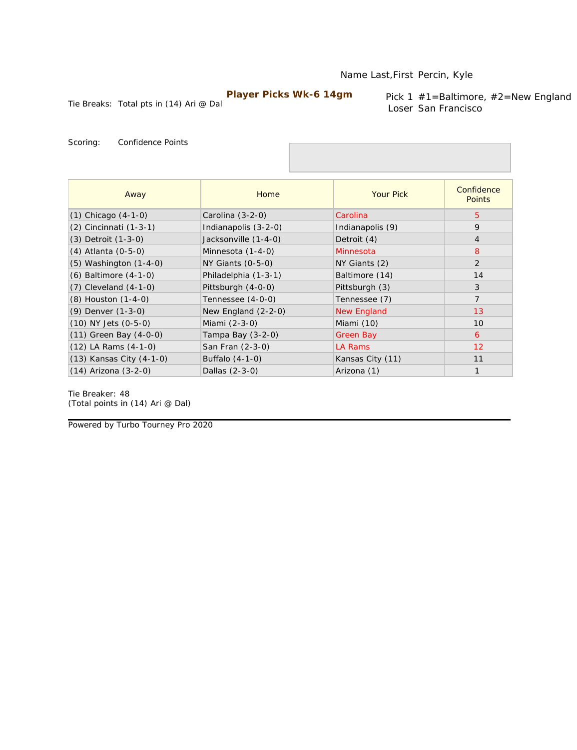Name Last,First Percin, Kyle

**Player Picks Wk-6 14gm**

Tie Breaks: Total pts in (14) Ari @ Dal

Pick 1 #1=Baltimore, #2=New England
Loser San Francisco

Scoring: Confidence Points

| Away | Home | Your Pick | Confidence Points |
|---|---|---|---|
| (1) Chicago (4-1-0) | Carolina (3-2-0) | Carolina | 5 |
| (2) Cincinnati (1-3-1) | Indianapolis (3-2-0) | Indianapolis (9) | 9 |
| (3) Detroit (1-3-0) | Jacksonville (1-4-0) | Detroit (4) | 4 |
| (4) Atlanta (0-5-0) | Minnesota (1-4-0) | Minnesota | 8 |
| (5) Washington (1-4-0) | NY Giants (0-5-0) | NY Giants (2) | 2 |
| (6) Baltimore (4-1-0) | Philadelphia (1-3-1) | Baltimore (14) | 14 |
| (7) Cleveland (4-1-0) | Pittsburgh (4-0-0) | Pittsburgh (3) | 3 |
| (8) Houston (1-4-0) | Tennessee (4-0-0) | Tennessee (7) | 7 |
| (9) Denver (1-3-0) | New England (2-2-0) | New England | 13 |
| (10) NY Jets (0-5-0) | Miami (2-3-0) | Miami (10) | 10 |
| (11) Green Bay (4-0-0) | Tampa Bay (3-2-0) | Green Bay | 6 |
| (12) LA Rams (4-1-0) | San Fran (2-3-0) | LA Rams | 12 |
| (13) Kansas City (4-1-0) | Buffalo (4-1-0) | Kansas City (11) | 11 |
| (14) Arizona (3-2-0) | Dallas (2-3-0) | Arizona (1) | 1 |

Tie Breaker: 48
(Total points in (14) Ari @ Dal)

Powered by Turbo Tourney Pro 2020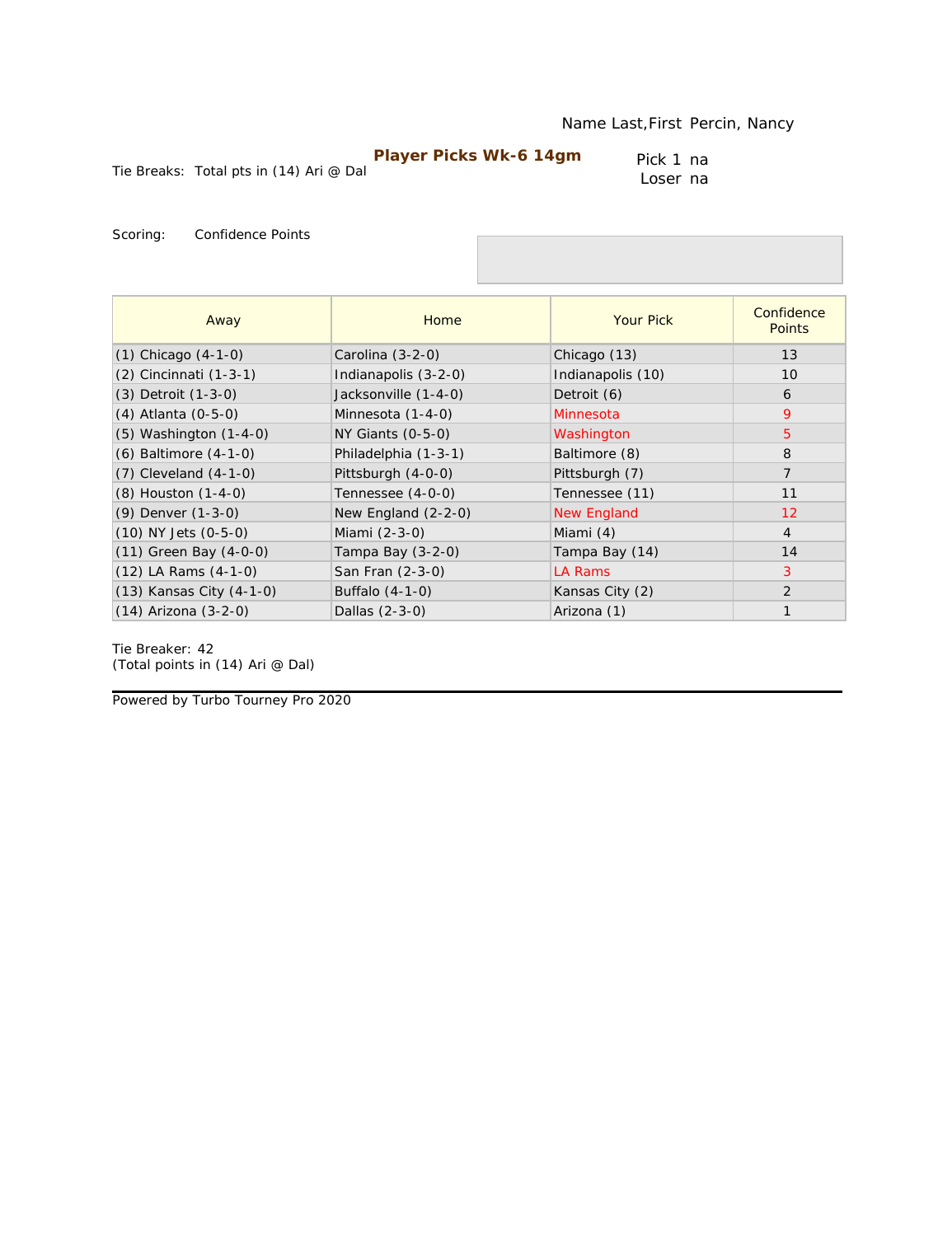Name Last,First Percin, Nancy

**Player Picks Wk-6 14gm**

Tie Breaks: Total pts in (14) Ari @ Dal

Pick 1 na
Loser na

Scoring: Confidence Points

| Away | Home | Your Pick | Confidence Points |
|---|---|---|---|
| (1) Chicago (4-1-0) | Carolina (3-2-0) | Chicago (13) | 13 |
| (2) Cincinnati (1-3-1) | Indianapolis (3-2-0) | Indianapolis (10) | 10 |
| (3) Detroit (1-3-0) | Jacksonville (1-4-0) | Detroit (6) | 6 |
| (4) Atlanta (0-5-0) | Minnesota (1-4-0) | Minnesota | 9 |
| (5) Washington (1-4-0) | NY Giants (0-5-0) | Washington | 5 |
| (6) Baltimore (4-1-0) | Philadelphia (1-3-1) | Baltimore (8) | 8 |
| (7) Cleveland (4-1-0) | Pittsburgh (4-0-0) | Pittsburgh (7) | 7 |
| (8) Houston (1-4-0) | Tennessee (4-0-0) | Tennessee (11) | 11 |
| (9) Denver (1-3-0) | New England (2-2-0) | New England | 12 |
| (10) NY Jets (0-5-0) | Miami (2-3-0) | Miami (4) | 4 |
| (11) Green Bay (4-0-0) | Tampa Bay (3-2-0) | Tampa Bay (14) | 14 |
| (12) LA Rams (4-1-0) | San Fran (2-3-0) | LA Rams | 3 |
| (13) Kansas City (4-1-0) | Buffalo (4-1-0) | Kansas City (2) | 2 |
| (14) Arizona (3-2-0) | Dallas (2-3-0) | Arizona (1) | 1 |

Tie Breaker: 42
(Total points in (14) Ari @ Dal)

Powered by Turbo Tourney Pro 2020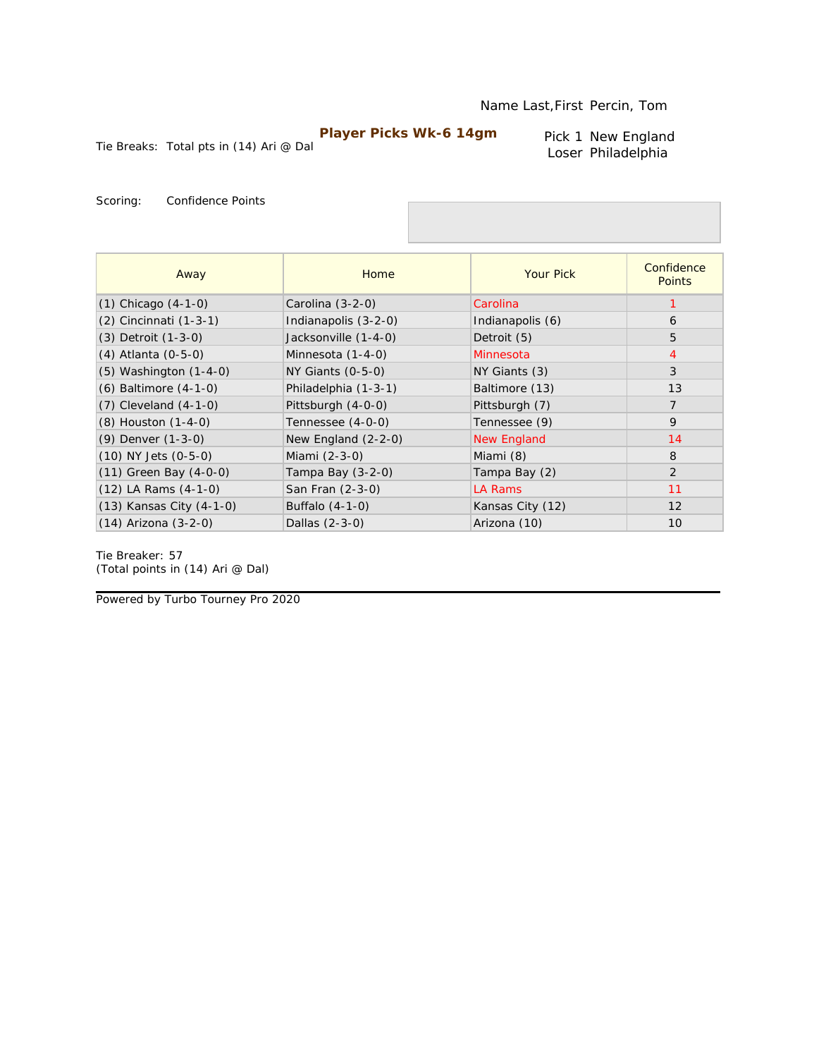Name Last,First Percin, Tom

**Player Picks Wk-6 14gm**

Tie Breaks: Total pts in (14) Ari @ Dal

Pick 1 New England
Loser Philadelphia

Scoring: Confidence Points

| Away | Home | Your Pick | Confidence Points |
|---|---|---|---|
| (1) Chicago (4-1-0) | Carolina (3-2-0) | Carolina | 1 |
| (2) Cincinnati (1-3-1) | Indianapolis (3-2-0) | Indianapolis (6) | 6 |
| (3) Detroit (1-3-0) | Jacksonville (1-4-0) | Detroit (5) | 5 |
| (4) Atlanta (0-5-0) | Minnesota (1-4-0) | Minnesota | 4 |
| (5) Washington (1-4-0) | NY Giants (0-5-0) | NY Giants (3) | 3 |
| (6) Baltimore (4-1-0) | Philadelphia (1-3-1) | Baltimore (13) | 13 |
| (7) Cleveland (4-1-0) | Pittsburgh (4-0-0) | Pittsburgh (7) | 7 |
| (8) Houston (1-4-0) | Tennessee (4-0-0) | Tennessee (9) | 9 |
| (9) Denver (1-3-0) | New England (2-2-0) | New England | 14 |
| (10) NY Jets (0-5-0) | Miami (2-3-0) | Miami (8) | 8 |
| (11) Green Bay (4-0-0) | Tampa Bay (3-2-0) | Tampa Bay (2) | 2 |
| (12) LA Rams (4-1-0) | San Fran (2-3-0) | LA Rams | 11 |
| (13) Kansas City (4-1-0) | Buffalo (4-1-0) | Kansas City (12) | 12 |
| (14) Arizona (3-2-0) | Dallas (2-3-0) | Arizona (10) | 10 |

Tie Breaker: 57
(Total points in (14) Ari @ Dal)

Powered by Turbo Tourney Pro 2020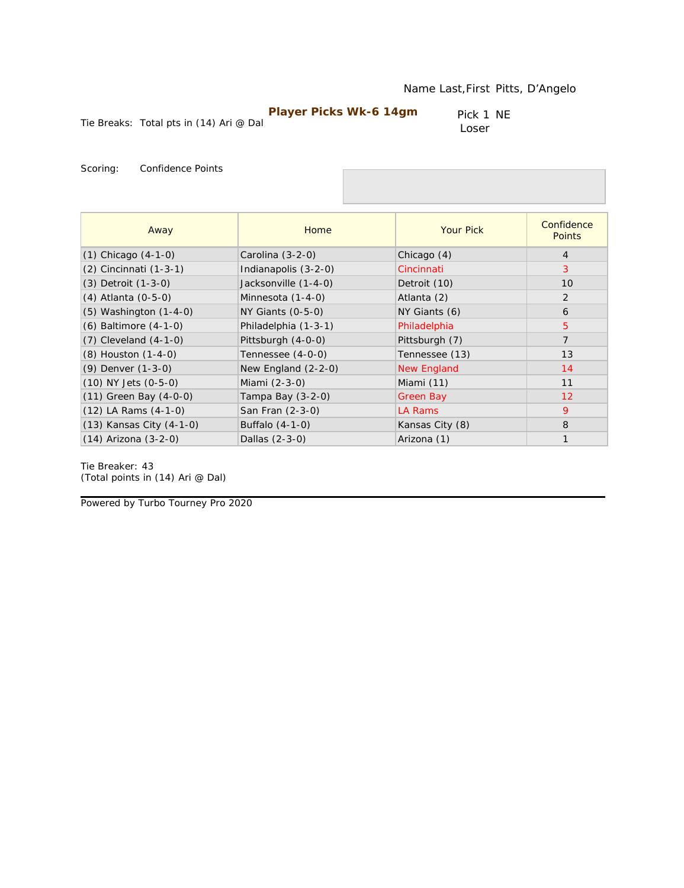Name Last,First Pitts, D’Angelo

**Player Picks Wk-6 14gm**

Tie Breaks: Total pts in (14) Ari @ Dal

Pick 1 NE
Loser

Scoring: Confidence Points

| Away | Home | Your Pick | Confidence Points |
|---|---|---|---|
| (1) Chicago (4-1-0) | Carolina (3-2-0) | Chicago (4) | 4 |
| (2) Cincinnati (1-3-1) | Indianapolis (3-2-0) | Cincinnati | 3 |
| (3) Detroit (1-3-0) | Jacksonville (1-4-0) | Detroit (10) | 10 |
| (4) Atlanta (0-5-0) | Minnesota (1-4-0) | Atlanta (2) | 2 |
| (5) Washington (1-4-0) | NY Giants (0-5-0) | NY Giants (6) | 6 |
| (6) Baltimore (4-1-0) | Philadelphia (1-3-1) | Philadelphia | 5 |
| (7) Cleveland (4-1-0) | Pittsburgh (4-0-0) | Pittsburgh (7) | 7 |
| (8) Houston (1-4-0) | Tennessee (4-0-0) | Tennessee (13) | 13 |
| (9) Denver (1-3-0) | New England (2-2-0) | New England | 14 |
| (10) NY Jets (0-5-0) | Miami (2-3-0) | Miami (11) | 11 |
| (11) Green Bay (4-0-0) | Tampa Bay (3-2-0) | Green Bay | 12 |
| (12) LA Rams (4-1-0) | San Fran (2-3-0) | LA Rams | 9 |
| (13) Kansas City (4-1-0) | Buffalo (4-1-0) | Kansas City (8) | 8 |
| (14) Arizona (3-2-0) | Dallas (2-3-0) | Arizona (1) | 1 |

Tie Breaker: 43
(Total points in (14) Ari @ Dal)

Powered by Turbo Tourney Pro 2020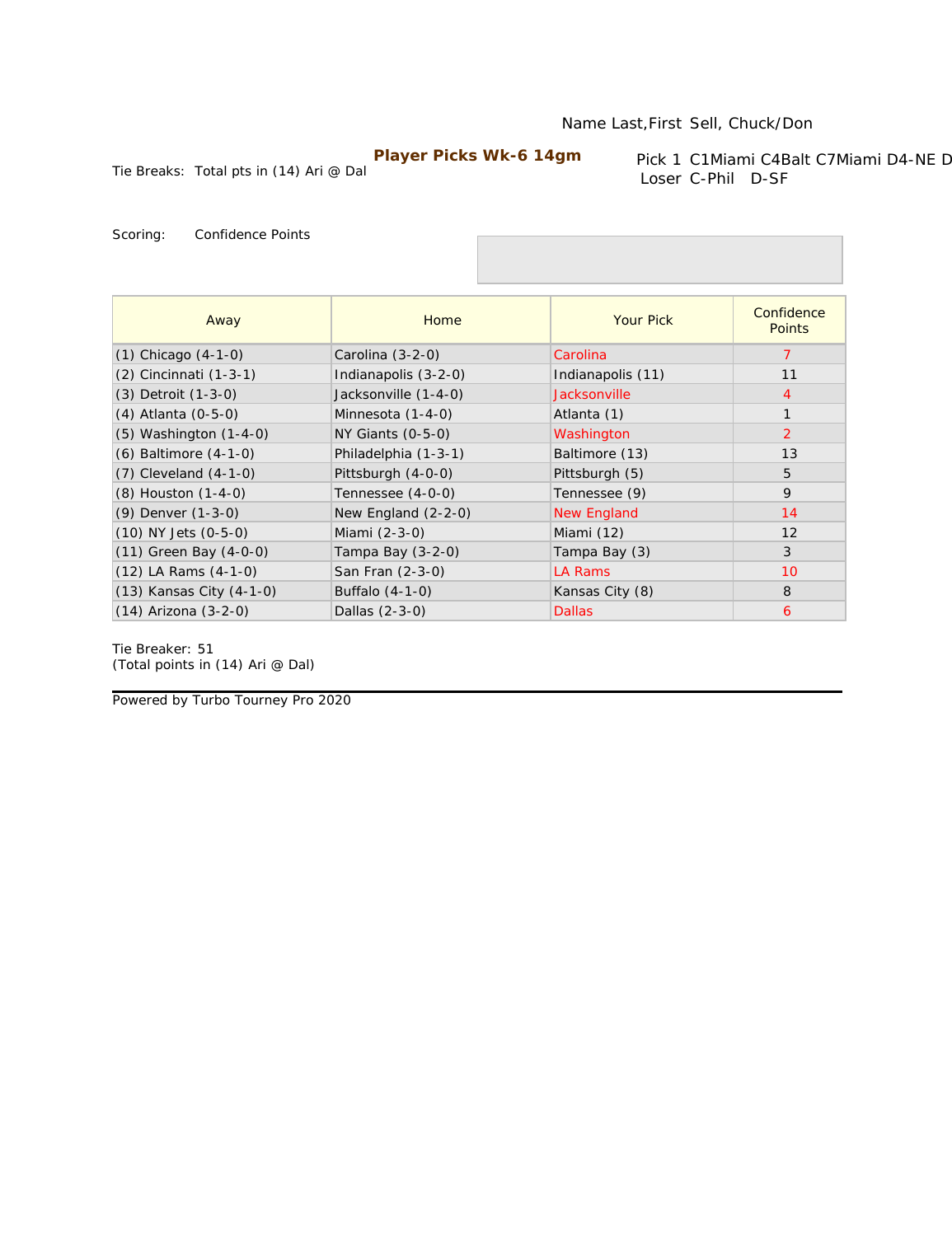Name Last,First Sell, Chuck/Don

**Player Picks Wk-6 14gm**

Tie Breaks: Total pts in (14) Ari @ Dal

Pick 1 C1Miami C4Balt C7Miami D4-NE D
Loser C-Phil D-SF

Scoring: Confidence Points

| Away | Home | Your Pick | Confidence Points |
|---|---|---|---|
| (1) Chicago (4-1-0) | Carolina (3-2-0) | Carolina | 7 |
| (2) Cincinnati (1-3-1) | Indianapolis (3-2-0) | Indianapolis (11) | 11 |
| (3) Detroit (1-3-0) | Jacksonville (1-4-0) | Jacksonville | 4 |
| (4) Atlanta (0-5-0) | Minnesota (1-4-0) | Atlanta (1) | 1 |
| (5) Washington (1-4-0) | NY Giants (0-5-0) | Washington | 2 |
| (6) Baltimore (4-1-0) | Philadelphia (1-3-1) | Baltimore (13) | 13 |
| (7) Cleveland (4-1-0) | Pittsburgh (4-0-0) | Pittsburgh (5) | 5 |
| (8) Houston (1-4-0) | Tennessee (4-0-0) | Tennessee (9) | 9 |
| (9) Denver (1-3-0) | New England (2-2-0) | New England | 14 |
| (10) NY Jets (0-5-0) | Miami (2-3-0) | Miami (12) | 12 |
| (11) Green Bay (4-0-0) | Tampa Bay (3-2-0) | Tampa Bay (3) | 3 |
| (12) LA Rams (4-1-0) | San Fran (2-3-0) | LA Rams | 10 |
| (13) Kansas City (4-1-0) | Buffalo (4-1-0) | Kansas City (8) | 8 |
| (14) Arizona (3-2-0) | Dallas (2-3-0) | Dallas | 6 |

Tie Breaker: 51
(Total points in (14) Ari @ Dal)

Powered by Turbo Tourney Pro 2020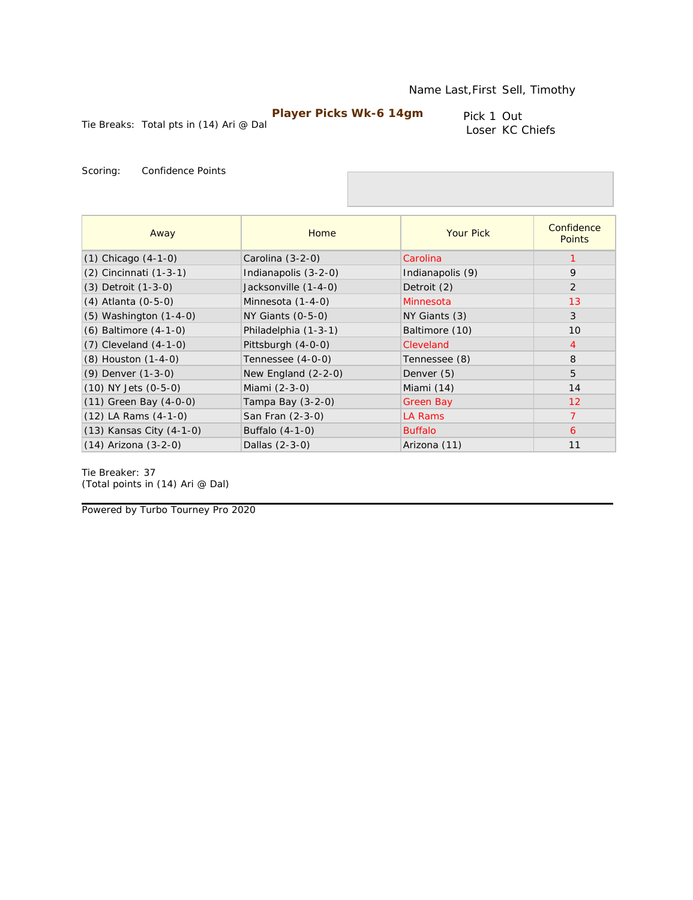Name Last,First Sell, Timothy

**Player Picks Wk-6 14gm**

Tie Breaks: Total pts in (14) Ari @ Dal

Pick 1 Out
Loser KC Chiefs

Scoring: Confidence Points

| Away | Home | Your Pick | Confidence Points |
|---|---|---|---|
| (1) Chicago (4-1-0) | Carolina (3-2-0) | Carolina | 1 |
| (2) Cincinnati (1-3-1) | Indianapolis (3-2-0) | Indianapolis (9) | 9 |
| (3) Detroit (1-3-0) | Jacksonville (1-4-0) | Detroit (2) | 2 |
| (4) Atlanta (0-5-0) | Minnesota (1-4-0) | Minnesota | 13 |
| (5) Washington (1-4-0) | NY Giants (0-5-0) | NY Giants (3) | 3 |
| (6) Baltimore (4-1-0) | Philadelphia (1-3-1) | Baltimore (10) | 10 |
| (7) Cleveland (4-1-0) | Pittsburgh (4-0-0) | Cleveland | 4 |
| (8) Houston (1-4-0) | Tennessee (4-0-0) | Tennessee (8) | 8 |
| (9) Denver (1-3-0) | New England (2-2-0) | Denver (5) | 5 |
| (10) NY Jets (0-5-0) | Miami (2-3-0) | Miami (14) | 14 |
| (11) Green Bay (4-0-0) | Tampa Bay (3-2-0) | Green Bay | 12 |
| (12) LA Rams (4-1-0) | San Fran (2-3-0) | LA Rams | 7 |
| (13) Kansas City (4-1-0) | Buffalo (4-1-0) | Buffalo | 6 |
| (14) Arizona (3-2-0) | Dallas (2-3-0) | Arizona (11) | 11 |

Tie Breaker: 37
(Total points in (14) Ari @ Dal)

Powered by Turbo Tourney Pro 2020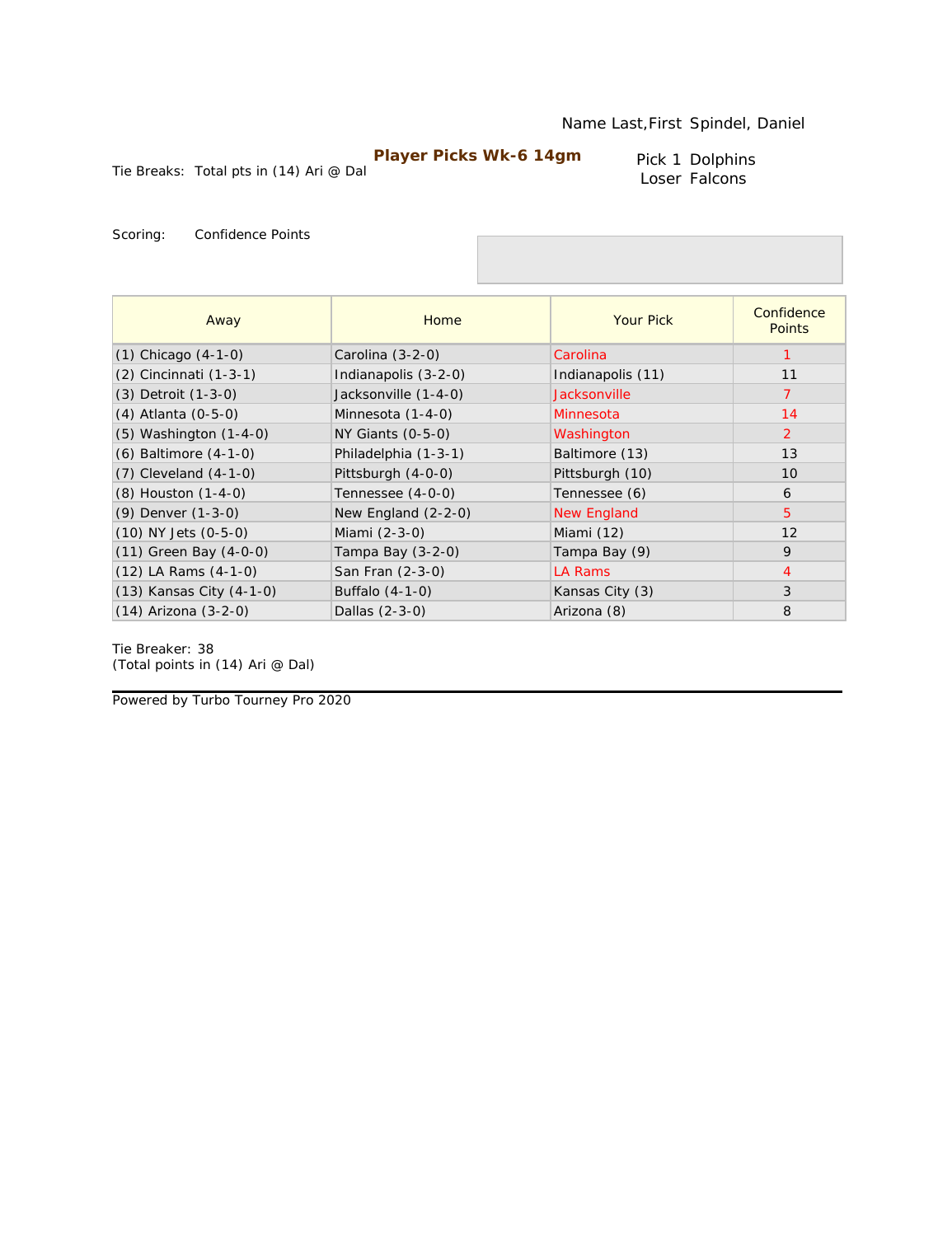Name Last,First Spindel, Daniel

**Player Picks Wk-6 14gm**

Tie Breaks: Total pts in (14) Ari @ Dal

Pick 1 Dolphins
Loser Falcons

Scoring: Confidence Points

| Away | Home | Your Pick | Confidence Points |
|---|---|---|---|
| (1) Chicago (4-1-0) | Carolina (3-2-0) | Carolina | 1 |
| (2) Cincinnati (1-3-1) | Indianapolis (3-2-0) | Indianapolis (11) | 11 |
| (3) Detroit (1-3-0) | Jacksonville (1-4-0) | Jacksonville | 7 |
| (4) Atlanta (0-5-0) | Minnesota (1-4-0) | Minnesota | 14 |
| (5) Washington (1-4-0) | NY Giants (0-5-0) | Washington | 2 |
| (6) Baltimore (4-1-0) | Philadelphia (1-3-1) | Baltimore (13) | 13 |
| (7) Cleveland (4-1-0) | Pittsburgh (4-0-0) | Pittsburgh (10) | 10 |
| (8) Houston (1-4-0) | Tennessee (4-0-0) | Tennessee (6) | 6 |
| (9) Denver (1-3-0) | New England (2-2-0) | New England | 5 |
| (10) NY Jets (0-5-0) | Miami (2-3-0) | Miami (12) | 12 |
| (11) Green Bay (4-0-0) | Tampa Bay (3-2-0) | Tampa Bay (9) | 9 |
| (12) LA Rams (4-1-0) | San Fran (2-3-0) | LA Rams | 4 |
| (13) Kansas City (4-1-0) | Buffalo (4-1-0) | Kansas City (3) | 3 |
| (14) Arizona (3-2-0) | Dallas (2-3-0) | Arizona (8) | 8 |

Tie Breaker: 38
(Total points in (14) Ari @ Dal)

Powered by Turbo Tourney Pro 2020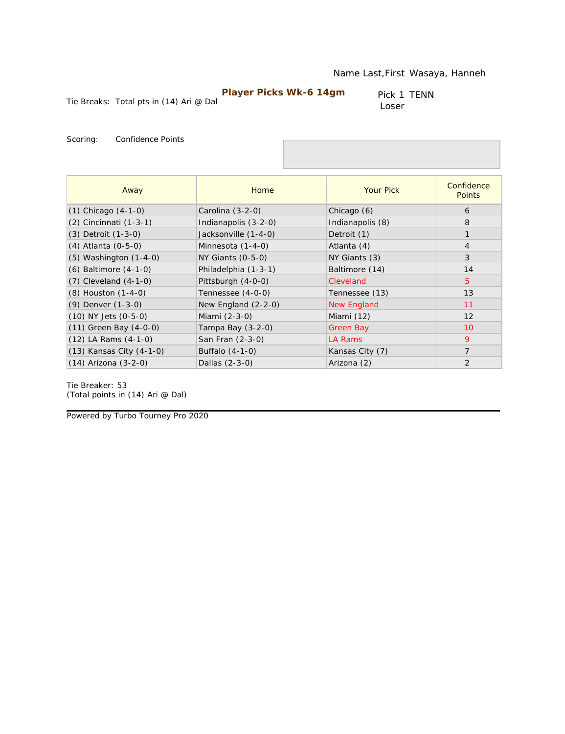Name Last,First Wasaya, Hanneh

**Player Picks Wk-6 14gm**

Tie Breaks: Total pts in (14) Ari @ Dal

Pick 1 TENN
Loser

Scoring: Confidence Points

| Away | Home | Your Pick | Confidence Points |
|---|---|---|---|
| (1) Chicago (4-1-0) | Carolina (3-2-0) | Chicago (6) | 6 |
| (2) Cincinnati (1-3-1) | Indianapolis (3-2-0) | Indianapolis (8) | 8 |
| (3) Detroit (1-3-0) | Jacksonville (1-4-0) | Detroit (1) | 1 |
| (4) Atlanta (0-5-0) | Minnesota (1-4-0) | Atlanta (4) | 4 |
| (5) Washington (1-4-0) | NY Giants (0-5-0) | NY Giants (3) | 3 |
| (6) Baltimore (4-1-0) | Philadelphia (1-3-1) | Baltimore (14) | 14 |
| (7) Cleveland (4-1-0) | Pittsburgh (4-0-0) | Cleveland | 5 |
| (8) Houston (1-4-0) | Tennessee (4-0-0) | Tennessee (13) | 13 |
| (9) Denver (1-3-0) | New England (2-2-0) | New England | 11 |
| (10) NY Jets (0-5-0) | Miami (2-3-0) | Miami (12) | 12 |
| (11) Green Bay (4-0-0) | Tampa Bay (3-2-0) | Green Bay | 10 |
| (12) LA Rams (4-1-0) | San Fran (2-3-0) | LA Rams | 9 |
| (13) Kansas City (4-1-0) | Buffalo (4-1-0) | Kansas City (7) | 7 |
| (14) Arizona (3-2-0) | Dallas (2-3-0) | Arizona (2) | 2 |

Tie Breaker: 53
(Total points in (14) Ari @ Dal)

Powered by Turbo Tourney Pro 2020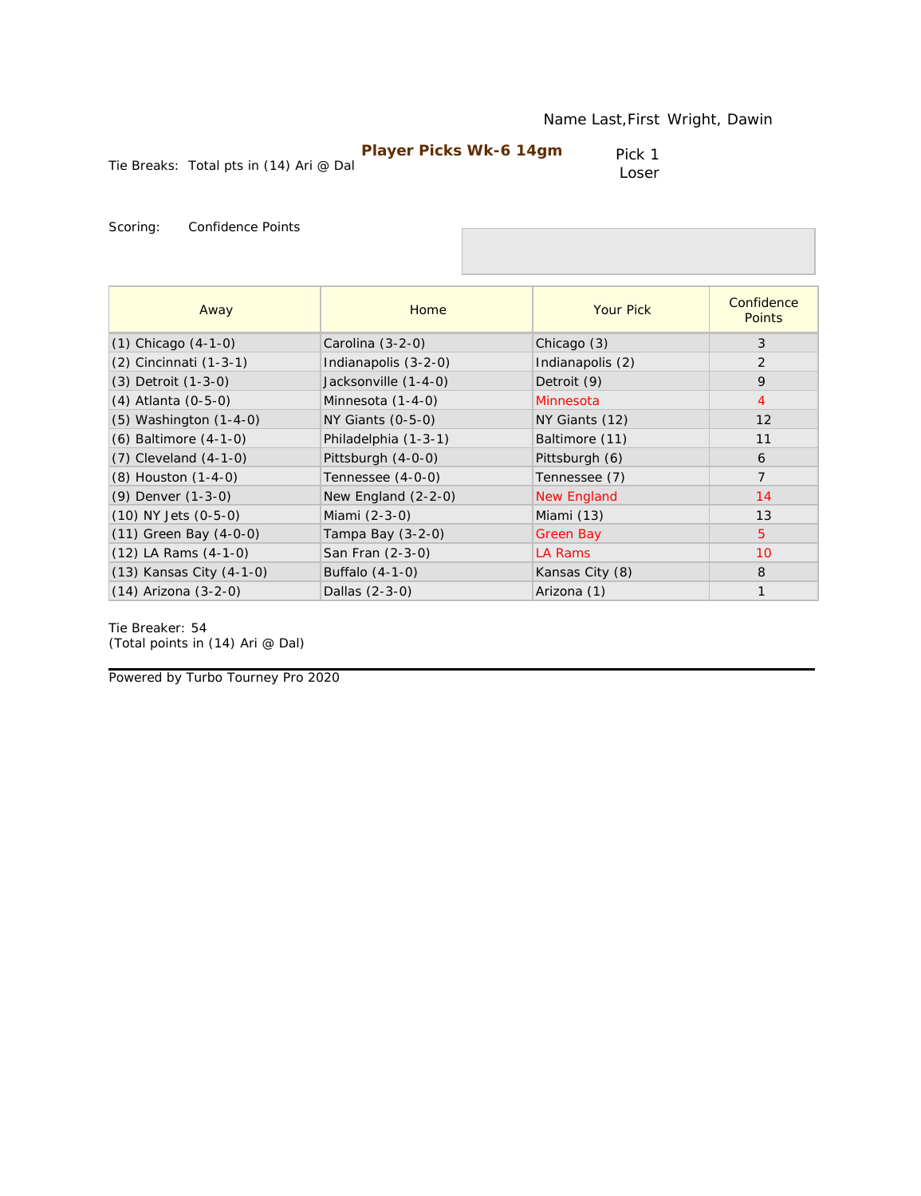Name Last,First Wright, Dawin

**Player Picks Wk-6 14gm**

Tie Breaks: Total pts in (14) Ari @ Dal

Pick 1
Loser

Scoring: Confidence Points

| Away | Home | Your Pick | Confidence Points |
|---|---|---|---|
| (1) Chicago (4-1-0) | Carolina (3-2-0) | Chicago (3) | 3 |
| (2) Cincinnati (1-3-1) | Indianapolis (3-2-0) | Indianapolis (2) | 2 |
| (3) Detroit (1-3-0) | Jacksonville (1-4-0) | Detroit (9) | 9 |
| (4) Atlanta (0-5-0) | Minnesota (1-4-0) | Minnesota | 4 |
| (5) Washington (1-4-0) | NY Giants (0-5-0) | NY Giants (12) | 12 |
| (6) Baltimore (4-1-0) | Philadelphia (1-3-1) | Baltimore (11) | 11 |
| (7) Cleveland (4-1-0) | Pittsburgh (4-0-0) | Pittsburgh (6) | 6 |
| (8) Houston (1-4-0) | Tennessee (4-0-0) | Tennessee (7) | 7 |
| (9) Denver (1-3-0) | New England (2-2-0) | New England | 14 |
| (10) NY Jets (0-5-0) | Miami (2-3-0) | Miami (13) | 13 |
| (11) Green Bay (4-0-0) | Tampa Bay (3-2-0) | Green Bay | 5 |
| (12) LA Rams (4-1-0) | San Fran (2-3-0) | LA Rams | 10 |
| (13) Kansas City (4-1-0) | Buffalo (4-1-0) | Kansas City (8) | 8 |
| (14) Arizona (3-2-0) | Dallas (2-3-0) | Arizona (1) | 1 |

Tie Breaker: 54
(Total points in (14) Ari @ Dal)

Powered by Turbo Tourney Pro 2020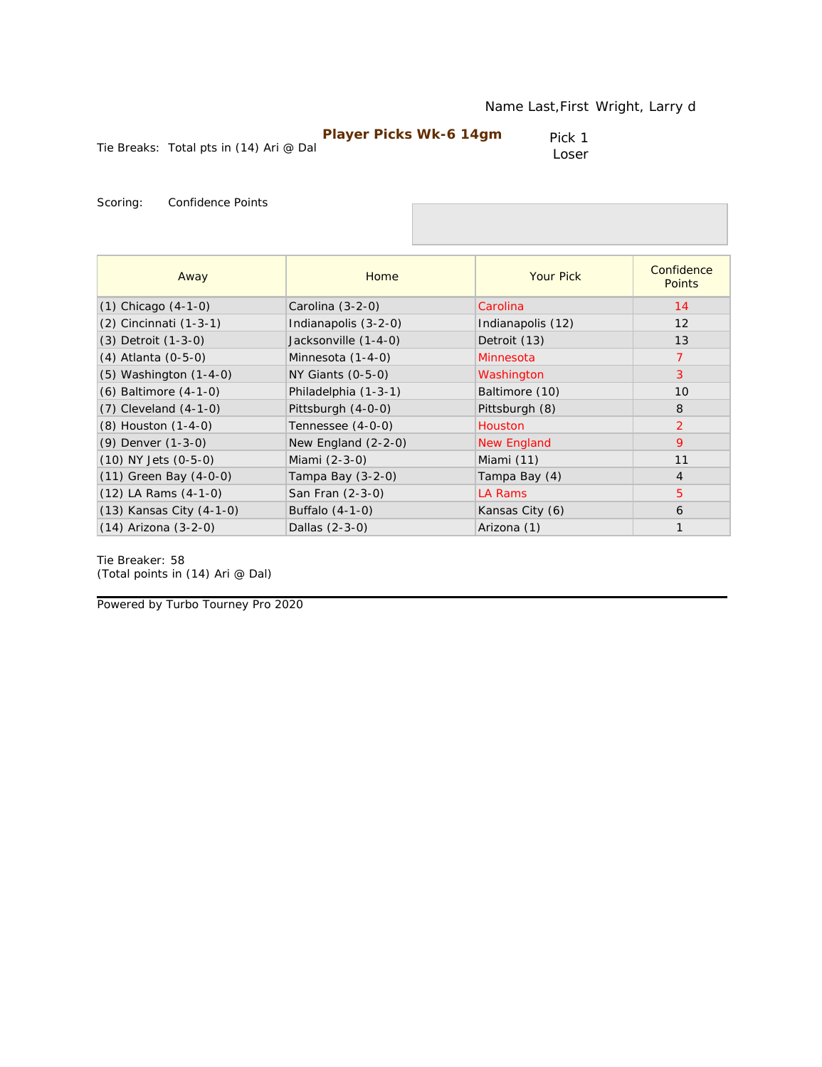Name Last,First Wright, Larry d

**Player Picks Wk-6 14gm**

Tie Breaks: Total pts in (14) Ari @ Dal

Pick 1
Loser

Scoring: Confidence Points

| Away | Home | Your Pick | Confidence Points |
|---|---|---|---|
| (1) Chicago (4-1-0) | Carolina (3-2-0) | Carolina | 14 |
| (2) Cincinnati (1-3-1) | Indianapolis (3-2-0) | Indianapolis (12) | 12 |
| (3) Detroit (1-3-0) | Jacksonville (1-4-0) | Detroit (13) | 13 |
| (4) Atlanta (0-5-0) | Minnesota (1-4-0) | Minnesota | 7 |
| (5) Washington (1-4-0) | NY Giants (0-5-0) | Washington | 3 |
| (6) Baltimore (4-1-0) | Philadelphia (1-3-1) | Baltimore (10) | 10 |
| (7) Cleveland (4-1-0) | Pittsburgh (4-0-0) | Pittsburgh (8) | 8 |
| (8) Houston (1-4-0) | Tennessee (4-0-0) | Houston | 2 |
| (9) Denver (1-3-0) | New England (2-2-0) | New England | 9 |
| (10) NY Jets (0-5-0) | Miami (2-3-0) | Miami (11) | 11 |
| (11) Green Bay (4-0-0) | Tampa Bay (3-2-0) | Tampa Bay (4) | 4 |
| (12) LA Rams (4-1-0) | San Fran (2-3-0) | LA Rams | 5 |
| (13) Kansas City (4-1-0) | Buffalo (4-1-0) | Kansas City (6) | 6 |
| (14) Arizona (3-2-0) | Dallas (2-3-0) | Arizona (1) | 1 |

Tie Breaker: 58
(Total points in (14) Ari @ Dal)

Powered by Turbo Tourney Pro 2020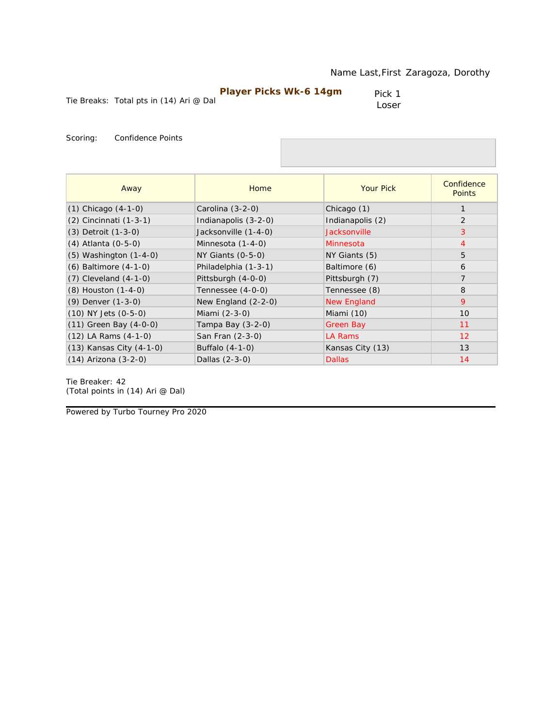Name Last,First Zaragoza, Dorothy

**Player Picks Wk-6 14gm**

Tie Breaks: Total pts in (14) Ari @ Dal

Pick 1
Loser

Scoring: Confidence Points

| Away | Home | Your Pick | Confidence Points |
|---|---|---|---|
| (1) Chicago (4-1-0) | Carolina (3-2-0) | Chicago (1) | 1 |
| (2) Cincinnati (1-3-1) | Indianapolis (3-2-0) | Indianapolis (2) | 2 |
| (3) Detroit (1-3-0) | Jacksonville (1-4-0) | Jacksonville | 3 |
| (4) Atlanta (0-5-0) | Minnesota (1-4-0) | Minnesota | 4 |
| (5) Washington (1-4-0) | NY Giants (0-5-0) | NY Giants (5) | 5 |
| (6) Baltimore (4-1-0) | Philadelphia (1-3-1) | Baltimore (6) | 6 |
| (7) Cleveland (4-1-0) | Pittsburgh (4-0-0) | Pittsburgh (7) | 7 |
| (8) Houston (1-4-0) | Tennessee (4-0-0) | Tennessee (8) | 8 |
| (9) Denver (1-3-0) | New England (2-2-0) | New England | 9 |
| (10) NY Jets (0-5-0) | Miami (2-3-0) | Miami (10) | 10 |
| (11) Green Bay (4-0-0) | Tampa Bay (3-2-0) | Green Bay | 11 |
| (12) LA Rams (4-1-0) | San Fran (2-3-0) | LA Rams | 12 |
| (13) Kansas City (4-1-0) | Buffalo (4-1-0) | Kansas City (13) | 13 |
| (14) Arizona (3-2-0) | Dallas (2-3-0) | Dallas | 14 |

Tie Breaker: 42
(Total points in (14) Ari @ Dal)

Powered by Turbo Tourney Pro 2020